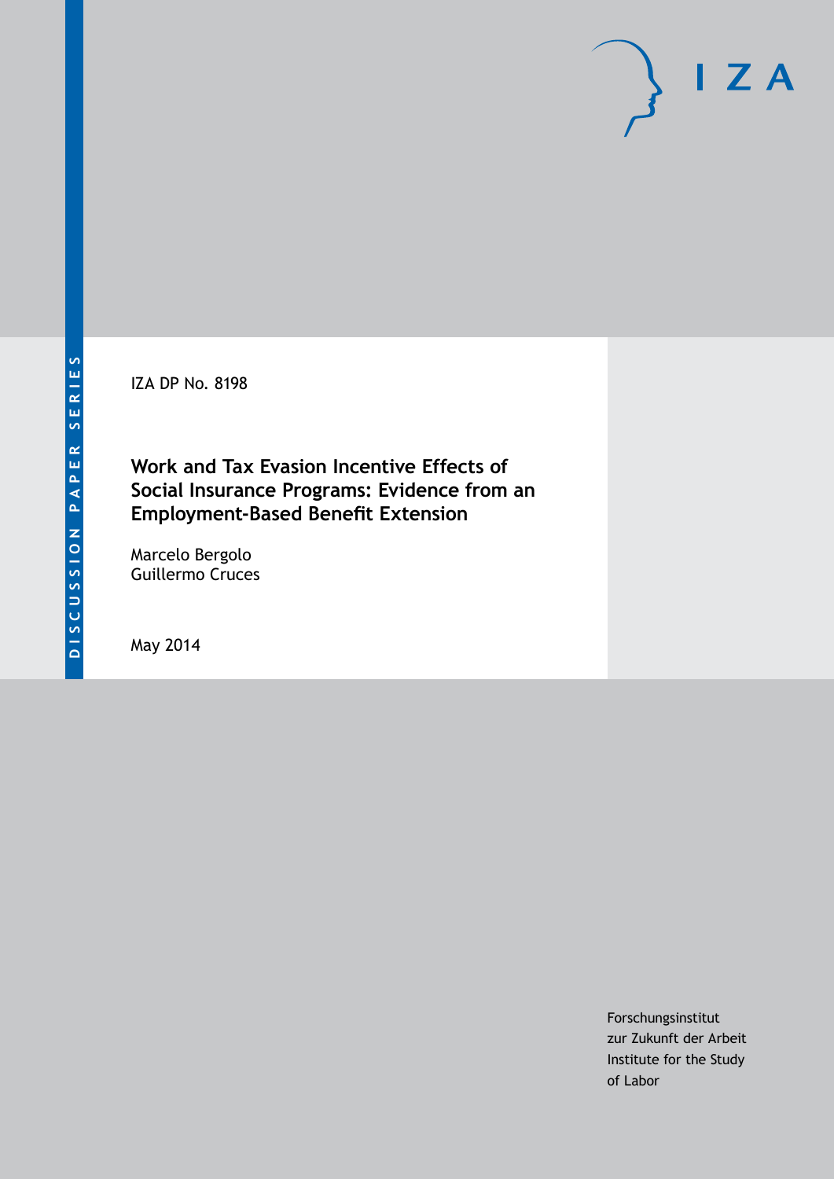DISCUSSION PAPER SERIES

IZA

IZA DP No. 8198

# Work and Tax Evasion Incentive Effects of Social Insurance Programs: Evidence from an Employment-Based Benefit Extension

Marcelo Bergolo
Guillermo Cruces

May 2014

Forschungsinstitut
zur Zukunft der Arbeit
Institute for the Study
of Labor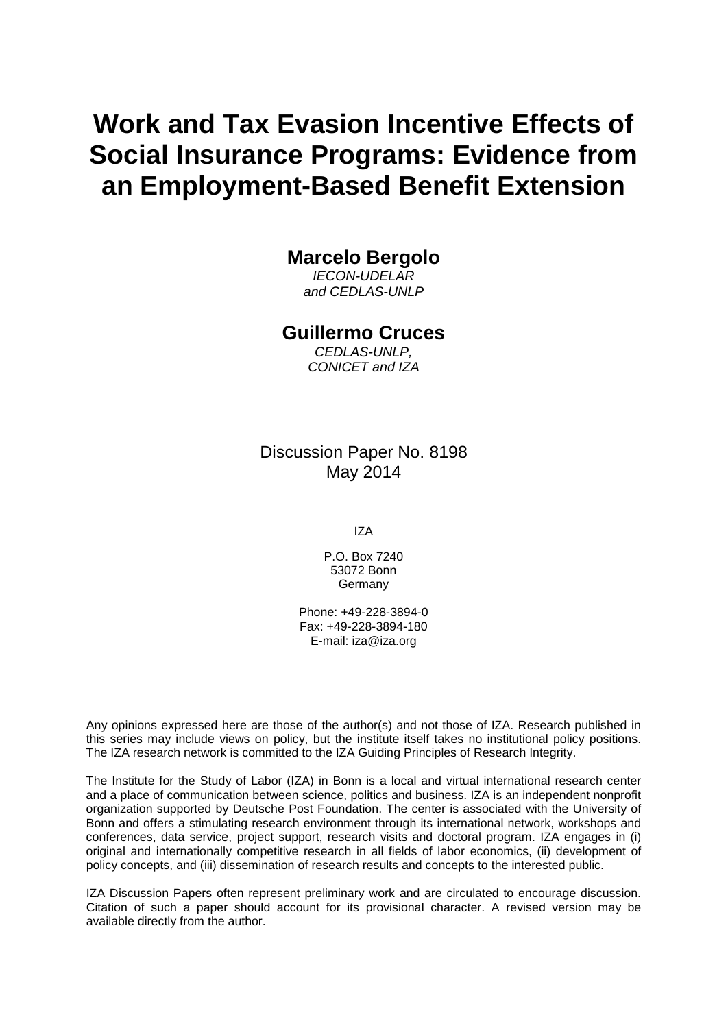# Work and Tax Evasion Incentive Effects of Social Insurance Programs: Evidence from an Employment-Based Benefit Extension

**Marcelo Bergolo**
*IECON-UDELAR and CEDLAS-UNLP*

**Guillermo Cruces**
*CEDLAS-UNLP, CONICET and IZA*

Discussion Paper No. 8198
May 2014

IZA

P.O. Box 7240
53072 Bonn
Germany

Phone: +49-228-3894-0
Fax: +49-228-3894-180
E-mail: iza@iza.org

Any opinions expressed here are those of the author(s) and not those of IZA. Research published in this series may include views on policy, but the institute itself takes no institutional policy positions. The IZA research network is committed to the IZA Guiding Principles of Research Integrity.

The Institute for the Study of Labor (IZA) in Bonn is a local and virtual international research center and a place of communication between science, politics and business. IZA is an independent nonprofit organization supported by Deutsche Post Foundation. The center is associated with the University of Bonn and offers a stimulating research environment through its international network, workshops and conferences, data service, project support, research visits and doctoral program. IZA engages in (i) original and internationally competitive research in all fields of labor economics, (ii) development of policy concepts, and (iii) dissemination of research results and concepts to the interested public.

IZA Discussion Papers often represent preliminary work and are circulated to encourage discussion. Citation of such a paper should account for its provisional character. A revised version may be available directly from the author.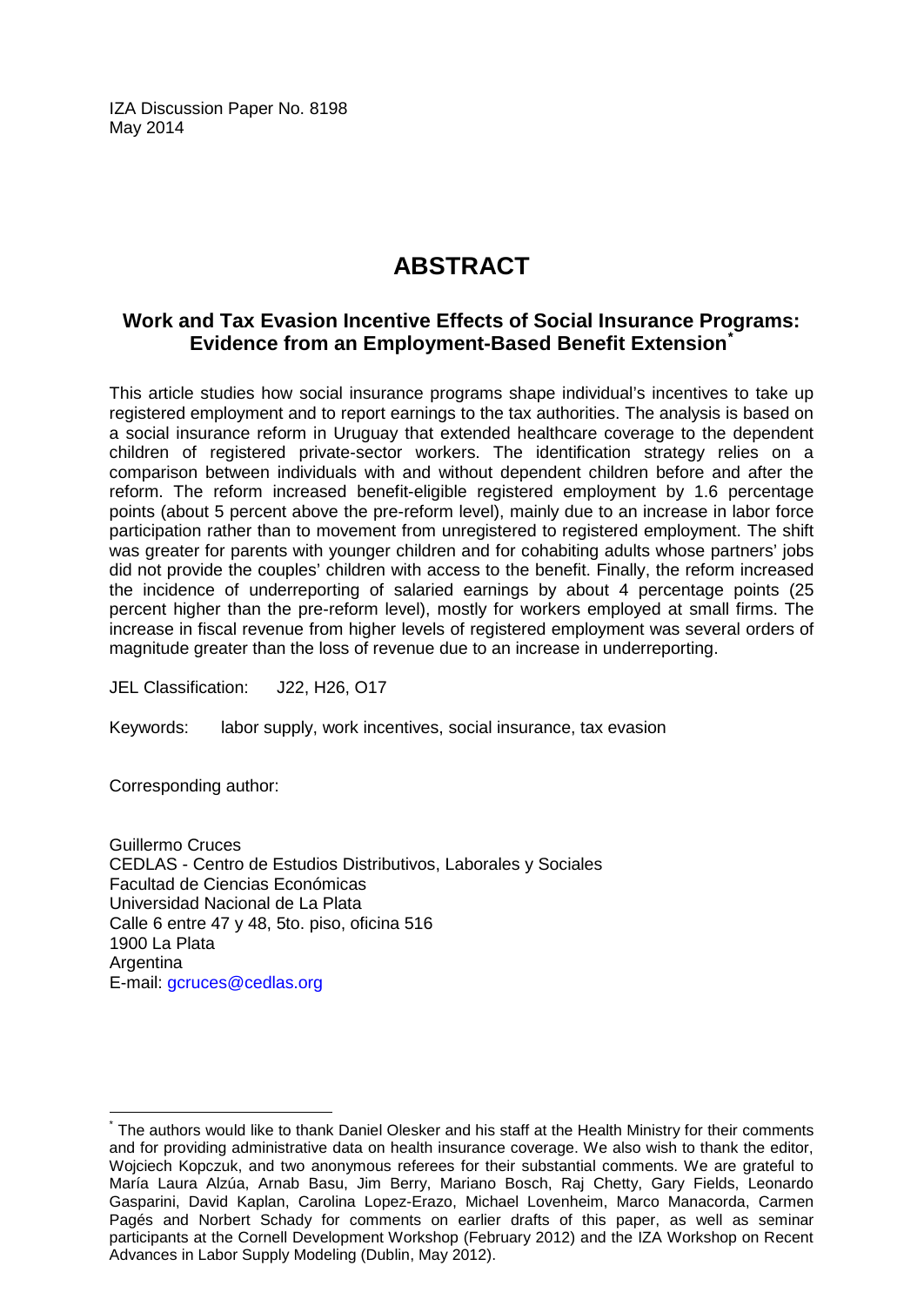IZA Discussion Paper No. 8198
May 2014

# ABSTRACT

## Work and Tax Evasion Incentive Effects of Social Insurance Programs: Evidence from an Employment-Based Benefit Extension[*]

This article studies how social insurance programs shape individual's incentives to take up registered employment and to report earnings to the tax authorities. The analysis is based on a social insurance reform in Uruguay that extended healthcare coverage to the dependent children of registered private-sector workers. The identification strategy relies on a comparison between individuals with and without dependent children before and after the reform. The reform increased benefit-eligible registered employment by 1.6 percentage points (about 5 percent above the pre-reform level), mainly due to an increase in labor force participation rather than to movement from unregistered to registered employment. The shift was greater for parents with younger children and for cohabiting adults whose partners' jobs did not provide the couples' children with access to the benefit. Finally, the reform increased the incidence of underreporting of salaried earnings by about 4 percentage points (25 percent higher than the pre-reform level), mostly for workers employed at small firms. The increase in fiscal revenue from higher levels of registered employment was several orders of magnitude greater than the loss of revenue due to an increase in underreporting.

JEL Classification: J22, H26, O17

Keywords: labor supply, work incentives, social insurance, tax evasion

Corresponding author:

Guillermo Cruces
CEDLAS - Centro de Estudios Distributivos, Laborales y Sociales
Facultad de Ciencias Económicas
Universidad Nacional de La Plata
Calle 6 entre 47 y 48, 5to. piso, oficina 516
1900 La Plata
Argentina
E-mail: gcruces@cedlas.org

[*] The authors would like to thank Daniel Olesker and his staff at the Health Ministry for their comments and for providing administrative data on health insurance coverage. We also wish to thank the editor, Wojciech Kopczuk, and two anonymous referees for their substantial comments. We are grateful to María Laura Alzúa, Arnab Basu, Jim Berry, Mariano Bosch, Raj Chetty, Gary Fields, Leonardo Gasparini, David Kaplan, Carolina Lopez-Erazo, Michael Lovenheim, Marco Manacorda, Carmen Pagés and Norbert Schady for comments on earlier drafts of this paper, as well as seminar participants at the Cornell Development Workshop (February 2012) and the IZA Workshop on Recent Advances in Labor Supply Modeling (Dublin, May 2012).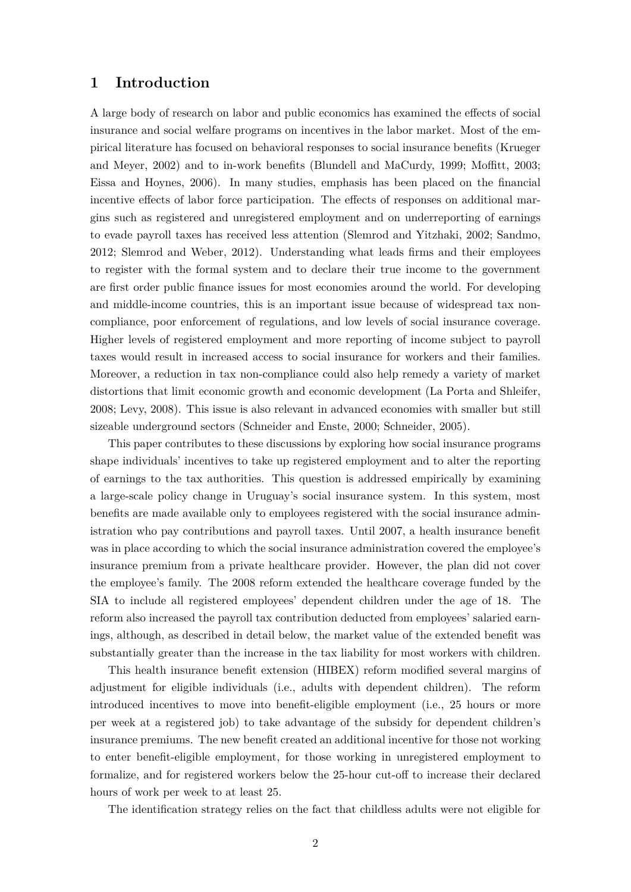## 1 Introduction

A large body of research on labor and public economics has examined the effects of social insurance and social welfare programs on incentives in the labor market. Most of the empirical literature has focused on behavioral responses to social insurance benefits (Krueger and Meyer, 2002) and to in-work benefits (Blundell and MaCurdy, 1999; Moffitt, 2003; Eissa and Hoynes, 2006). In many studies, emphasis has been placed on the financial incentive effects of labor force participation. The effects of responses on additional margins such as registered and unregistered employment and on underreporting of earnings to evade payroll taxes has received less attention (Slemrod and Yitzhaki, 2002; Sandmo, 2012; Slemrod and Weber, 2012). Understanding what leads firms and their employees to register with the formal system and to declare their true income to the government are first order public finance issues for most economies around the world. For developing and middle-income countries, this is an important issue because of widespread tax non-compliance, poor enforcement of regulations, and low levels of social insurance coverage. Higher levels of registered employment and more reporting of income subject to payroll taxes would result in increased access to social insurance for workers and their families. Moreover, a reduction in tax non-compliance could also help remedy a variety of market distortions that limit economic growth and economic development (La Porta and Shleifer, 2008; Levy, 2008). This issue is also relevant in advanced economies with smaller but still sizeable underground sectors (Schneider and Enste, 2000; Schneider, 2005).

This paper contributes to these discussions by exploring how social insurance programs shape individuals' incentives to take up registered employment and to alter the reporting of earnings to the tax authorities. This question is addressed empirically by examining a large-scale policy change in Uruguay's social insurance system. In this system, most benefits are made available only to employees registered with the social insurance administration who pay contributions and payroll taxes. Until 2007, a health insurance benefit was in place according to which the social insurance administration covered the employee's insurance premium from a private healthcare provider. However, the plan did not cover the employee's family. The 2008 reform extended the healthcare coverage funded by the SIA to include all registered employees' dependent children under the age of 18. The reform also increased the payroll tax contribution deducted from employees' salaried earnings, although, as described in detail below, the market value of the extended benefit was substantially greater than the increase in the tax liability for most workers with children.

This health insurance benefit extension (HIBEX) reform modified several margins of adjustment for eligible individuals (i.e., adults with dependent children). The reform introduced incentives to move into benefit-eligible employment (i.e., 25 hours or more per week at a registered job) to take advantage of the subsidy for dependent children's insurance premiums. The new benefit created an additional incentive for those not working to enter benefit-eligible employment, for those working in unregistered employment to formalize, and for registered workers below the 25-hour cut-off to increase their declared hours of work per week to at least 25.

The identification strategy relies on the fact that childless adults were not eligible for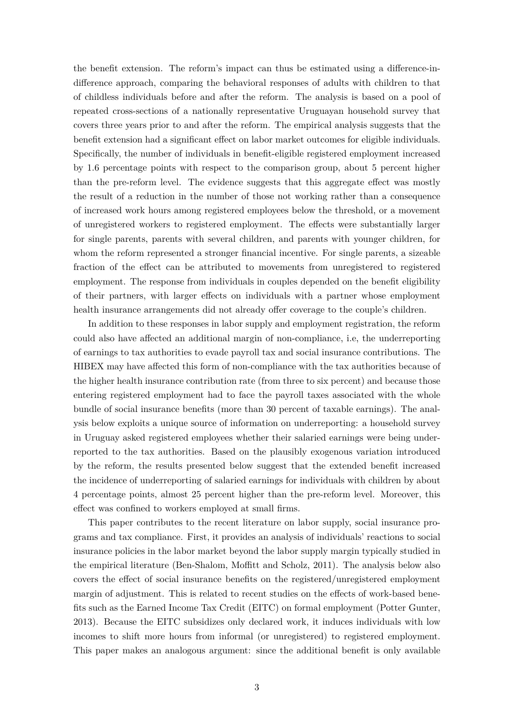the benefit extension. The reform's impact can thus be estimated using a difference-in-difference approach, comparing the behavioral responses of adults with children to that of childless individuals before and after the reform. The analysis is based on a pool of repeated cross-sections of a nationally representative Uruguayan household survey that covers three years prior to and after the reform. The empirical analysis suggests that the benefit extension had a significant effect on labor market outcomes for eligible individuals. Specifically, the number of individuals in benefit-eligible registered employment increased by 1.6 percentage points with respect to the comparison group, about 5 percent higher than the pre-reform level. The evidence suggests that this aggregate effect was mostly the result of a reduction in the number of those not working rather than a consequence of increased work hours among registered employees below the threshold, or a movement of unregistered workers to registered employment. The effects were substantially larger for single parents, parents with several children, and parents with younger children, for whom the reform represented a stronger financial incentive. For single parents, a sizeable fraction of the effect can be attributed to movements from unregistered to registered employment. The response from individuals in couples depended on the benefit eligibility of their partners, with larger effects on individuals with a partner whose employment health insurance arrangements did not already offer coverage to the couple's children.

In addition to these responses in labor supply and employment registration, the reform could also have affected an additional margin of non-compliance, i.e, the underreporting of earnings to tax authorities to evade payroll tax and social insurance contributions. The HIBEX may have affected this form of non-compliance with the tax authorities because of the higher health insurance contribution rate (from three to six percent) and because those entering registered employment had to face the payroll taxes associated with the whole bundle of social insurance benefits (more than 30 percent of taxable earnings). The analysis below exploits a unique source of information on underreporting: a household survey in Uruguay asked registered employees whether their salaried earnings were being underreported to the tax authorities. Based on the plausibly exogenous variation introduced by the reform, the results presented below suggest that the extended benefit increased the incidence of underreporting of salaried earnings for individuals with children by about 4 percentage points, almost 25 percent higher than the pre-reform level. Moreover, this effect was confined to workers employed at small firms.

This paper contributes to the recent literature on labor supply, social insurance programs and tax compliance. First, it provides an analysis of individuals' reactions to social insurance policies in the labor market beyond the labor supply margin typically studied in the empirical literature (Ben-Shalom, Moffitt and Scholz, 2011). The analysis below also covers the effect of social insurance benefits on the registered/unregistered employment margin of adjustment. This is related to recent studies on the effects of work-based benefits such as the Earned Income Tax Credit (EITC) on formal employment (Potter Gunter, 2013). Because the EITC subsidizes only declared work, it induces individuals with low incomes to shift more hours from informal (or unregistered) to registered employment. This paper makes an analogous argument: since the additional benefit is only available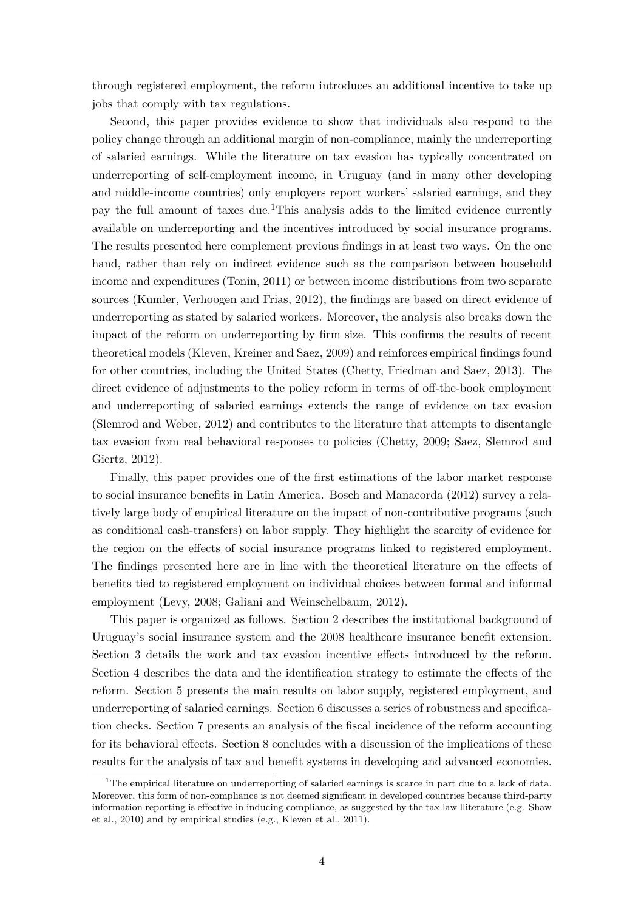through registered employment, the reform introduces an additional incentive to take up jobs that comply with tax regulations.

Second, this paper provides evidence to show that individuals also respond to the policy change through an additional margin of non-compliance, mainly the underreporting of salaried earnings. While the literature on tax evasion has typically concentrated on underreporting of self-employment income, in Uruguay (and in many other developing and middle-income countries) only employers report workers' salaried earnings, and they pay the full amount of taxes due.[1]This analysis adds to the limited evidence currently available on underreporting and the incentives introduced by social insurance programs. The results presented here complement previous findings in at least two ways. On the one hand, rather than rely on indirect evidence such as the comparison between household income and expenditures (Tonin, 2011) or between income distributions from two separate sources (Kumler, Verhoogen and Frias, 2012), the findings are based on direct evidence of underreporting as stated by salaried workers. Moreover, the analysis also breaks down the impact of the reform on underreporting by firm size. This confirms the results of recent theoretical models (Kleven, Kreiner and Saez, 2009) and reinforces empirical findings found for other countries, including the United States (Chetty, Friedman and Saez, 2013). The direct evidence of adjustments to the policy reform in terms of off-the-book employment and underreporting of salaried earnings extends the range of evidence on tax evasion (Slemrod and Weber, 2012) and contributes to the literature that attempts to disentangle tax evasion from real behavioral responses to policies (Chetty, 2009; Saez, Slemrod and Giertz, 2012).

Finally, this paper provides one of the first estimations of the labor market response to social insurance benefits in Latin America. Bosch and Manacorda (2012) survey a relatively large body of empirical literature on the impact of non-contributive programs (such as conditional cash-transfers) on labor supply. They highlight the scarcity of evidence for the region on the effects of social insurance programs linked to registered employment. The findings presented here are in line with the theoretical literature on the effects of benefits tied to registered employment on individual choices between formal and informal employment (Levy, 2008; Galiani and Weinschelbaum, 2012).

This paper is organized as follows. Section 2 describes the institutional background of Uruguay's social insurance system and the 2008 healthcare insurance benefit extension. Section 3 details the work and tax evasion incentive effects introduced by the reform. Section 4 describes the data and the identification strategy to estimate the effects of the reform. Section 5 presents the main results on labor supply, registered employment, and underreporting of salaried earnings. Section 6 discusses a series of robustness and specification checks. Section 7 presents an analysis of the fiscal incidence of the reform accounting for its behavioral effects. Section 8 concludes with a discussion of the implications of these results for the analysis of tax and benefit systems in developing and advanced economies.

[1]The empirical literature on underreporting of salaried earnings is scarce in part due to a lack of data. Moreover, this form of non-compliance is not deemed significant in developed countries because third-party information reporting is effective in inducing compliance, as suggested by the tax law lliterature (e.g. Shaw et al., 2010) and by empirical studies (e.g., Kleven et al., 2011).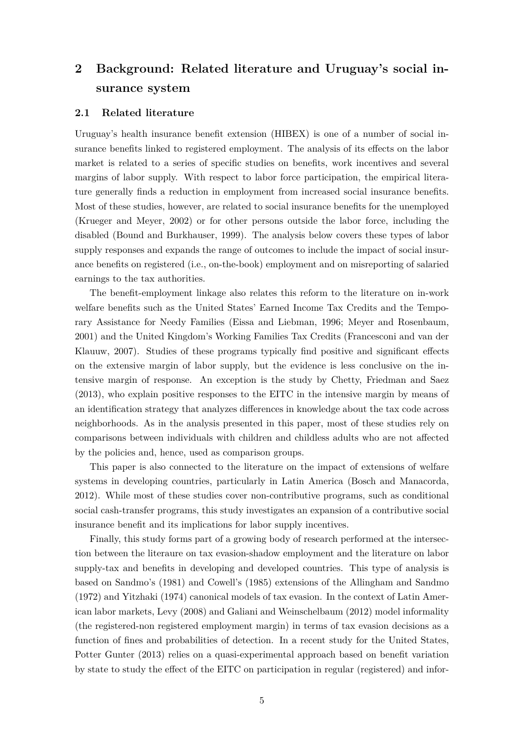# 2 Background: Related literature and Uruguay's social insurance system

## 2.1 Related literature

Uruguay's health insurance benefit extension (HIBEX) is one of a number of social insurance benefits linked to registered employment. The analysis of its effects on the labor market is related to a series of specific studies on benefits, work incentives and several margins of labor supply. With respect to labor force participation, the empirical literature generally finds a reduction in employment from increased social insurance benefits. Most of these studies, however, are related to social insurance benefits for the unemployed (Krueger and Meyer, 2002) or for other persons outside the labor force, including the disabled (Bound and Burkhauser, 1999). The analysis below covers these types of labor supply responses and expands the range of outcomes to include the impact of social insurance benefits on registered (i.e., on-the-book) employment and on misreporting of salaried earnings to the tax authorities.

The benefit-employment linkage also relates this reform to the literature on in-work welfare benefits such as the United States' Earned Income Tax Credits and the Temporary Assistance for Needy Families (Eissa and Liebman, 1996; Meyer and Rosenbaum, 2001) and the United Kingdom's Working Families Tax Credits (Francesconi and van der Klauuw, 2007). Studies of these programs typically find positive and significant effects on the extensive margin of labor supply, but the evidence is less conclusive on the intensive margin of response. An exception is the study by Chetty, Friedman and Saez (2013), who explain positive responses to the EITC in the intensive margin by means of an identification strategy that analyzes differences in knowledge about the tax code across neighborhoods. As in the analysis presented in this paper, most of these studies rely on comparisons between individuals with children and childless adults who are not affected by the policies and, hence, used as comparison groups.

This paper is also connected to the literature on the impact of extensions of welfare systems in developing countries, particularly in Latin America (Bosch and Manacorda, 2012). While most of these studies cover non-contributive programs, such as conditional social cash-transfer programs, this study investigates an expansion of a contributive social insurance benefit and its implications for labor supply incentives.

Finally, this study forms part of a growing body of research performed at the intersection between the literaure on tax evasion-shadow employment and the literature on labor supply-tax and benefits in developing and developed countries. This type of analysis is based on Sandmo's (1981) and Cowell's (1985) extensions of the Allingham and Sandmo (1972) and Yitzhaki (1974) canonical models of tax evasion. In the context of Latin American labor markets, Levy (2008) and Galiani and Weinschelbaum (2012) model informality (the registered-non registered employment margin) in terms of tax evasion decisions as a function of fines and probabilities of detection. In a recent study for the United States, Potter Gunter (2013) relies on a quasi-experimental approach based on benefit variation by state to study the effect of the EITC on participation in regular (registered) and infor-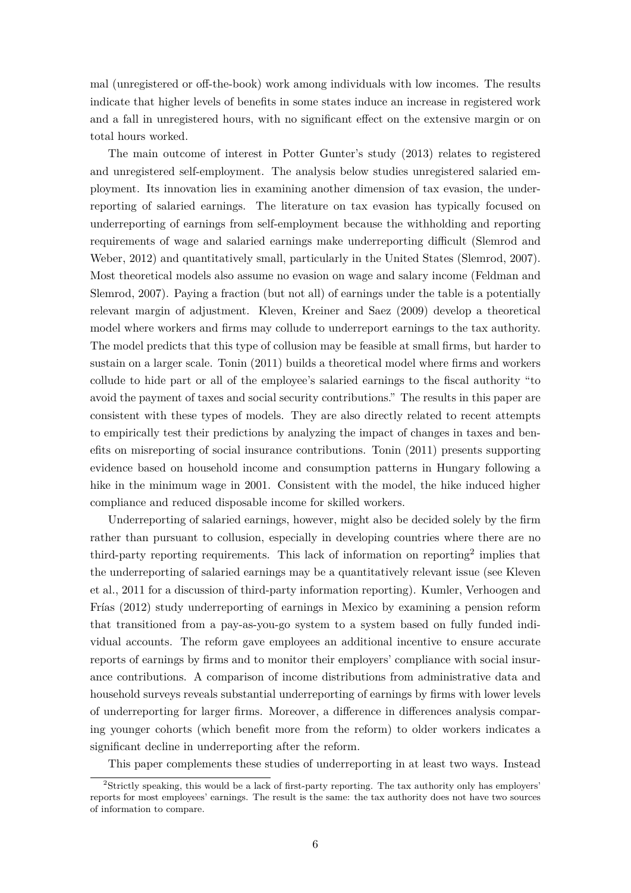mal (unregistered or off-the-book) work among individuals with low incomes. The results indicate that higher levels of benefits in some states induce an increase in registered work and a fall in unregistered hours, with no significant effect on the extensive margin or on total hours worked.

The main outcome of interest in Potter Gunter's study (2013) relates to registered and unregistered self-employment. The analysis below studies unregistered salaried employment. Its innovation lies in examining another dimension of tax evasion, the underreporting of salaried earnings. The literature on tax evasion has typically focused on underreporting of earnings from self-employment because the withholding and reporting requirements of wage and salaried earnings make underreporting difficult (Slemrod and Weber, 2012) and quantitatively small, particularly in the United States (Slemrod, 2007). Most theoretical models also assume no evasion on wage and salary income (Feldman and Slemrod, 2007). Paying a fraction (but not all) of earnings under the table is a potentially relevant margin of adjustment. Kleven, Kreiner and Saez (2009) develop a theoretical model where workers and firms may collude to underreport earnings to the tax authority. The model predicts that this type of collusion may be feasible at small firms, but harder to sustain on a larger scale. Tonin (2011) builds a theoretical model where firms and workers collude to hide part or all of the employee's salaried earnings to the fiscal authority "to avoid the payment of taxes and social security contributions." The results in this paper are consistent with these types of models. They are also directly related to recent attempts to empirically test their predictions by analyzing the impact of changes in taxes and benefits on misreporting of social insurance contributions. Tonin (2011) presents supporting evidence based on household income and consumption patterns in Hungary following a hike in the minimum wage in 2001. Consistent with the model, the hike induced higher compliance and reduced disposable income for skilled workers.

Underreporting of salaried earnings, however, might also be decided solely by the firm rather than pursuant to collusion, especially in developing countries where there are no third-party reporting requirements. This lack of information on reporting[2] implies that the underreporting of salaried earnings may be a quantitatively relevant issue (see Kleven et al., 2011 for a discussion of third-party information reporting). Kumler, Verhoogen and Frías (2012) study underreporting of earnings in Mexico by examining a pension reform that transitioned from a pay-as-you-go system to a system based on fully funded individual accounts. The reform gave employees an additional incentive to ensure accurate reports of earnings by firms and to monitor their employers' compliance with social insurance contributions. A comparison of income distributions from administrative data and household surveys reveals substantial underreporting of earnings by firms with lower levels of underreporting for larger firms. Moreover, a difference in differences analysis comparing younger cohorts (which benefit more from the reform) to older workers indicates a significant decline in underreporting after the reform.

This paper complements these studies of underreporting in at least two ways. Instead

[2]Strictly speaking, this would be a lack of first-party reporting. The tax authority only has employers' reports for most employees' earnings. The result is the same: the tax authority does not have two sources of information to compare.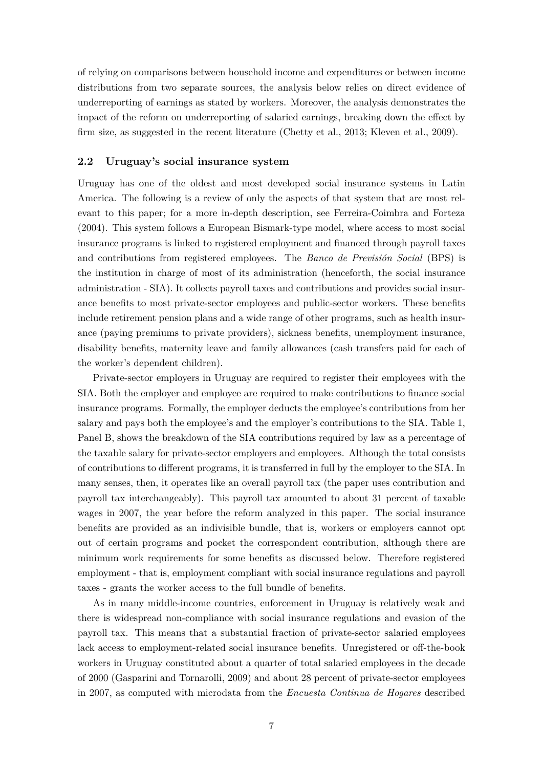of relying on comparisons between household income and expenditures or between income distributions from two separate sources, the analysis below relies on direct evidence of underreporting of earnings as stated by workers. Moreover, the analysis demonstrates the impact of the reform on underreporting of salaried earnings, breaking down the effect by firm size, as suggested in the recent literature (Chetty et al., 2013; Kleven et al., 2009).

### 2.2 Uruguay's social insurance system

Uruguay has one of the oldest and most developed social insurance systems in Latin America. The following is a review of only the aspects of that system that are most relevant to this paper; for a more in-depth description, see Ferreira-Coimbra and Forteza (2004). This system follows a European Bismark-type model, where access to most social insurance programs is linked to registered employment and financed through payroll taxes and contributions from registered employees. The *Banco de Previsión Social* (BPS) is the institution in charge of most of its administration (henceforth, the social insurance administration - SIA). It collects payroll taxes and contributions and provides social insurance benefits to most private-sector employees and public-sector workers. These benefits include retirement pension plans and a wide range of other programs, such as health insurance (paying premiums to private providers), sickness benefits, unemployment insurance, disability benefits, maternity leave and family allowances (cash transfers paid for each of the worker's dependent children).

Private-sector employers in Uruguay are required to register their employees with the SIA. Both the employer and employee are required to make contributions to finance social insurance programs. Formally, the employer deducts the employee's contributions from her salary and pays both the employee's and the employer's contributions to the SIA. Table 1, Panel B, shows the breakdown of the SIA contributions required by law as a percentage of the taxable salary for private-sector employers and employees. Although the total consists of contributions to different programs, it is transferred in full by the employer to the SIA. In many senses, then, it operates like an overall payroll tax (the paper uses contribution and payroll tax interchangeably). This payroll tax amounted to about 31 percent of taxable wages in 2007, the year before the reform analyzed in this paper. The social insurance benefits are provided as an indivisible bundle, that is, workers or employers cannot opt out of certain programs and pocket the correspondent contribution, although there are minimum work requirements for some benefits as discussed below. Therefore registered employment - that is, employment compliant with social insurance regulations and payroll taxes - grants the worker access to the full bundle of benefits.

As in many middle-income countries, enforcement in Uruguay is relatively weak and there is widespread non-compliance with social insurance regulations and evasion of the payroll tax. This means that a substantial fraction of private-sector salaried employees lack access to employment-related social insurance benefits. Unregistered or off-the-book workers in Uruguay constituted about a quarter of total salaried employees in the decade of 2000 (Gasparini and Tornarolli, 2009) and about 28 percent of private-sector employees in 2007, as computed with microdata from the *Encuesta Continua de Hogares* described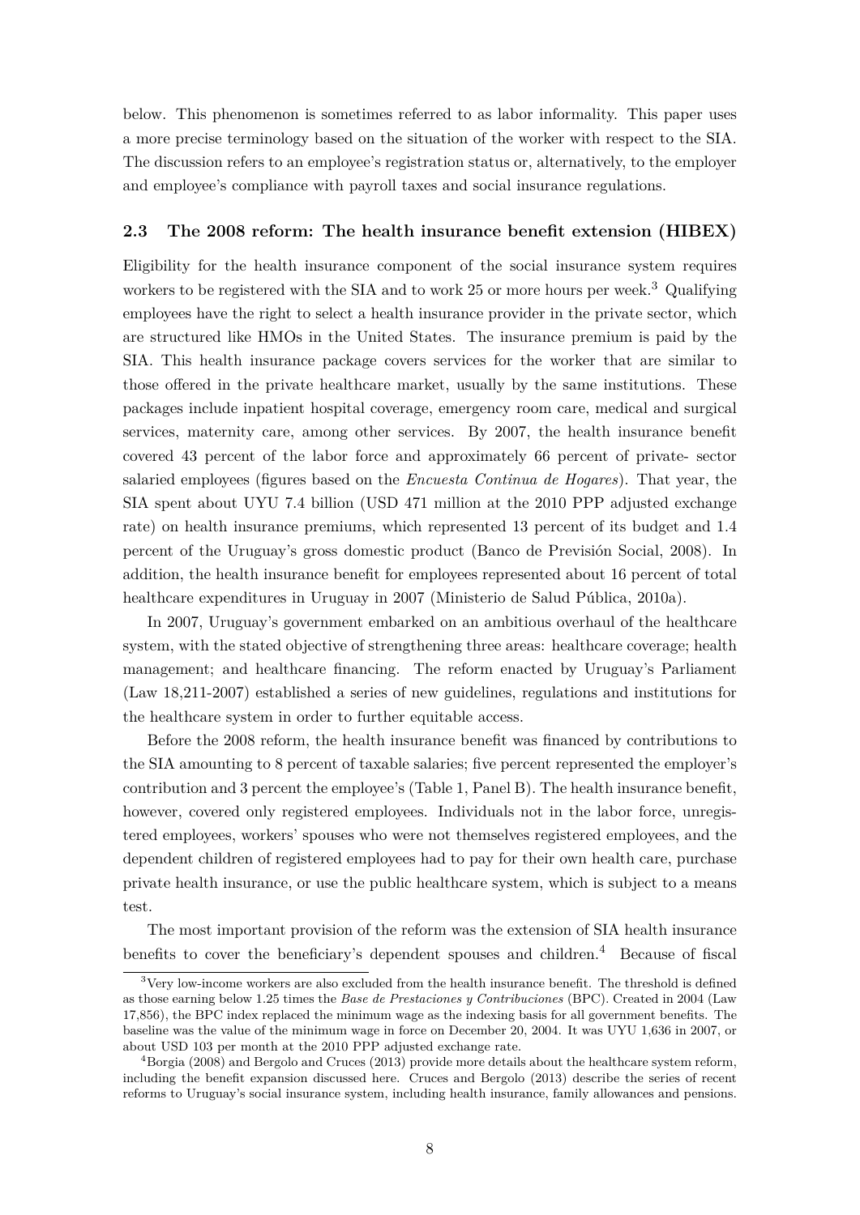below. This phenomenon is sometimes referred to as labor informality. This paper uses a more precise terminology based on the situation of the worker with respect to the SIA. The discussion refers to an employee's registration status or, alternatively, to the employer and employee's compliance with payroll taxes and social insurance regulations.

### 2.3 The 2008 reform: The health insurance benefit extension (HIBEX)

Eligibility for the health insurance component of the social insurance system requires workers to be registered with the SIA and to work 25 or more hours per week.[3] Qualifying employees have the right to select a health insurance provider in the private sector, which are structured like HMOs in the United States. The insurance premium is paid by the SIA. This health insurance package covers services for the worker that are similar to those offered in the private healthcare market, usually by the same institutions. These packages include inpatient hospital coverage, emergency room care, medical and surgical services, maternity care, among other services. By 2007, the health insurance benefit covered 43 percent of the labor force and approximately 66 percent of private- sector salaried employees (figures based on the *Encuesta Continua de Hogares*). That year, the SIA spent about UYU 7.4 billion (USD 471 million at the 2010 PPP adjusted exchange rate) on health insurance premiums, which represented 13 percent of its budget and 1.4 percent of the Uruguay's gross domestic product (Banco de Previsión Social, 2008). In addition, the health insurance benefit for employees represented about 16 percent of total healthcare expenditures in Uruguay in 2007 (Ministerio de Salud Pública, 2010a).

In 2007, Uruguay's government embarked on an ambitious overhaul of the healthcare system, with the stated objective of strengthening three areas: healthcare coverage; health management; and healthcare financing. The reform enacted by Uruguay's Parliament (Law 18,211-2007) established a series of new guidelines, regulations and institutions for the healthcare system in order to further equitable access.

Before the 2008 reform, the health insurance benefit was financed by contributions to the SIA amounting to 8 percent of taxable salaries; five percent represented the employer's contribution and 3 percent the employee's (Table 1, Panel B). The health insurance benefit, however, covered only registered employees. Individuals not in the labor force, unregistered employees, workers' spouses who were not themselves registered employees, and the dependent children of registered employees had to pay for their own health care, purchase private health insurance, or use the public healthcare system, which is subject to a means test.

The most important provision of the reform was the extension of SIA health insurance benefits to cover the beneficiary's dependent spouses and children.[4] Because of fiscal

[3] Very low-income workers are also excluded from the health insurance benefit. The threshold is defined as those earning below 1.25 times the *Base de Prestaciones y Contribuciones* (BPC). Created in 2004 (Law 17,856), the BPC index replaced the minimum wage as the indexing basis for all government benefits. The baseline was the value of the minimum wage in force on December 20, 2004. It was UYU 1,636 in 2007, or about USD 103 per month at the 2010 PPP adjusted exchange rate.

[4] Borgia (2008) and Bergolo and Cruces (2013) provide more details about the healthcare system reform, including the benefit expansion discussed here. Cruces and Bergolo (2013) describe the series of recent reforms to Uruguay's social insurance system, including health insurance, family allowances and pensions.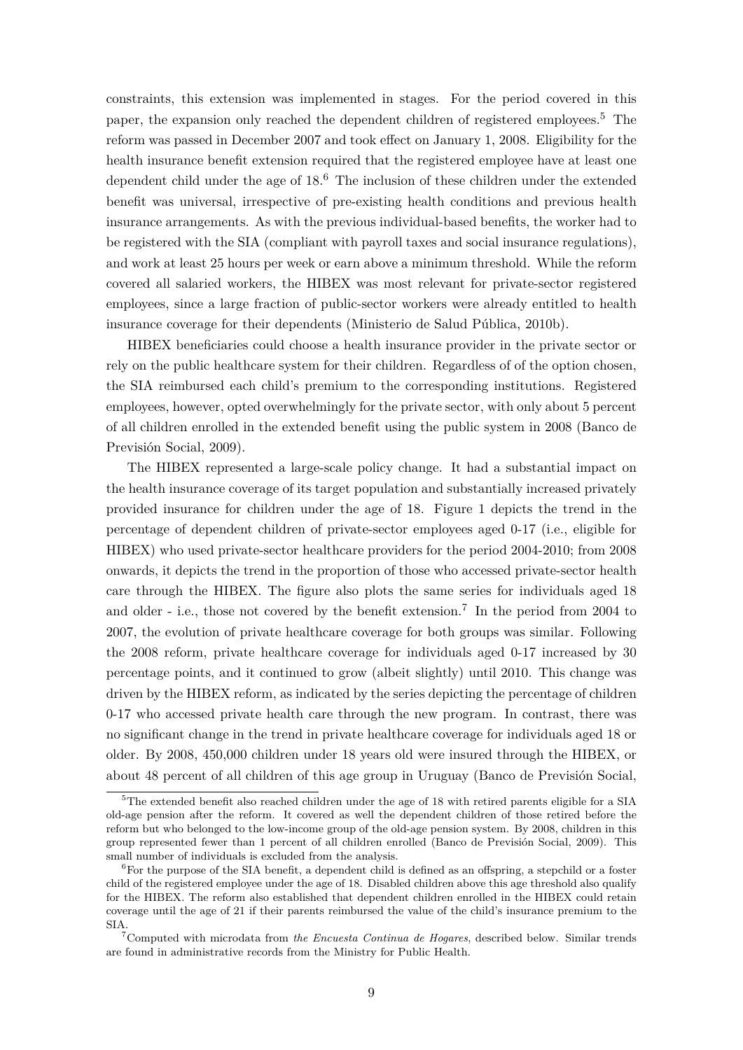constraints, this extension was implemented in stages. For the period covered in this paper, the expansion only reached the dependent children of registered employees.[5] The reform was passed in December 2007 and took effect on January 1, 2008. Eligibility for the health insurance benefit extension required that the registered employee have at least one dependent child under the age of 18.[6] The inclusion of these children under the extended benefit was universal, irrespective of pre-existing health conditions and previous health insurance arrangements. As with the previous individual-based benefits, the worker had to be registered with the SIA (compliant with payroll taxes and social insurance regulations), and work at least 25 hours per week or earn above a minimum threshold. While the reform covered all salaried workers, the HIBEX was most relevant for private-sector registered employees, since a large fraction of public-sector workers were already entitled to health insurance coverage for their dependents (Ministerio de Salud Pública, 2010b).

HIBEX beneficiaries could choose a health insurance provider in the private sector or rely on the public healthcare system for their children. Regardless of of the option chosen, the SIA reimbursed each child's premium to the corresponding institutions. Registered employees, however, opted overwhelmingly for the private sector, with only about 5 percent of all children enrolled in the extended benefit using the public system in 2008 (Banco de Previsión Social, 2009).

The HIBEX represented a large-scale policy change. It had a substantial impact on the health insurance coverage of its target population and substantially increased privately provided insurance for children under the age of 18. Figure 1 depicts the trend in the percentage of dependent children of private-sector employees aged 0-17 (i.e., eligible for HIBEX) who used private-sector healthcare providers for the period 2004-2010; from 2008 onwards, it depicts the trend in the proportion of those who accessed private-sector health care through the HIBEX. The figure also plots the same series for individuals aged 18 and older - i.e., those not covered by the benefit extension.[7] In the period from 2004 to 2007, the evolution of private healthcare coverage for both groups was similar. Following the 2008 reform, private healthcare coverage for individuals aged 0-17 increased by 30 percentage points, and it continued to grow (albeit slightly) until 2010. This change was driven by the HIBEX reform, as indicated by the series depicting the percentage of children 0-17 who accessed private health care through the new program. In contrast, there was no significant change in the trend in private healthcare coverage for individuals aged 18 or older. By 2008, 450,000 children under 18 years old were insured through the HIBEX, or about 48 percent of all children of this age group in Uruguay (Banco de Previsión Social,

[5] The extended benefit also reached children under the age of 18 with retired parents eligible for a SIA old-age pension after the reform. It covered as well the dependent children of those retired before the reform but who belonged to the low-income group of the old-age pension system. By 2008, children in this group represented fewer than 1 percent of all children enrolled (Banco de Previsión Social, 2009). This small number of individuals is excluded from the analysis.

[6] For the purpose of the SIA benefit, a dependent child is defined as an offspring, a stepchild or a foster child of the registered employee under the age of 18. Disabled children above this age threshold also qualify for the HIBEX. The reform also established that dependent children enrolled in the HIBEX could retain coverage until the age of 21 if their parents reimbursed the value of the child's insurance premium to the SIA.

[7] Computed with microdata from *the Encuesta Continua de Hogares*, described below. Similar trends are found in administrative records from the Ministry for Public Health.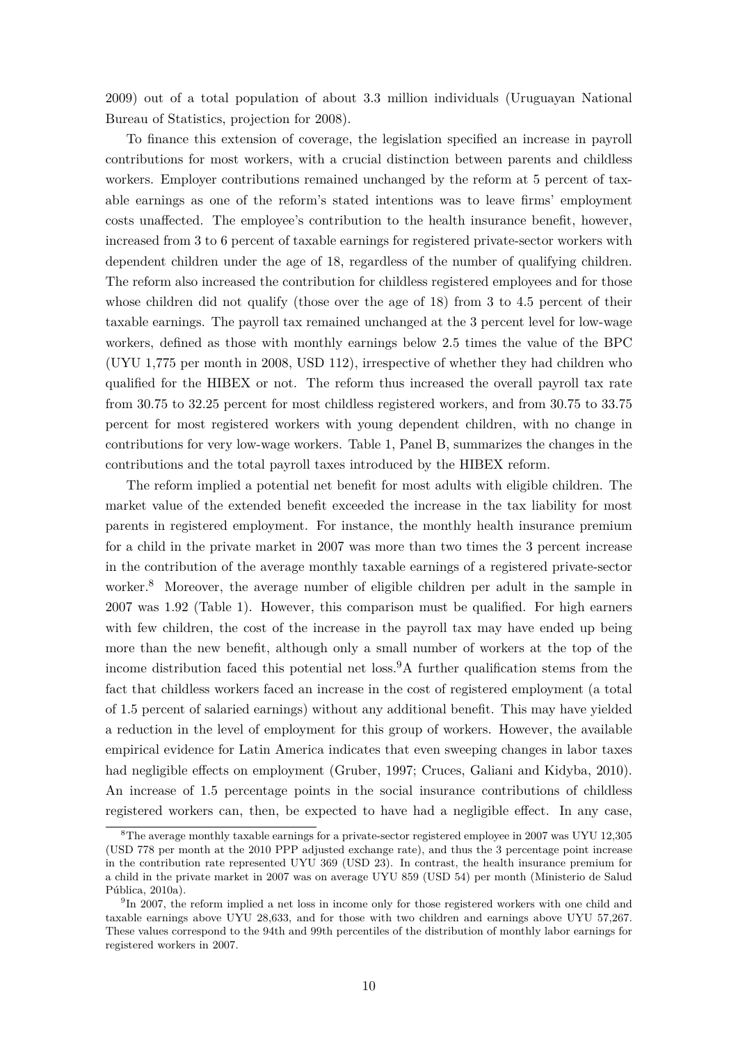2009) out of a total population of about 3.3 million individuals (Uruguayan National Bureau of Statistics, projection for 2008).

To finance this extension of coverage, the legislation specified an increase in payroll contributions for most workers, with a crucial distinction between parents and childless workers. Employer contributions remained unchanged by the reform at 5 percent of taxable earnings as one of the reform's stated intentions was to leave firms' employment costs unaffected. The employee's contribution to the health insurance benefit, however, increased from 3 to 6 percent of taxable earnings for registered private-sector workers with dependent children under the age of 18, regardless of the number of qualifying children. The reform also increased the contribution for childless registered employees and for those whose children did not qualify (those over the age of 18) from 3 to 4.5 percent of their taxable earnings. The payroll tax remained unchanged at the 3 percent level for low-wage workers, defined as those with monthly earnings below 2.5 times the value of the BPC (UYU 1,775 per month in 2008, USD 112), irrespective of whether they had children who qualified for the HIBEX or not. The reform thus increased the overall payroll tax rate from 30.75 to 32.25 percent for most childless registered workers, and from 30.75 to 33.75 percent for most registered workers with young dependent children, with no change in contributions for very low-wage workers. Table 1, Panel B, summarizes the changes in the contributions and the total payroll taxes introduced by the HIBEX reform.

The reform implied a potential net benefit for most adults with eligible children. The market value of the extended benefit exceeded the increase in the tax liability for most parents in registered employment. For instance, the monthly health insurance premium for a child in the private market in 2007 was more than two times the 3 percent increase in the contribution of the average monthly taxable earnings of a registered private-sector worker.[8] Moreover, the average number of eligible children per adult in the sample in 2007 was 1.92 (Table 1). However, this comparison must be qualified. For high earners with few children, the cost of the increase in the payroll tax may have ended up being more than the new benefit, although only a small number of workers at the top of the income distribution faced this potential net loss.[9] A further qualification stems from the fact that childless workers faced an increase in the cost of registered employment (a total of 1.5 percent of salaried earnings) without any additional benefit. This may have yielded a reduction in the level of employment for this group of workers. However, the available empirical evidence for Latin America indicates that even sweeping changes in labor taxes had negligible effects on employment (Gruber, 1997; Cruces, Galiani and Kidyba, 2010). An increase of 1.5 percentage points in the social insurance contributions of childless registered workers can, then, be expected to have had a negligible effect. In any case,

[8] The average monthly taxable earnings for a private-sector registered employee in 2007 was UYU 12,305 (USD 778 per month at the 2010 PPP adjusted exchange rate), and thus the 3 percentage point increase in the contribution rate represented UYU 369 (USD 23). In contrast, the health insurance premium for a child in the private market in 2007 was on average UYU 859 (USD 54) per month (Ministerio de Salud Pública, 2010a).

[9] In 2007, the reform implied a net loss in income only for those registered workers with one child and taxable earnings above UYU 28,633, and for those with two children and earnings above UYU 57,267. These values correspond to the 94th and 99th percentiles of the distribution of monthly labor earnings for registered workers in 2007.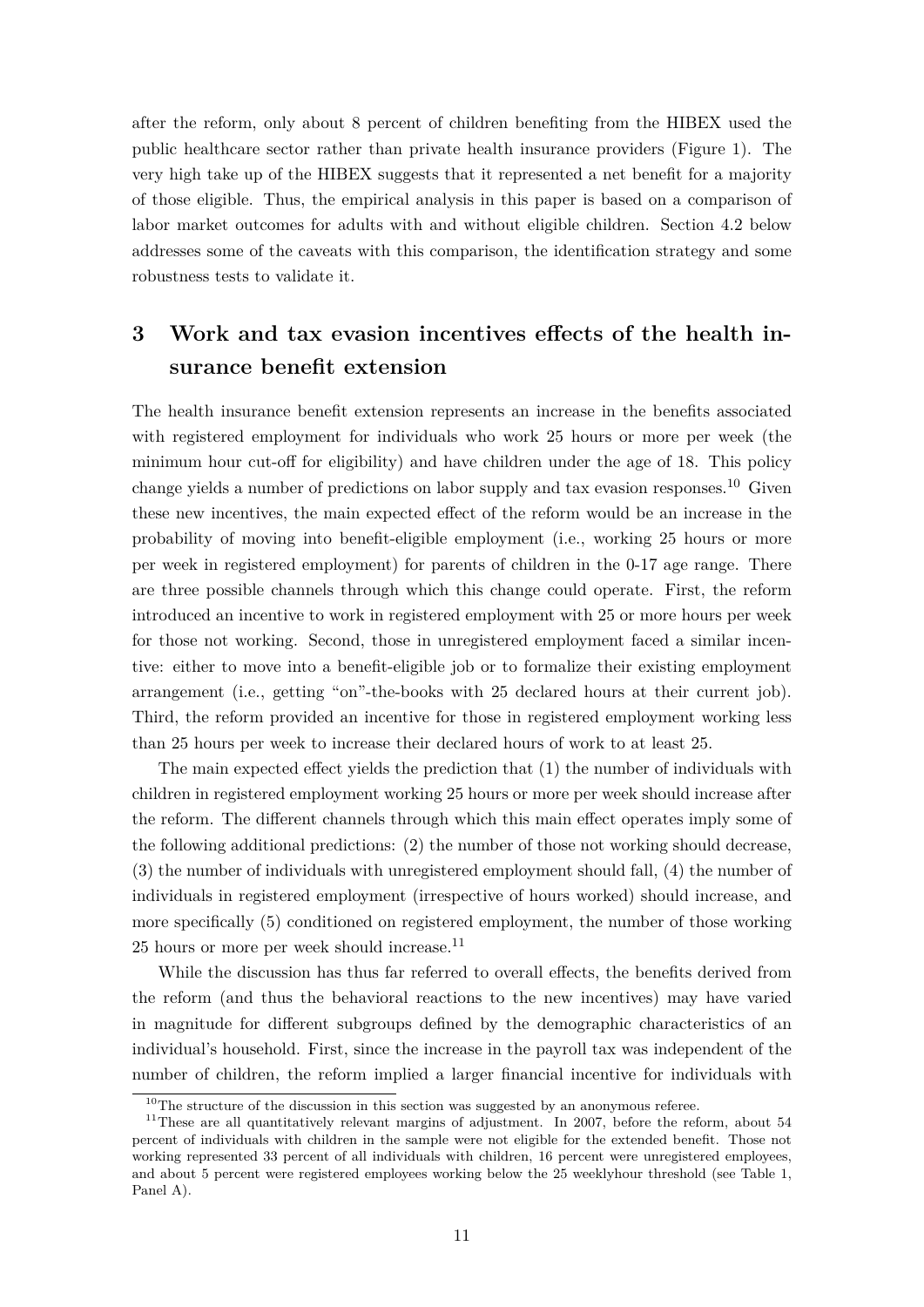after the reform, only about 8 percent of children benefiting from the HIBEX used the public healthcare sector rather than private health insurance providers (Figure 1). The very high take up of the HIBEX suggests that it represented a net benefit for a majority of those eligible. Thus, the empirical analysis in this paper is based on a comparison of labor market outcomes for adults with and without eligible children. Section 4.2 below addresses some of the caveats with this comparison, the identification strategy and some robustness tests to validate it.

# 3 Work and tax evasion incentives effects of the health insurance benefit extension

The health insurance benefit extension represents an increase in the benefits associated with registered employment for individuals who work 25 hours or more per week (the minimum hour cut-off for eligibility) and have children under the age of 18. This policy change yields a number of predictions on labor supply and tax evasion responses.[10] Given these new incentives, the main expected effect of the reform would be an increase in the probability of moving into benefit-eligible employment (i.e., working 25 hours or more per week in registered employment) for parents of children in the 0-17 age range. There are three possible channels through which this change could operate. First, the reform introduced an incentive to work in registered employment with 25 or more hours per week for those not working. Second, those in unregistered employment faced a similar incentive: either to move into a benefit-eligible job or to formalize their existing employment arrangement (i.e., getting "on"-the-books with 25 declared hours at their current job). Third, the reform provided an incentive for those in registered employment working less than 25 hours per week to increase their declared hours of work to at least 25.

The main expected effect yields the prediction that (1) the number of individuals with children in registered employment working 25 hours or more per week should increase after the reform. The different channels through which this main effect operates imply some of the following additional predictions: (2) the number of those not working should decrease, (3) the number of individuals with unregistered employment should fall, (4) the number of individuals in registered employment (irrespective of hours worked) should increase, and more specifically (5) conditioned on registered employment, the number of those working 25 hours or more per week should increase.[11]

While the discussion has thus far referred to overall effects, the benefits derived from the reform (and thus the behavioral reactions to the new incentives) may have varied in magnitude for different subgroups defined by the demographic characteristics of an individual's household. First, since the increase in the payroll tax was independent of the number of children, the reform implied a larger financial incentive for individuals with

[10] The structure of the discussion in this section was suggested by an anonymous referee.

[11] These are all quantitatively relevant margins of adjustment. In 2007, before the reform, about 54 percent of individuals with children in the sample were not eligible for the extended benefit. Those not working represented 33 percent of all individuals with children, 16 percent were unregistered employees, and about 5 percent were registered employees working below the 25 weeklyhour threshold (see Table 1, Panel A).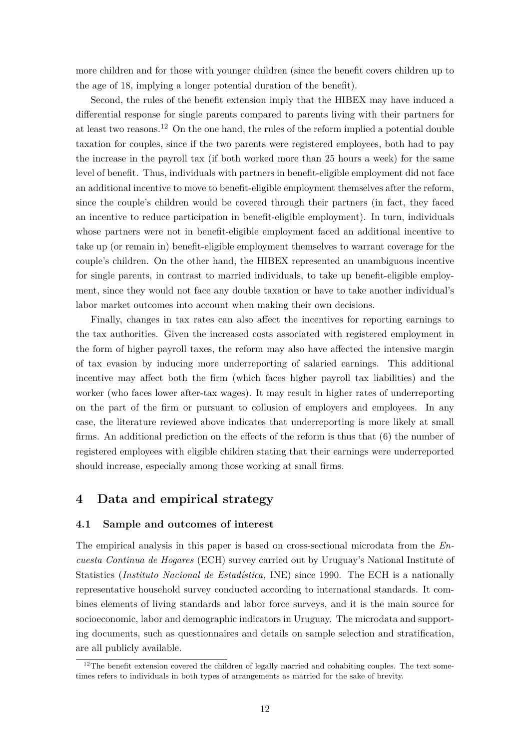more children and for those with younger children (since the benefit covers children up to the age of 18, implying a longer potential duration of the benefit).

Second, the rules of the benefit extension imply that the HIBEX may have induced a differential response for single parents compared to parents living with their partners for at least two reasons.[12] On the one hand, the rules of the reform implied a potential double taxation for couples, since if the two parents were registered employees, both had to pay the increase in the payroll tax (if both worked more than 25 hours a week) for the same level of benefit. Thus, individuals with partners in benefit-eligible employment did not face an additional incentive to move to benefit-eligible employment themselves after the reform, since the couple's children would be covered through their partners (in fact, they faced an incentive to reduce participation in benefit-eligible employment). In turn, individuals whose partners were not in benefit-eligible employment faced an additional incentive to take up (or remain in) benefit-eligible employment themselves to warrant coverage for the couple's children. On the other hand, the HIBEX represented an unambiguous incentive for single parents, in contrast to married individuals, to take up benefit-eligible employment, since they would not face any double taxation or have to take another individual's labor market outcomes into account when making their own decisions.

Finally, changes in tax rates can also affect the incentives for reporting earnings to the tax authorities. Given the increased costs associated with registered employment in the form of higher payroll taxes, the reform may also have affected the intensive margin of tax evasion by inducing more underreporting of salaried earnings. This additional incentive may affect both the firm (which faces higher payroll tax liabilities) and the worker (who faces lower after-tax wages). It may result in higher rates of underreporting on the part of the firm or pursuant to collusion of employers and employees. In any case, the literature reviewed above indicates that underreporting is more likely at small firms. An additional prediction on the effects of the reform is thus that (6) the number of registered employees with eligible children stating that their earnings were underreported should increase, especially among those working at small firms.

## 4 Data and empirical strategy

### 4.1 Sample and outcomes of interest

The empirical analysis in this paper is based on cross-sectional microdata from the *Encuesta Continua de Hogares* (ECH) survey carried out by Uruguay's National Institute of Statistics (*Instituto Nacional de Estadística,* INE) since 1990. The ECH is a nationally representative household survey conducted according to international standards. It combines elements of living standards and labor force surveys, and it is the main source for socioeconomic, labor and demographic indicators in Uruguay. The microdata and supporting documents, such as questionnaires and details on sample selection and stratification, are all publicly available.

[12] The benefit extension covered the children of legally married and cohabiting couples. The text sometimes refers to individuals in both types of arrangements as married for the sake of brevity.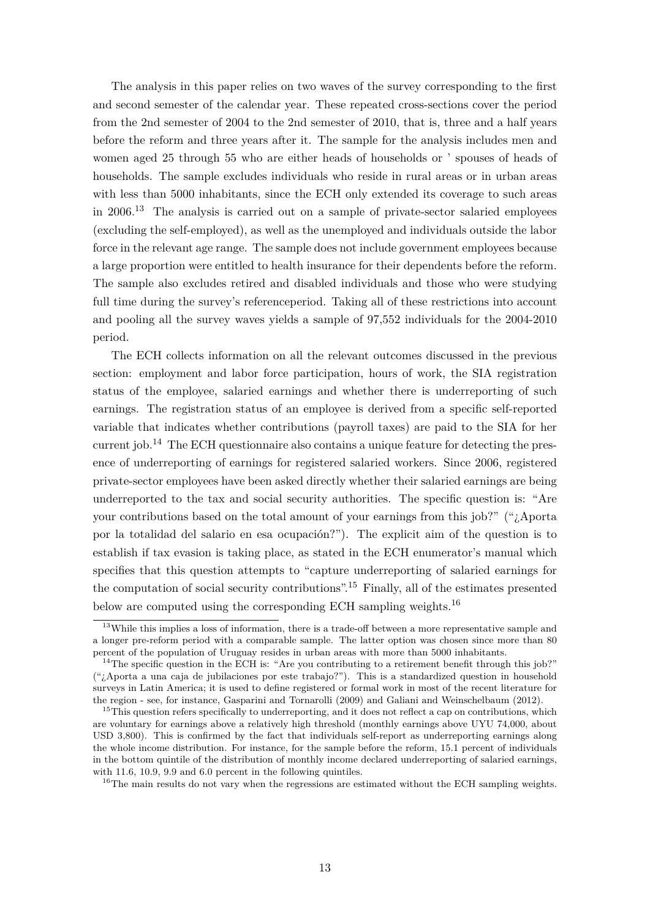The analysis in this paper relies on two waves of the survey corresponding to the first and second semester of the calendar year. These repeated cross-sections cover the period from the 2nd semester of 2004 to the 2nd semester of 2010, that is, three and a half years before the reform and three years after it. The sample for the analysis includes men and women aged 25 through 55 who are either heads of households or ' spouses of heads of households. The sample excludes individuals who reside in rural areas or in urban areas with less than 5000 inhabitants, since the ECH only extended its coverage to such areas in 2006.[13] The analysis is carried out on a sample of private-sector salaried employees (excluding the self-employed), as well as the unemployed and individuals outside the labor force in the relevant age range. The sample does not include government employees because a large proportion were entitled to health insurance for their dependents before the reform. The sample also excludes retired and disabled individuals and those who were studying full time during the survey's referenceperiod. Taking all of these restrictions into account and pooling all the survey waves yields a sample of 97,552 individuals for the 2004-2010 period.

The ECH collects information on all the relevant outcomes discussed in the previous section: employment and labor force participation, hours of work, the SIA registration status of the employee, salaried earnings and whether there is underreporting of such earnings. The registration status of an employee is derived from a specific self-reported variable that indicates whether contributions (payroll taxes) are paid to the SIA for her current job.[14] The ECH questionnaire also contains a unique feature for detecting the presence of underreporting of earnings for registered salaried workers. Since 2006, registered private-sector employees have been asked directly whether their salaried earnings are being underreported to the tax and social security authorities. The specific question is: "Are your contributions based on the total amount of your earnings from this job?" ("¿Aporta por la totalidad del salario en esa ocupación?"). The explicit aim of the question is to establish if tax evasion is taking place, as stated in the ECH enumerator's manual which specifies that this question attempts to "capture underreporting of salaried earnings for the computation of social security contributions".[15] Finally, all of the estimates presented below are computed using the corresponding ECH sampling weights.[16]

[13] While this implies a loss of information, there is a trade-off between a more representative sample and a longer pre-reform period with a comparable sample. The latter option was chosen since more than 80 percent of the population of Uruguay resides in urban areas with more than 5000 inhabitants.

[14] The specific question in the ECH is: "Are you contributing to a retirement benefit through this job?" ("¿Aporta a una caja de jubilaciones por este trabajo?"). This is a standardized question in household surveys in Latin America; it is used to define registered or formal work in most of the recent literature for the region - see, for instance, Gasparini and Tornarolli (2009) and Galiani and Weinschelbaum (2012).

[15] This question refers specifically to underreporting, and it does not reflect a cap on contributions, which are voluntary for earnings above a relatively high threshold (monthly earnings above UYU 74,000, about USD 3,800). This is confirmed by the fact that individuals self-report as underreporting earnings along the whole income distribution. For instance, for the sample before the reform, 15.1 percent of individuals in the bottom quintile of the distribution of monthly income declared underreporting of salaried earnings, with 11.6, 10.9, 9.9 and 6.0 percent in the following quintiles.

[16] The main results do not vary when the regressions are estimated without the ECH sampling weights.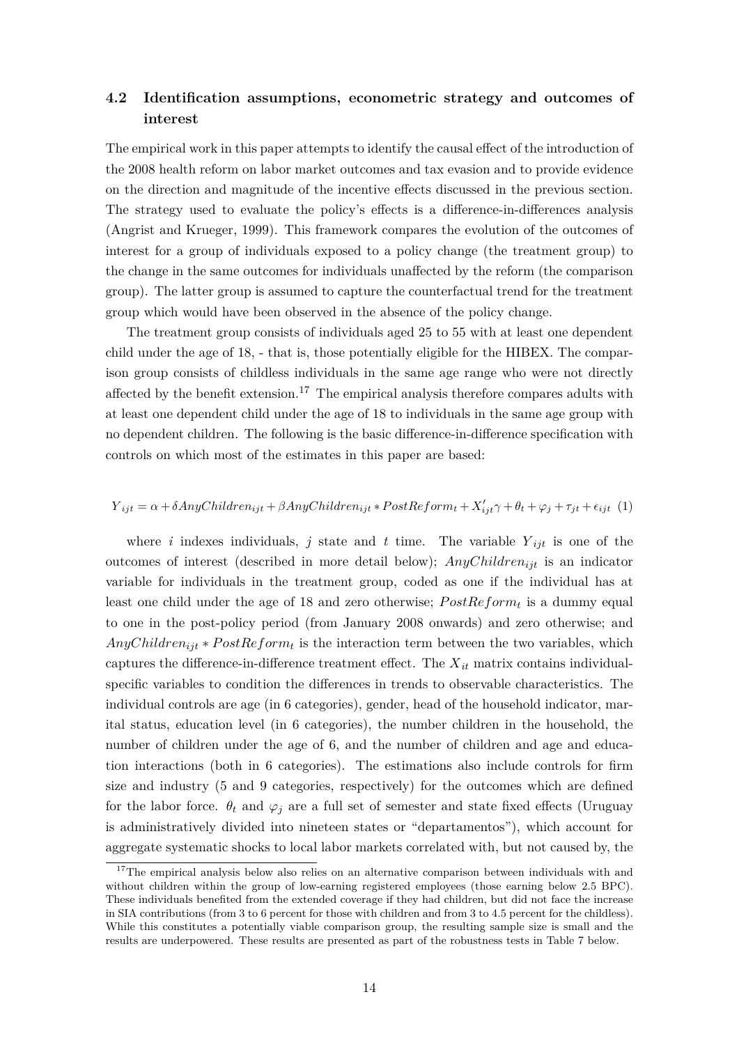### 4.2 Identification assumptions, econometric strategy and outcomes of interest

The empirical work in this paper attempts to identify the causal effect of the introduction of the 2008 health reform on labor market outcomes and tax evasion and to provide evidence on the direction and magnitude of the incentive effects discussed in the previous section. The strategy used to evaluate the policy's effects is a difference-in-differences analysis (Angrist and Krueger, 1999). This framework compares the evolution of the outcomes of interest for a group of individuals exposed to a policy change (the treatment group) to the change in the same outcomes for individuals unaffected by the reform (the comparison group). The latter group is assumed to capture the counterfactual trend for the treatment group which would have been observed in the absence of the policy change.

The treatment group consists of individuals aged 25 to 55 with at least one dependent child under the age of 18, - that is, those potentially eligible for the HIBEX. The comparison group consists of childless individuals in the same age range who were not directly affected by the benefit extension.[17] The empirical analysis therefore compares adults with at least one dependent child under the age of 18 to individuals in the same age group with no dependent children. The following is the basic difference-in-difference specification with controls on which most of the estimates in this paper are based:

$$Y_{ijt} = \alpha + \delta AnyChildren_{ijt} + \beta AnyChildren_{ijt} * PostReform_t + X'_{ijt}\gamma + \theta_t + \varphi_j + \tau_{jt} + \epsilon_{ijt} \quad (1)$$

where $i$ indexes individuals, $j$ state and $t$ time. The variable $Y_{ijt}$ is one of the outcomes of interest (described in more detail below); $AnyChildren_{ijt}$ is an indicator variable for individuals in the treatment group, coded as one if the individual has at least one child under the age of 18 and zero otherwise; $PostReform_t$ is a dummy equal to one in the post-policy period (from January 2008 onwards) and zero otherwise; and $AnyChildren_{ijt} * PostReform_t$ is the interaction term between the two variables, which captures the difference-in-difference treatment effect. The $X_{it}$ matrix contains individual-specific variables to condition the differences in trends to observable characteristics. The individual controls are age (in 6 categories), gender, head of the household indicator, marital status, education level (in 6 categories), the number children in the household, the number of children under the age of 6, and the number of children and age and education interactions (both in 6 categories). The estimations also include controls for firm size and industry (5 and 9 categories, respectively) for the outcomes which are defined for the labor force. $\theta_t$ and $\varphi_j$ are a full set of semester and state fixed effects (Uruguay is administratively divided into nineteen states or "departamentos"), which account for aggregate systematic shocks to local labor markets correlated with, but not caused by, the

[17] The empirical analysis below also relies on an alternative comparison between individuals with and without children within the group of low-earning registered employees (those earning below 2.5 BPC). These individuals benefited from the extended coverage if they had children, but did not face the increase in SIA contributions (from 3 to 6 percent for those with children and from 3 to 4.5 percent for the childless). While this constitutes a potentially viable comparison group, the resulting sample size is small and the results are underpowered. These results are presented as part of the robustness tests in Table 7 below.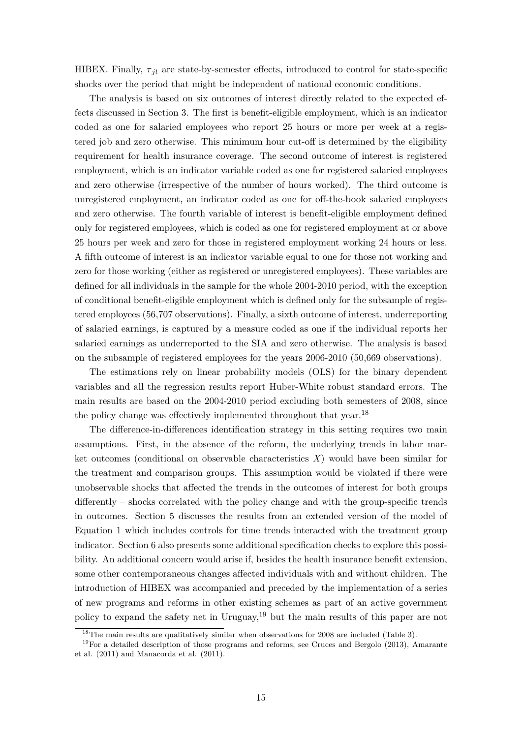HIBEX. Finally, $\tau_{jt}$ are state-by-semester effects, introduced to control for state-specific shocks over the period that might be independent of national economic conditions.

The analysis is based on six outcomes of interest directly related to the expected effects discussed in Section 3. The first is benefit-eligible employment, which is an indicator coded as one for salaried employees who report 25 hours or more per week at a registered job and zero otherwise. This minimum hour cut-off is determined by the eligibility requirement for health insurance coverage. The second outcome of interest is registered employment, which is an indicator variable coded as one for registered salaried employees and zero otherwise (irrespective of the number of hours worked). The third outcome is unregistered employment, an indicator coded as one for off-the-book salaried employees and zero otherwise. The fourth variable of interest is benefit-eligible employment defined only for registered employees, which is coded as one for registered employment at or above 25 hours per week and zero for those in registered employment working 24 hours or less. A fifth outcome of interest is an indicator variable equal to one for those not working and zero for those working (either as registered or unregistered employees). These variables are defined for all individuals in the sample for the whole 2004-2010 period, with the exception of conditional benefit-eligible employment which is defined only for the subsample of registered employees (56,707 observations). Finally, a sixth outcome of interest, underreporting of salaried earnings, is captured by a measure coded as one if the individual reports her salaried earnings as underreported to the SIA and zero otherwise. The analysis is based on the subsample of registered employees for the years 2006-2010 (50,669 observations).

The estimations rely on linear probability models (OLS) for the binary dependent variables and all the regression results report Huber-White robust standard errors. The main results are based on the 2004-2010 period excluding both semesters of 2008, since the policy change was effectively implemented throughout that year.[18]

The difference-in-differences identification strategy in this setting requires two main assumptions. First, in the absence of the reform, the underlying trends in labor market outcomes (conditional on observable characteristics $X$) would have been similar for the treatment and comparison groups. This assumption would be violated if there were unobservable shocks that affected the trends in the outcomes of interest for both groups differently – shocks correlated with the policy change and with the group-specific trends in outcomes. Section 5 discusses the results from an extended version of the model of Equation 1 which includes controls for time trends interacted with the treatment group indicator. Section 6 also presents some additional specification checks to explore this possibility. An additional concern would arise if, besides the health insurance benefit extension, some other contemporaneous changes affected individuals with and without children. The introduction of HIBEX was accompanied and preceded by the implementation of a series of new programs and reforms in other existing schemes as part of an active government policy to expand the safety net in Uruguay,[19] but the main results of this paper are not

[18] The main results are qualitatively similar when observations for 2008 are included (Table 3).

[19] For a detailed description of those programs and reforms, see Cruces and Bergolo (2013), Amarante et al. (2011) and Manacorda et al. (2011).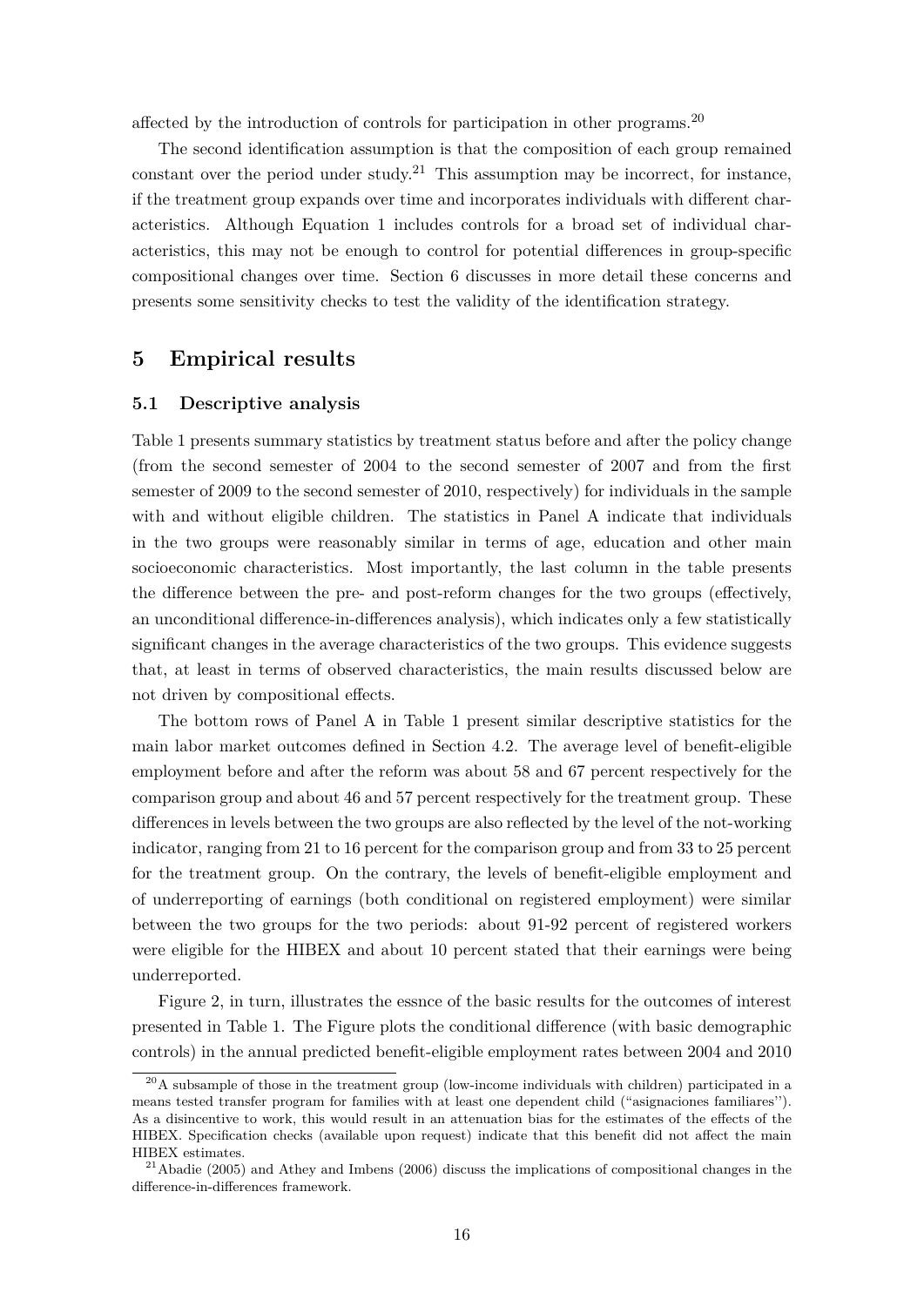affected by the introduction of controls for participation in other programs.[20]

The second identification assumption is that the composition of each group remained constant over the period under study.[21] This assumption may be incorrect, for instance, if the treatment group expands over time and incorporates individuals with different characteristics. Although Equation 1 includes controls for a broad set of individual characteristics, this may not be enough to control for potential differences in group-specific compositional changes over time. Section 6 discusses in more detail these concerns and presents some sensitivity checks to test the validity of the identification strategy.

## 5 Empirical results

### 5.1 Descriptive analysis

Table 1 presents summary statistics by treatment status before and after the policy change (from the second semester of 2004 to the second semester of 2007 and from the first semester of 2009 to the second semester of 2010, respectively) for individuals in the sample with and without eligible children. The statistics in Panel A indicate that individuals in the two groups were reasonably similar in terms of age, education and other main socioeconomic characteristics. Most importantly, the last column in the table presents the difference between the pre- and post-reform changes for the two groups (effectively, an unconditional difference-in-differences analysis), which indicates only a few statistically significant changes in the average characteristics of the two groups. This evidence suggests that, at least in terms of observed characteristics, the main results discussed below are not driven by compositional effects.

The bottom rows of Panel A in Table 1 present similar descriptive statistics for the main labor market outcomes defined in Section 4.2. The average level of benefit-eligible employment before and after the reform was about 58 and 67 percent respectively for the comparison group and about 46 and 57 percent respectively for the treatment group. These differences in levels between the two groups are also reflected by the level of the not-working indicator, ranging from 21 to 16 percent for the comparison group and from 33 to 25 percent for the treatment group. On the contrary, the levels of benefit-eligible employment and of underreporting of earnings (both conditional on registered employment) were similar between the two groups for the two periods: about 91-92 percent of registered workers were eligible for the HIBEX and about 10 percent stated that their earnings were being underreported.

Figure 2, in turn, illustrates the essnce of the basic results for the outcomes of interest presented in Table 1. The Figure plots the conditional difference (with basic demographic controls) in the annual predicted benefit-eligible employment rates between 2004 and 2010

[20] A subsample of those in the treatment group (low-income individuals with children) participated in a means tested transfer program for families with at least one dependent child ("asignaciones familiares"). As a disincentive to work, this would result in an attenuation bias for the estimates of the effects of the HIBEX. Specification checks (available upon request) indicate that this benefit did not affect the main HIBEX estimates.

[21] Abadie (2005) and Athey and Imbens (2006) discuss the implications of compositional changes in the difference-in-differences framework.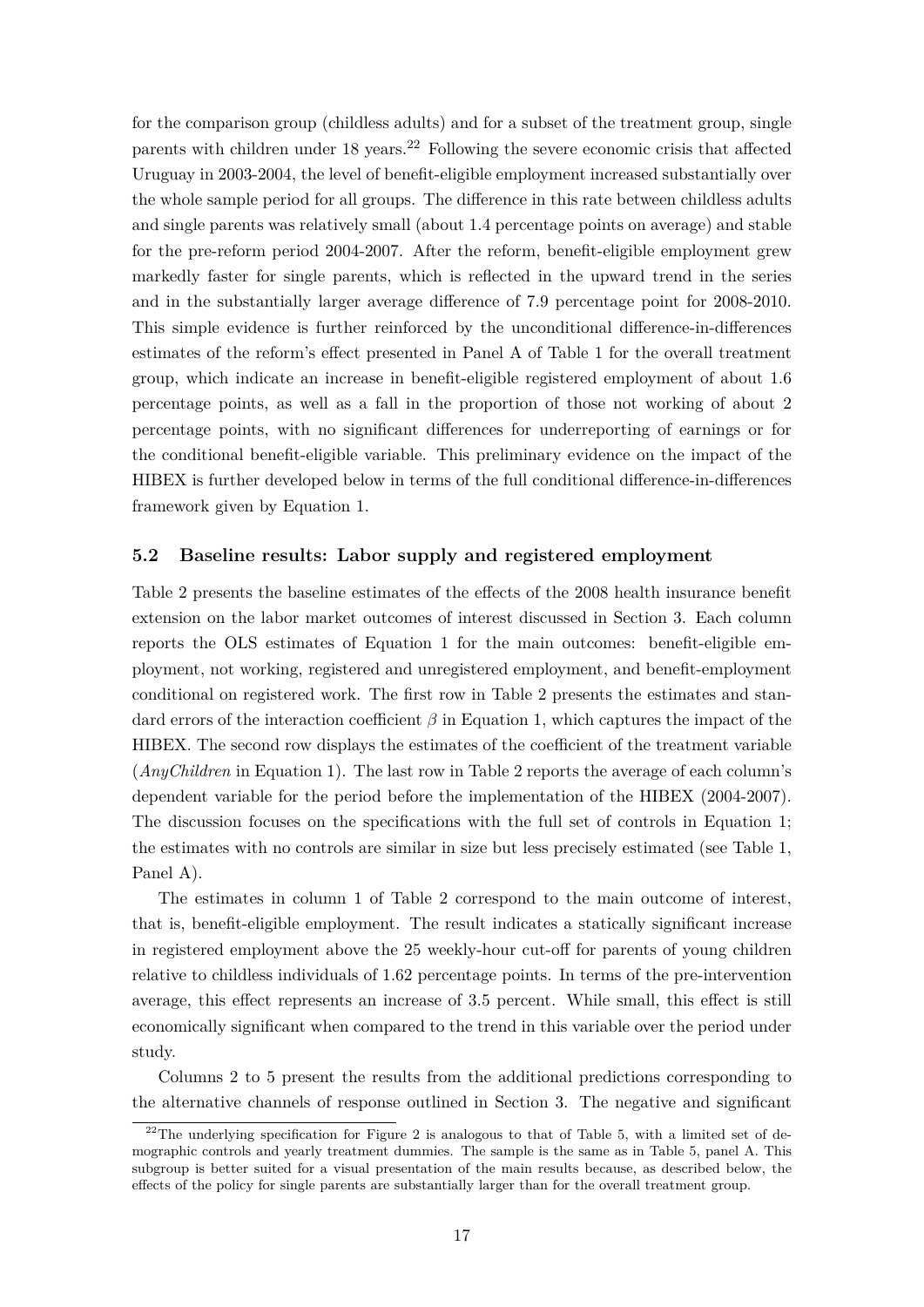for the comparison group (childless adults) and for a subset of the treatment group, single parents with children under 18 years.[22] Following the severe economic crisis that affected Uruguay in 2003-2004, the level of benefit-eligible employment increased substantially over the whole sample period for all groups. The difference in this rate between childless adults and single parents was relatively small (about 1.4 percentage points on average) and stable for the pre-reform period 2004-2007. After the reform, benefit-eligible employment grew markedly faster for single parents, which is reflected in the upward trend in the series and in the substantially larger average difference of 7.9 percentage point for 2008-2010. This simple evidence is further reinforced by the unconditional difference-in-differences estimates of the reform's effect presented in Panel A of Table 1 for the overall treatment group, which indicate an increase in benefit-eligible registered employment of about 1.6 percentage points, as well as a fall in the proportion of those not working of about 2 percentage points, with no significant differences for underreporting of earnings or for the conditional benefit-eligible variable. This preliminary evidence on the impact of the HIBEX is further developed below in terms of the full conditional difference-in-differences framework given by Equation 1.

## 5.2 Baseline results: Labor supply and registered employment

Table 2 presents the baseline estimates of the effects of the 2008 health insurance benefit extension on the labor market outcomes of interest discussed in Section 3. Each column reports the OLS estimates of Equation 1 for the main outcomes: benefit-eligible employment, not working, registered and unregistered employment, and benefit-employment conditional on registered work. The first row in Table 2 presents the estimates and standard errors of the interaction coefficient $\beta$ in Equation 1, which captures the impact of the HIBEX. The second row displays the estimates of the coefficient of the treatment variable (*AnyChildren* in Equation 1). The last row in Table 2 reports the average of each column's dependent variable for the period before the implementation of the HIBEX (2004-2007). The discussion focuses on the specifications with the full set of controls in Equation 1; the estimates with no controls are similar in size but less precisely estimated (see Table 1, Panel A).

The estimates in column 1 of Table 2 correspond to the main outcome of interest, that is, benefit-eligible employment. The result indicates a statically significant increase in registered employment above the 25 weekly-hour cut-off for parents of young children relative to childless individuals of 1.62 percentage points. In terms of the pre-intervention average, this effect represents an increase of 3.5 percent. While small, this effect is still economically significant when compared to the trend in this variable over the period under study.

Columns 2 to 5 present the results from the additional predictions corresponding to the alternative channels of response outlined in Section 3. The negative and significant

[22] The underlying specification for Figure 2 is analogous to that of Table 5, with a limited set of demographic controls and yearly treatment dummies. The sample is the same as in Table 5, panel A. This subgroup is better suited for a visual presentation of the main results because, as described below, the effects of the policy for single parents are substantially larger than for the overall treatment group.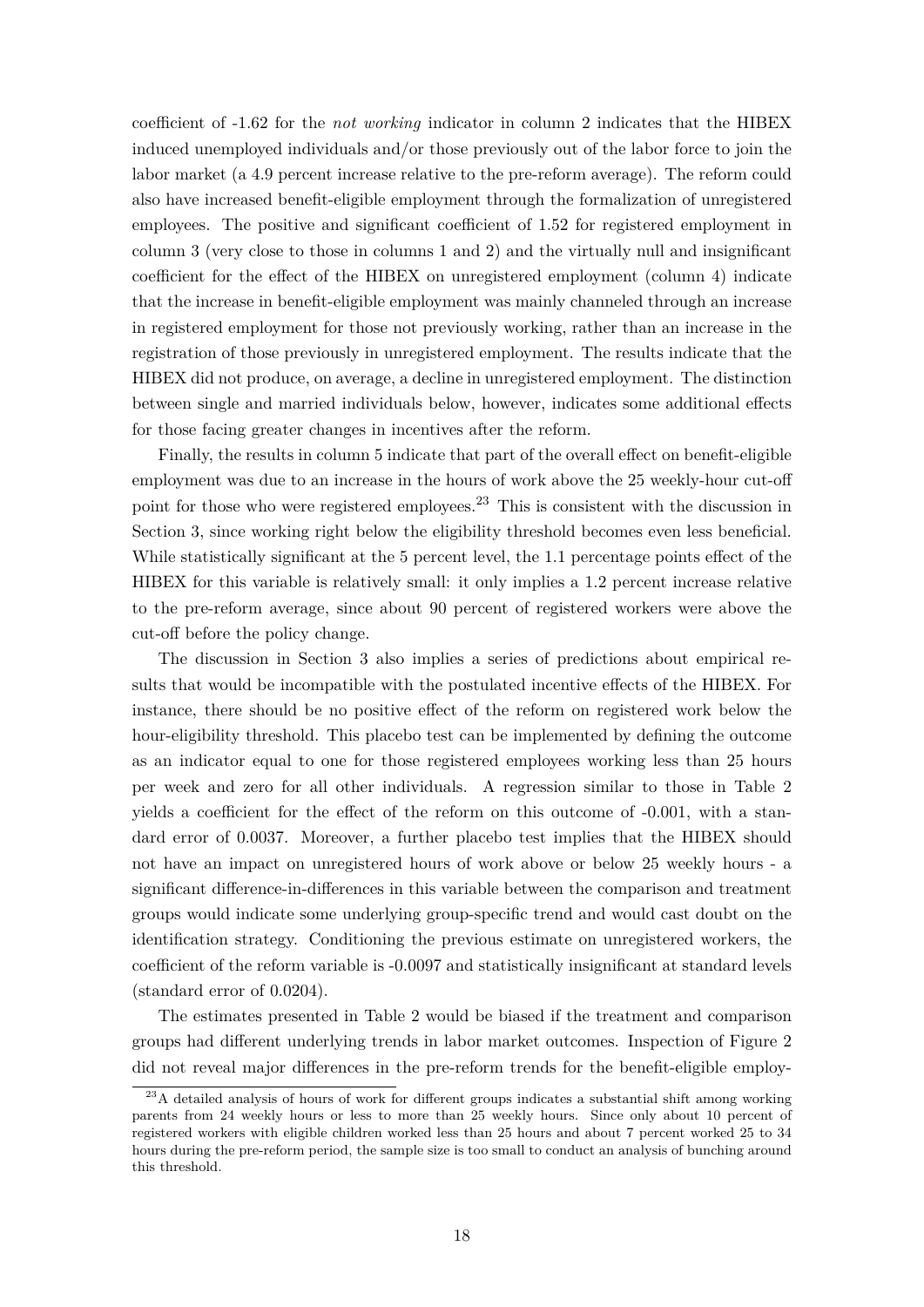coefficient of -1.62 for the *not working* indicator in column 2 indicates that the HIBEX induced unemployed individuals and/or those previously out of the labor force to join the labor market (a 4.9 percent increase relative to the pre-reform average). The reform could also have increased benefit-eligible employment through the formalization of unregistered employees. The positive and significant coefficient of 1.52 for registered employment in column 3 (very close to those in columns 1 and 2) and the virtually null and insignificant coefficient for the effect of the HIBEX on unregistered employment (column 4) indicate that the increase in benefit-eligible employment was mainly channeled through an increase in registered employment for those not previously working, rather than an increase in the registration of those previously in unregistered employment. The results indicate that the HIBEX did not produce, on average, a decline in unregistered employment. The distinction between single and married individuals below, however, indicates some additional effects for those facing greater changes in incentives after the reform.

Finally, the results in column 5 indicate that part of the overall effect on benefit-eligible employment was due to an increase in the hours of work above the 25 weekly-hour cut-off point for those who were registered employees.[23] This is consistent with the discussion in Section 3, since working right below the eligibility threshold becomes even less beneficial. While statistically significant at the 5 percent level, the 1.1 percentage points effect of the HIBEX for this variable is relatively small: it only implies a 1.2 percent increase relative to the pre-reform average, since about 90 percent of registered workers were above the cut-off before the policy change.

The discussion in Section 3 also implies a series of predictions about empirical results that would be incompatible with the postulated incentive effects of the HIBEX. For instance, there should be no positive effect of the reform on registered work below the hour-eligibility threshold. This placebo test can be implemented by defining the outcome as an indicator equal to one for those registered employees working less than 25 hours per week and zero for all other individuals. A regression similar to those in Table 2 yields a coefficient for the effect of the reform on this outcome of -0.001, with a standard error of 0.0037. Moreover, a further placebo test implies that the HIBEX should not have an impact on unregistered hours of work above or below 25 weekly hours - a significant difference-in-differences in this variable between the comparison and treatment groups would indicate some underlying group-specific trend and would cast doubt on the identification strategy. Conditioning the previous estimate on unregistered workers, the coefficient of the reform variable is -0.0097 and statistically insignificant at standard levels (standard error of 0.0204).

The estimates presented in Table 2 would be biased if the treatment and comparison groups had different underlying trends in labor market outcomes. Inspection of Figure 2 did not reveal major differences in the pre-reform trends for the benefit-eligible employ-

[23] A detailed analysis of hours of work for different groups indicates a substantial shift among working parents from 24 weekly hours or less to more than 25 weekly hours. Since only about 10 percent of registered workers with eligible children worked less than 25 hours and about 7 percent worked 25 to 34 hours during the pre-reform period, the sample size is too small to conduct an analysis of bunching around this threshold.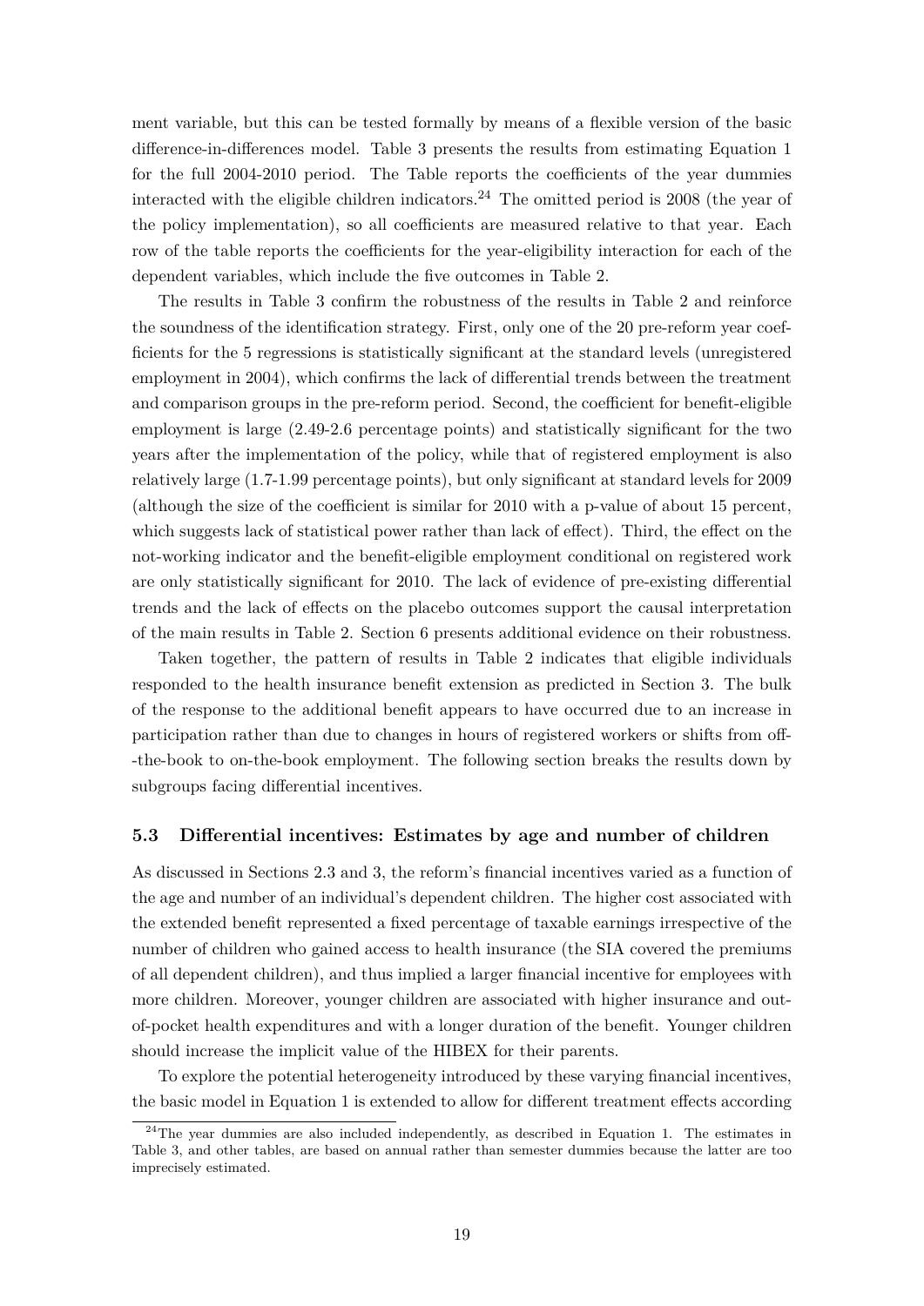ment variable, but this can be tested formally by means of a flexible version of the basic difference-in-differences model. Table 3 presents the results from estimating Equation 1 for the full 2004-2010 period. The Table reports the coefficients of the year dummies interacted with the eligible children indicators.[24] The omitted period is 2008 (the year of the policy implementation), so all coefficients are measured relative to that year. Each row of the table reports the coefficients for the year-eligibility interaction for each of the dependent variables, which include the five outcomes in Table 2.

The results in Table 3 confirm the robustness of the results in Table 2 and reinforce the soundness of the identification strategy. First, only one of the 20 pre-reform year coefficients for the 5 regressions is statistically significant at the standard levels (unregistered employment in 2004), which confirms the lack of differential trends between the treatment and comparison groups in the pre-reform period. Second, the coefficient for benefit-eligible employment is large (2.49-2.6 percentage points) and statistically significant for the two years after the implementation of the policy, while that of registered employment is also relatively large (1.7-1.99 percentage points), but only significant at standard levels for 2009 (although the size of the coefficient is similar for 2010 with a p-value of about 15 percent, which suggests lack of statistical power rather than lack of effect). Third, the effect on the not-working indicator and the benefit-eligible employment conditional on registered work are only statistically significant for 2010. The lack of evidence of pre-existing differential trends and the lack of effects on the placebo outcomes support the causal interpretation of the main results in Table 2. Section 6 presents additional evidence on their robustness.

Taken together, the pattern of results in Table 2 indicates that eligible individuals responded to the health insurance benefit extension as predicted in Section 3. The bulk of the response to the additional benefit appears to have occurred due to an increase in participation rather than due to changes in hours of registered workers or shifts from off--the-book to on-the-book employment. The following section breaks the results down by subgroups facing differential incentives.

### 5.3 Differential incentives: Estimates by age and number of children

As discussed in Sections 2.3 and 3, the reform's financial incentives varied as a function of the age and number of an individual's dependent children. The higher cost associated with the extended benefit represented a fixed percentage of taxable earnings irrespective of the number of children who gained access to health insurance (the SIA covered the premiums of all dependent children), and thus implied a larger financial incentive for employees with more children. Moreover, younger children are associated with higher insurance and out-of-pocket health expenditures and with a longer duration of the benefit. Younger children should increase the implicit value of the HIBEX for their parents.

To explore the potential heterogeneity introduced by these varying financial incentives, the basic model in Equation 1 is extended to allow for different treatment effects according

[24] The year dummies are also included independently, as described in Equation 1. The estimates in Table 3, and other tables, are based on annual rather than semester dummies because the latter are too imprecisely estimated.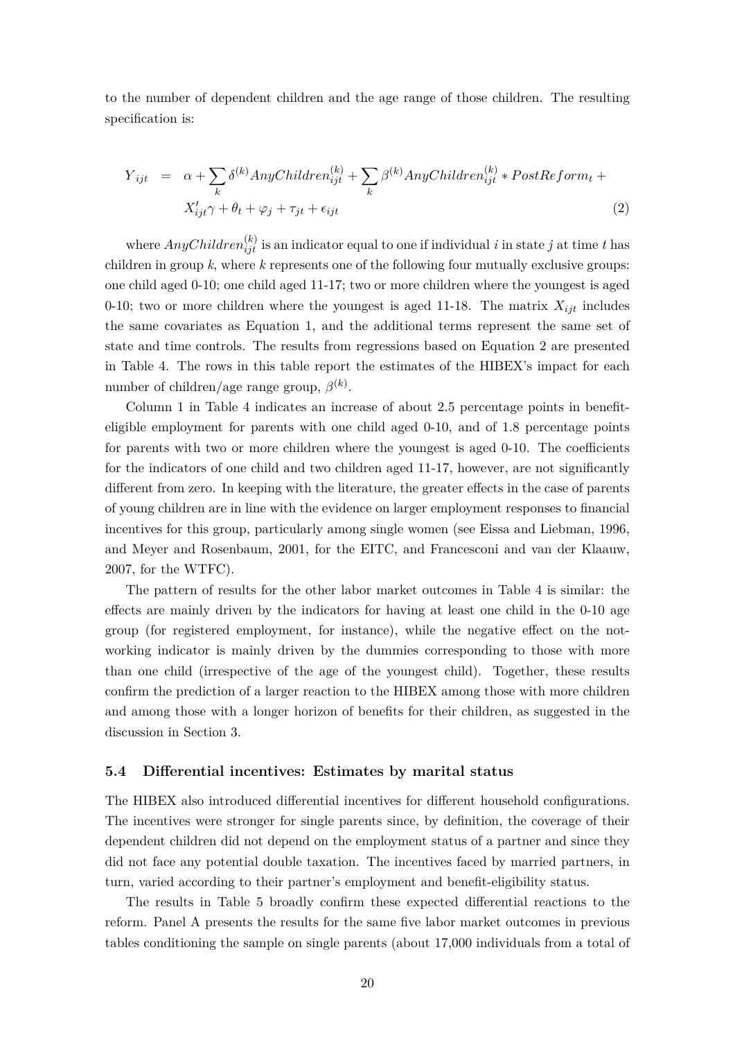to the number of dependent children and the age range of those children. The resulting specification is:

$$
\begin{aligned}
Y_{ijt} \;\; = \;\; & \alpha + \sum_k \delta^{(k)} AnyChildren_{ijt}^{(k)} + \sum_k \beta^{(k)} AnyChildren_{ijt}^{(k)} * PostReform_t + \\
& X_{ijt}^{\prime}\gamma + \theta_t + \varphi_j + \tau_{jt} + \epsilon_{ijt} \qquad (2)
\end{aligned}
$$

where $AnyChildren_{ijt}^{(k)}$ is an indicator equal to one if individual $i$ in state $j$ at time $t$ has children in group $k$, where $k$ represents one of the following four mutually exclusive groups: one child aged 0-10; one child aged 11-17; two or more children where the youngest is aged 0-10; two or more children where the youngest is aged 11-18. The matrix $X_{ijt}$ includes the same covariates as Equation 1, and the additional terms represent the same set of state and time controls. The results from regressions based on Equation 2 are presented in Table 4. The rows in this table report the estimates of the HIBEX's impact for each number of children/age range group, $\beta^{(k)}$.

Column 1 in Table 4 indicates an increase of about 2.5 percentage points in benefit-eligible employment for parents with one child aged 0-10, and of 1.8 percentage points for parents with two or more children where the youngest is aged 0-10. The coefficients for the indicators of one child and two children aged 11-17, however, are not significantly different from zero. In keeping with the literature, the greater effects in the case of parents of young children are in line with the evidence on larger employment responses to financial incentives for this group, particularly among single women (see Eissa and Liebman, 1996, and Meyer and Rosenbaum, 2001, for the EITC, and Francesconi and van der Klaauw, 2007, for the WTFC).

The pattern of results for the other labor market outcomes in Table 4 is similar: the effects are mainly driven by the indicators for having at least one child in the 0-10 age group (for registered employment, for instance), while the negative effect on the not-working indicator is mainly driven by the dummies corresponding to those with more than one child (irrespective of the age of the youngest child). Together, these results confirm the prediction of a larger reaction to the HIBEX among those with more children and among those with a longer horizon of benefits for their children, as suggested in the discussion in Section 3.

### 5.4 Differential incentives: Estimates by marital status

The HIBEX also introduced differential incentives for different household configurations. The incentives were stronger for single parents since, by definition, the coverage of their dependent children did not depend on the employment status of a partner and since they did not face any potential double taxation. The incentives faced by married partners, in turn, varied according to their partner's employment and benefit-eligibility status.

The results in Table 5 broadly confirm these expected differential reactions to the reform. Panel A presents the results for the same five labor market outcomes in previous tables conditioning the sample on single parents (about 17,000 individuals from a total of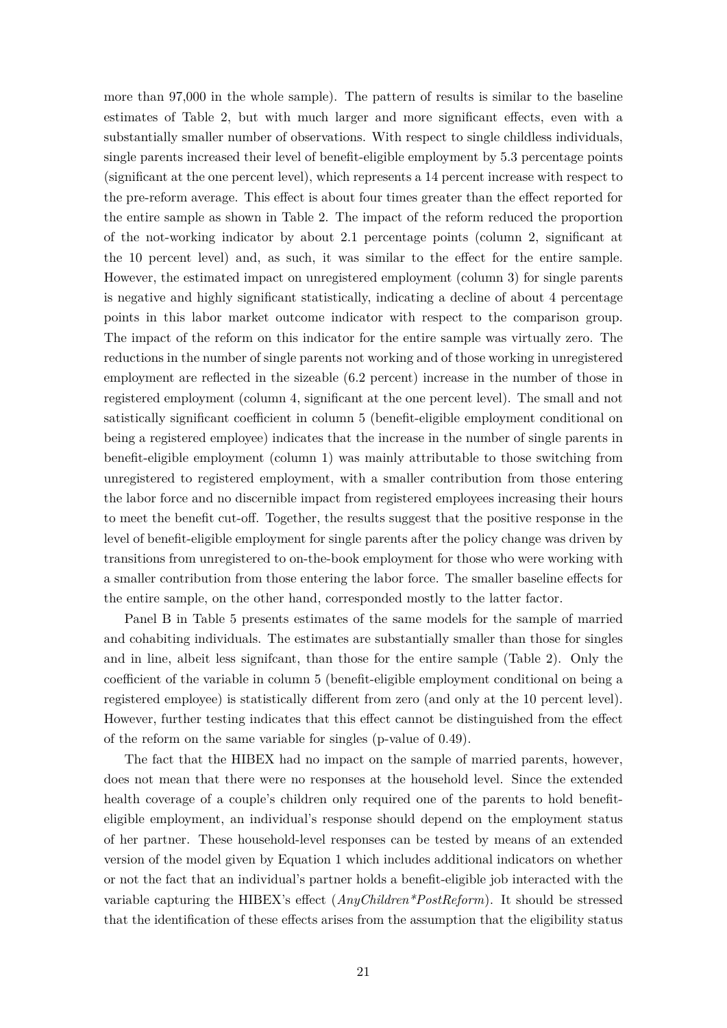more than 97,000 in the whole sample). The pattern of results is similar to the baseline estimates of Table 2, but with much larger and more significant effects, even with a substantially smaller number of observations. With respect to single childless individuals, single parents increased their level of benefit-eligible employment by 5.3 percentage points (significant at the one percent level), which represents a 14 percent increase with respect to the pre-reform average. This effect is about four times greater than the effect reported for the entire sample as shown in Table 2. The impact of the reform reduced the proportion of the not-working indicator by about 2.1 percentage points (column 2, significant at the 10 percent level) and, as such, it was similar to the effect for the entire sample. However, the estimated impact on unregistered employment (column 3) for single parents is negative and highly significant statistically, indicating a decline of about 4 percentage points in this labor market outcome indicator with respect to the comparison group. The impact of the reform on this indicator for the entire sample was virtually zero. The reductions in the number of single parents not working and of those working in unregistered employment are reflected in the sizeable (6.2 percent) increase in the number of those in registered employment (column 4, significant at the one percent level). The small and not satistically significant coefficient in column 5 (benefit-eligible employment conditional on being a registered employee) indicates that the increase in the number of single parents in benefit-eligible employment (column 1) was mainly attributable to those switching from unregistered to registered employment, with a smaller contribution from those entering the labor force and no discernible impact from registered employees increasing their hours to meet the benefit cut-off. Together, the results suggest that the positive response in the level of benefit-eligible employment for single parents after the policy change was driven by transitions from unregistered to on-the-book employment for those who were working with a smaller contribution from those entering the labor force. The smaller baseline effects for the entire sample, on the other hand, corresponded mostly to the latter factor.

Panel B in Table 5 presents estimates of the same models for the sample of married and cohabiting individuals. The estimates are substantially smaller than those for singles and in line, albeit less signifcant, than those for the entire sample (Table 2). Only the coefficient of the variable in column 5 (benefit-eligible employment conditional on being a registered employee) is statistically different from zero (and only at the 10 percent level). However, further testing indicates that this effect cannot be distinguished from the effect of the reform on the same variable for singles (p-value of 0.49).

The fact that the HIBEX had no impact on the sample of married parents, however, does not mean that there were no responses at the household level. Since the extended health coverage of a couple's children only required one of the parents to hold benefit-eligible employment, an individual's response should depend on the employment status of her partner. These household-level responses can be tested by means of an extended version of the model given by Equation 1 which includes additional indicators on whether or not the fact that an individual's partner holds a benefit-eligible job interacted with the variable capturing the HIBEX's effect (*AnyChildren*PostReform*). It should be stressed that the identification of these effects arises from the assumption that the eligibility status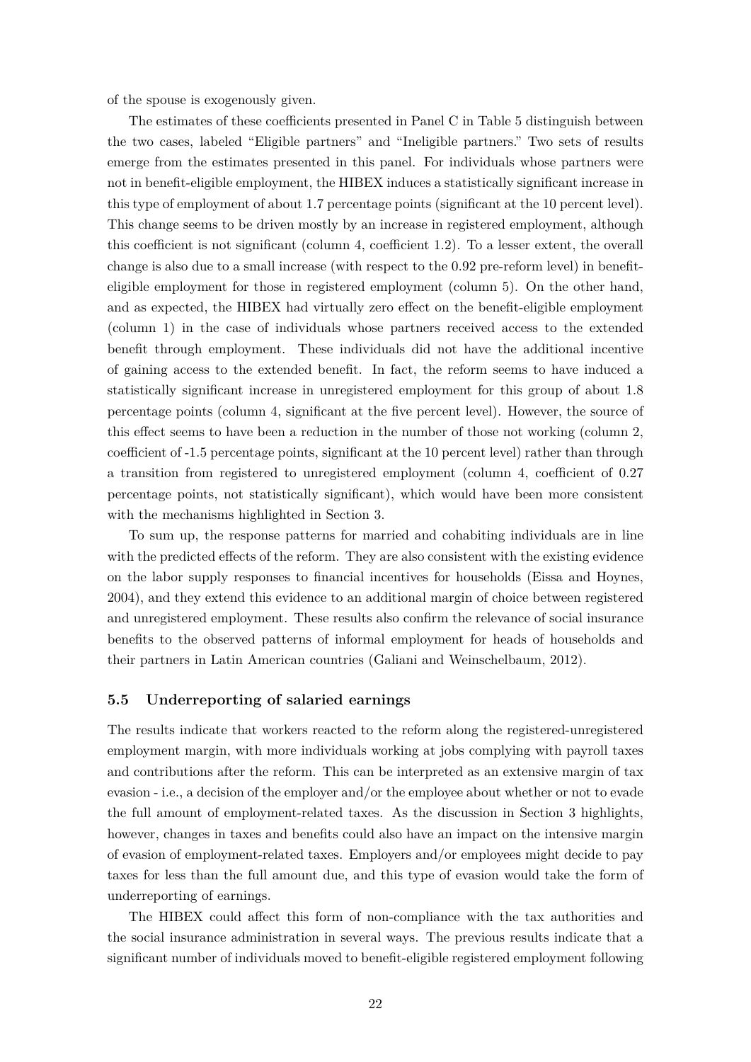of the spouse is exogenously given.

The estimates of these coefficients presented in Panel C in Table 5 distinguish between the two cases, labeled "Eligible partners" and "Ineligible partners." Two sets of results emerge from the estimates presented in this panel. For individuals whose partners were not in benefit-eligible employment, the HIBEX induces a statistically significant increase in this type of employment of about 1.7 percentage points (significant at the 10 percent level). This change seems to be driven mostly by an increase in registered employment, although this coefficient is not significant (column 4, coefficient 1.2). To a lesser extent, the overall change is also due to a small increase (with respect to the 0.92 pre-reform level) in benefit-eligible employment for those in registered employment (column 5). On the other hand, and as expected, the HIBEX had virtually zero effect on the benefit-eligible employment (column 1) in the case of individuals whose partners received access to the extended benefit through employment. These individuals did not have the additional incentive of gaining access to the extended benefit. In fact, the reform seems to have induced a statistically significant increase in unregistered employment for this group of about 1.8 percentage points (column 4, significant at the five percent level). However, the source of this effect seems to have been a reduction in the number of those not working (column 2, coefficient of -1.5 percentage points, significant at the 10 percent level) rather than through a transition from registered to unregistered employment (column 4, coefficient of 0.27 percentage points, not statistically significant), which would have been more consistent with the mechanisms highlighted in Section 3.

To sum up, the response patterns for married and cohabiting individuals are in line with the predicted effects of the reform. They are also consistent with the existing evidence on the labor supply responses to financial incentives for households (Eissa and Hoynes, 2004), and they extend this evidence to an additional margin of choice between registered and unregistered employment. These results also confirm the relevance of social insurance benefits to the observed patterns of informal employment for heads of households and their partners in Latin American countries (Galiani and Weinschelbaum, 2012).

### 5.5 Underreporting of salaried earnings

The results indicate that workers reacted to the reform along the registered-unregistered employment margin, with more individuals working at jobs complying with payroll taxes and contributions after the reform. This can be interpreted as an extensive margin of tax evasion - i.e., a decision of the employer and/or the employee about whether or not to evade the full amount of employment-related taxes. As the discussion in Section 3 highlights, however, changes in taxes and benefits could also have an impact on the intensive margin of evasion of employment-related taxes. Employers and/or employees might decide to pay taxes for less than the full amount due, and this type of evasion would take the form of underreporting of earnings.

The HIBEX could affect this form of non-compliance with the tax authorities and the social insurance administration in several ways. The previous results indicate that a significant number of individuals moved to benefit-eligible registered employment following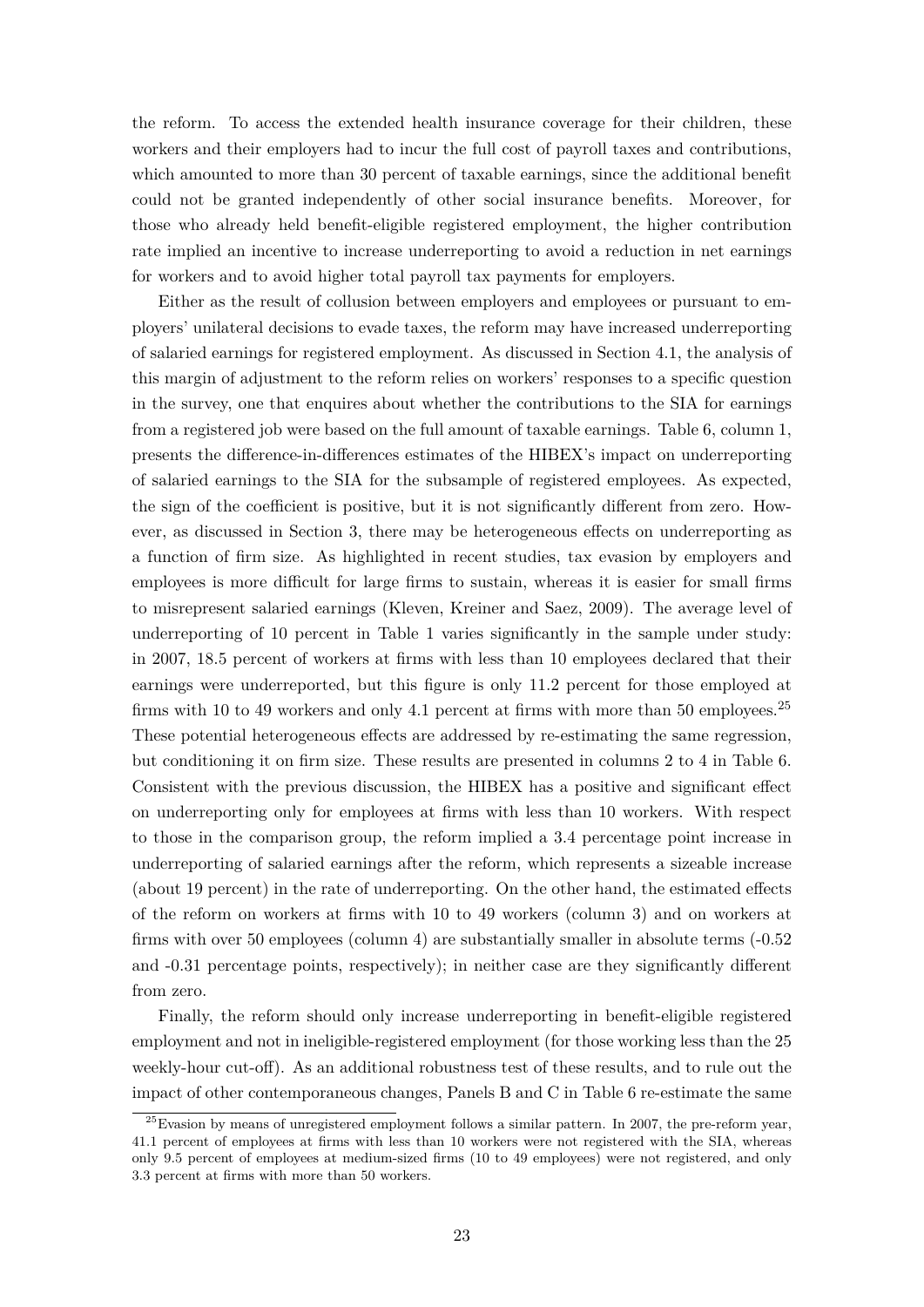the reform. To access the extended health insurance coverage for their children, these workers and their employers had to incur the full cost of payroll taxes and contributions, which amounted to more than 30 percent of taxable earnings, since the additional benefit could not be granted independently of other social insurance benefits. Moreover, for those who already held benefit-eligible registered employment, the higher contribution rate implied an incentive to increase underreporting to avoid a reduction in net earnings for workers and to avoid higher total payroll tax payments for employers.

Either as the result of collusion between employers and employees or pursuant to employers' unilateral decisions to evade taxes, the reform may have increased underreporting of salaried earnings for registered employment. As discussed in Section 4.1, the analysis of this margin of adjustment to the reform relies on workers' responses to a specific question in the survey, one that enquires about whether the contributions to the SIA for earnings from a registered job were based on the full amount of taxable earnings. Table 6, column 1, presents the difference-in-differences estimates of the HIBEX's impact on underreporting of salaried earnings to the SIA for the subsample of registered employees. As expected, the sign of the coefficient is positive, but it is not significantly different from zero. However, as discussed in Section 3, there may be heterogeneous effects on underreporting as a function of firm size. As highlighted in recent studies, tax evasion by employers and employees is more difficult for large firms to sustain, whereas it is easier for small firms to misrepresent salaried earnings (Kleven, Kreiner and Saez, 2009). The average level of underreporting of 10 percent in Table 1 varies significantly in the sample under study: in 2007, 18.5 percent of workers at firms with less than 10 employees declared that their earnings were underreported, but this figure is only 11.2 percent for those employed at firms with 10 to 49 workers and only 4.1 percent at firms with more than 50 employees.[25] These potential heterogeneous effects are addressed by re-estimating the same regression, but conditioning it on firm size. These results are presented in columns 2 to 4 in Table 6. Consistent with the previous discussion, the HIBEX has a positive and significant effect on underreporting only for employees at firms with less than 10 workers. With respect to those in the comparison group, the reform implied a 3.4 percentage point increase in underreporting of salaried earnings after the reform, which represents a sizeable increase (about 19 percent) in the rate of underreporting. On the other hand, the estimated effects of the reform on workers at firms with 10 to 49 workers (column 3) and on workers at firms with over 50 employees (column 4) are substantially smaller in absolute terms (-0.52 and -0.31 percentage points, respectively); in neither case are they significantly different from zero.

Finally, the reform should only increase underreporting in benefit-eligible registered employment and not in ineligible-registered employment (for those working less than the 25 weekly-hour cut-off). As an additional robustness test of these results, and to rule out the impact of other contemporaneous changes, Panels B and C in Table 6 re-estimate the same

[25] Evasion by means of unregistered employment follows a similar pattern. In 2007, the pre-reform year, 41.1 percent of employees at firms with less than 10 workers were not registered with the SIA, whereas only 9.5 percent of employees at medium-sized firms (10 to 49 employees) were not registered, and only 3.3 percent at firms with more than 50 workers.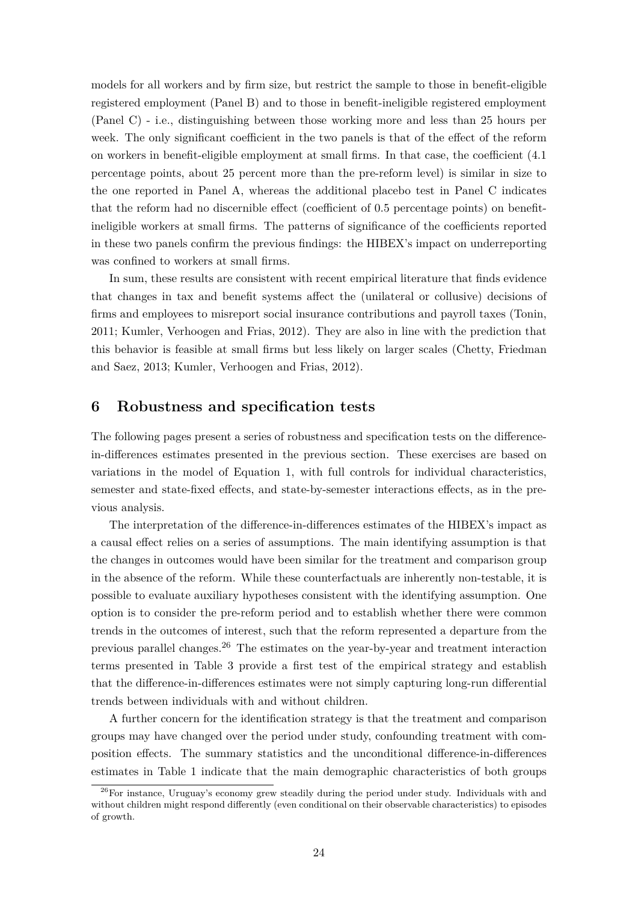models for all workers and by firm size, but restrict the sample to those in benefit-eligible registered employment (Panel B) and to those in benefit-ineligible registered employment (Panel C) - i.e., distinguishing between those working more and less than 25 hours per week. The only significant coefficient in the two panels is that of the effect of the reform on workers in benefit-eligible employment at small firms. In that case, the coefficient (4.1 percentage points, about 25 percent more than the pre-reform level) is similar in size to the one reported in Panel A, whereas the additional placebo test in Panel C indicates that the reform had no discernible effect (coefficient of 0.5 percentage points) on benefit-ineligible workers at small firms. The patterns of significance of the coefficients reported in these two panels confirm the previous findings: the HIBEX's impact on underreporting was confined to workers at small firms.

In sum, these results are consistent with recent empirical literature that finds evidence that changes in tax and benefit systems affect the (unilateral or collusive) decisions of firms and employees to misreport social insurance contributions and payroll taxes (Tonin, 2011; Kumler, Verhoogen and Frias, 2012). They are also in line with the prediction that this behavior is feasible at small firms but less likely on larger scales (Chetty, Friedman and Saez, 2013; Kumler, Verhoogen and Frias, 2012).

## 6 Robustness and specification tests

The following pages present a series of robustness and specification tests on the difference-in-differences estimates presented in the previous section. These exercises are based on variations in the model of Equation 1, with full controls for individual characteristics, semester and state-fixed effects, and state-by-semester interactions effects, as in the previous analysis.

The interpretation of the difference-in-differences estimates of the HIBEX's impact as a causal effect relies on a series of assumptions. The main identifying assumption is that the changes in outcomes would have been similar for the treatment and comparison group in the absence of the reform. While these counterfactuals are inherently non-testable, it is possible to evaluate auxiliary hypotheses consistent with the identifying assumption. One option is to consider the pre-reform period and to establish whether there were common trends in the outcomes of interest, such that the reform represented a departure from the previous parallel changes.[26] The estimates on the year-by-year and treatment interaction terms presented in Table 3 provide a first test of the empirical strategy and establish that the difference-in-differences estimates were not simply capturing long-run differential trends between individuals with and without children.

A further concern for the identification strategy is that the treatment and comparison groups may have changed over the period under study, confounding treatment with composition effects. The summary statistics and the unconditional difference-in-differences estimates in Table 1 indicate that the main demographic characteristics of both groups

[26] For instance, Uruguay's economy grew steadily during the period under study. Individuals with and without children might respond differently (even conditional on their observable characteristics) to episodes of growth.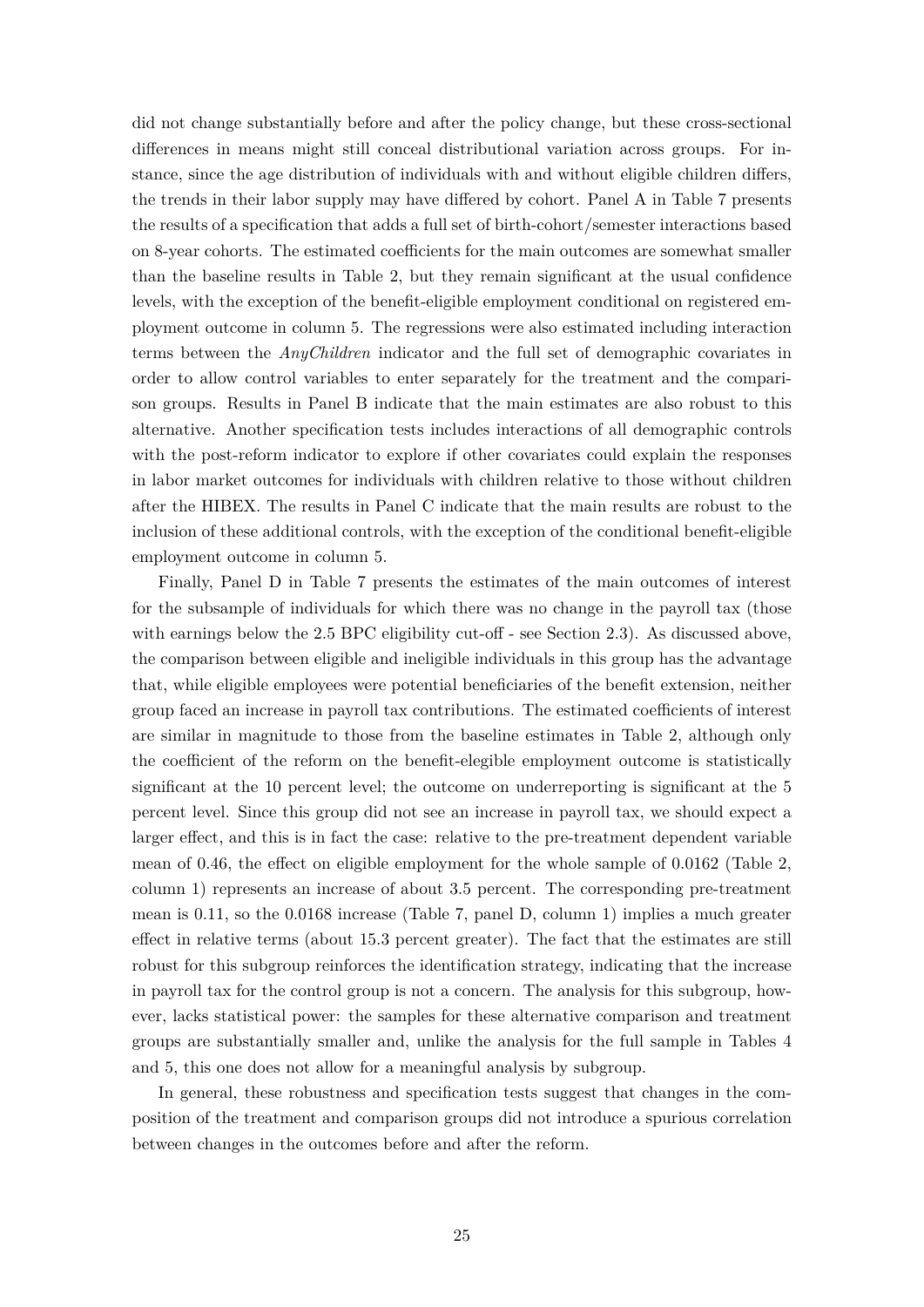did not change substantially before and after the policy change, but these cross-sectional differences in means might still conceal distributional variation across groups. For instance, since the age distribution of individuals with and without eligible children differs, the trends in their labor supply may have differed by cohort. Panel A in Table 7 presents the results of a specification that adds a full set of birth-cohort/semester interactions based on 8-year cohorts. The estimated coefficients for the main outcomes are somewhat smaller than the baseline results in Table 2, but they remain significant at the usual confidence levels, with the exception of the benefit-eligible employment conditional on registered employment outcome in column 5. The regressions were also estimated including interaction terms between the *AnyChildren* indicator and the full set of demographic covariates in order to allow control variables to enter separately for the treatment and the comparison groups. Results in Panel B indicate that the main estimates are also robust to this alternative. Another specification tests includes interactions of all demographic controls with the post-reform indicator to explore if other covariates could explain the responses in labor market outcomes for individuals with children relative to those without children after the HIBEX. The results in Panel C indicate that the main results are robust to the inclusion of these additional controls, with the exception of the conditional benefit-eligible employment outcome in column 5.

Finally, Panel D in Table 7 presents the estimates of the main outcomes of interest for the subsample of individuals for which there was no change in the payroll tax (those with earnings below the 2.5 BPC eligibility cut-off - see Section 2.3). As discussed above, the comparison between eligible and ineligible individuals in this group has the advantage that, while eligible employees were potential beneficiaries of the benefit extension, neither group faced an increase in payroll tax contributions. The estimated coefficients of interest are similar in magnitude to those from the baseline estimates in Table 2, although only the coefficient of the reform on the benefit-elegible employment outcome is statistically significant at the 10 percent level; the outcome on underreporting is significant at the 5 percent level. Since this group did not see an increase in payroll tax, we should expect a larger effect, and this is in fact the case: relative to the pre-treatment dependent variable mean of 0.46, the effect on eligible employment for the whole sample of 0.0162 (Table 2, column 1) represents an increase of about 3.5 percent. The corresponding pre-treatment mean is 0.11, so the 0.0168 increase (Table 7, panel D, column 1) implies a much greater effect in relative terms (about 15.3 percent greater). The fact that the estimates are still robust for this subgroup reinforces the identification strategy, indicating that the increase in payroll tax for the control group is not a concern. The analysis for this subgroup, however, lacks statistical power: the samples for these alternative comparison and treatment groups are substantially smaller and, unlike the analysis for the full sample in Tables 4 and 5, this one does not allow for a meaningful analysis by subgroup.

In general, these robustness and specification tests suggest that changes in the composition of the treatment and comparison groups did not introduce a spurious correlation between changes in the outcomes before and after the reform.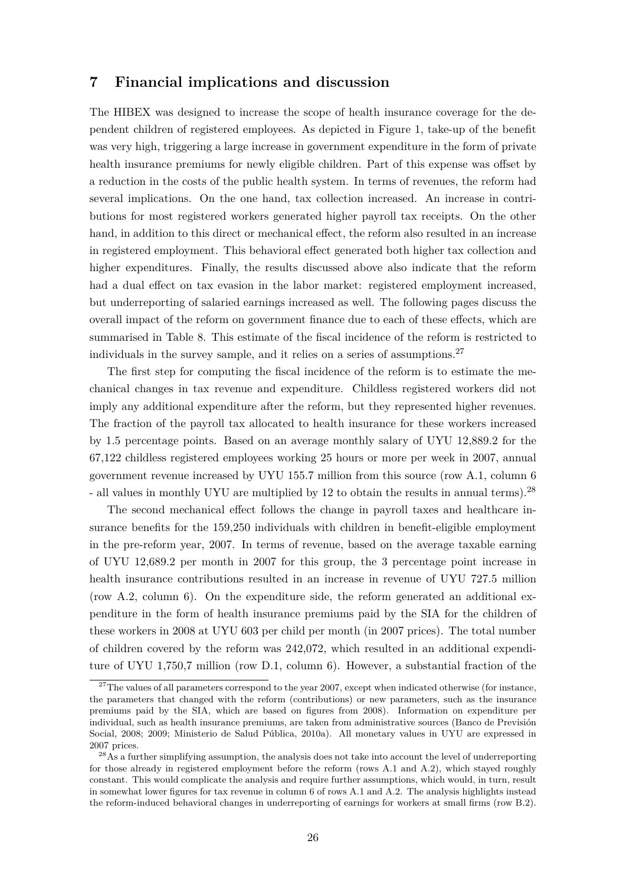## 7 Financial implications and discussion

The HIBEX was designed to increase the scope of health insurance coverage for the dependent children of registered employees. As depicted in Figure 1, take-up of the benefit was very high, triggering a large increase in government expenditure in the form of private health insurance premiums for newly eligible children. Part of this expense was offset by a reduction in the costs of the public health system. In terms of revenues, the reform had several implications. On the one hand, tax collection increased. An increase in contributions for most registered workers generated higher payroll tax receipts. On the other hand, in addition to this direct or mechanical effect, the reform also resulted in an increase in registered employment. This behavioral effect generated both higher tax collection and higher expenditures. Finally, the results discussed above also indicate that the reform had a dual effect on tax evasion in the labor market: registered employment increased, but underreporting of salaried earnings increased as well. The following pages discuss the overall impact of the reform on government finance due to each of these effects, which are summarised in Table 8. This estimate of the fiscal incidence of the reform is restricted to individuals in the survey sample, and it relies on a series of assumptions.[27]

The first step for computing the fiscal incidence of the reform is to estimate the mechanical changes in tax revenue and expenditure. Childless registered workers did not imply any additional expenditure after the reform, but they represented higher revenues. The fraction of the payroll tax allocated to health insurance for these workers increased by 1.5 percentage points. Based on an average monthly salary of UYU 12,889.2 for the 67,122 childless registered employees working 25 hours or more per week in 2007, annual government revenue increased by UYU 155.7 million from this source (row A.1, column 6 - all values in monthly UYU are multiplied by 12 to obtain the results in annual terms).[28]

The second mechanical effect follows the change in payroll taxes and healthcare insurance benefits for the 159,250 individuals with children in benefit-eligible employment in the pre-reform year, 2007. In terms of revenue, based on the average taxable earning of UYU 12,689.2 per month in 2007 for this group, the 3 percentage point increase in health insurance contributions resulted in an increase in revenue of UYU 727.5 million (row A.2, column 6). On the expenditure side, the reform generated an additional expenditure in the form of health insurance premiums paid by the SIA for the children of these workers in 2008 at UYU 603 per child per month (in 2007 prices). The total number of children covered by the reform was 242,072, which resulted in an additional expenditure of UYU 1,750,7 million (row D.1, column 6). However, a substantial fraction of the

[27] The values of all parameters correspond to the year 2007, except when indicated otherwise (for instance, the parameters that changed with the reform (contributions) or new parameters, such as the insurance premiums paid by the SIA, which are based on figures from 2008). Information on expenditure per individual, such as health insurance premiums, are taken from administrative sources (Banco de Previsión Social, 2008; 2009; Ministerio de Salud Pública, 2010a). All monetary values in UYU are expressed in 2007 prices.

[28] As a further simplifying assumption, the analysis does not take into account the level of underreporting for those already in registered employment before the reform (rows A.1 and A.2), which stayed roughly constant. This would complicate the analysis and require further assumptions, which would, in turn, result in somewhat lower figures for tax revenue in column 6 of rows A.1 and A.2. The analysis highlights instead the reform-induced behavioral changes in underreporting of earnings for workers at small firms (row B.2).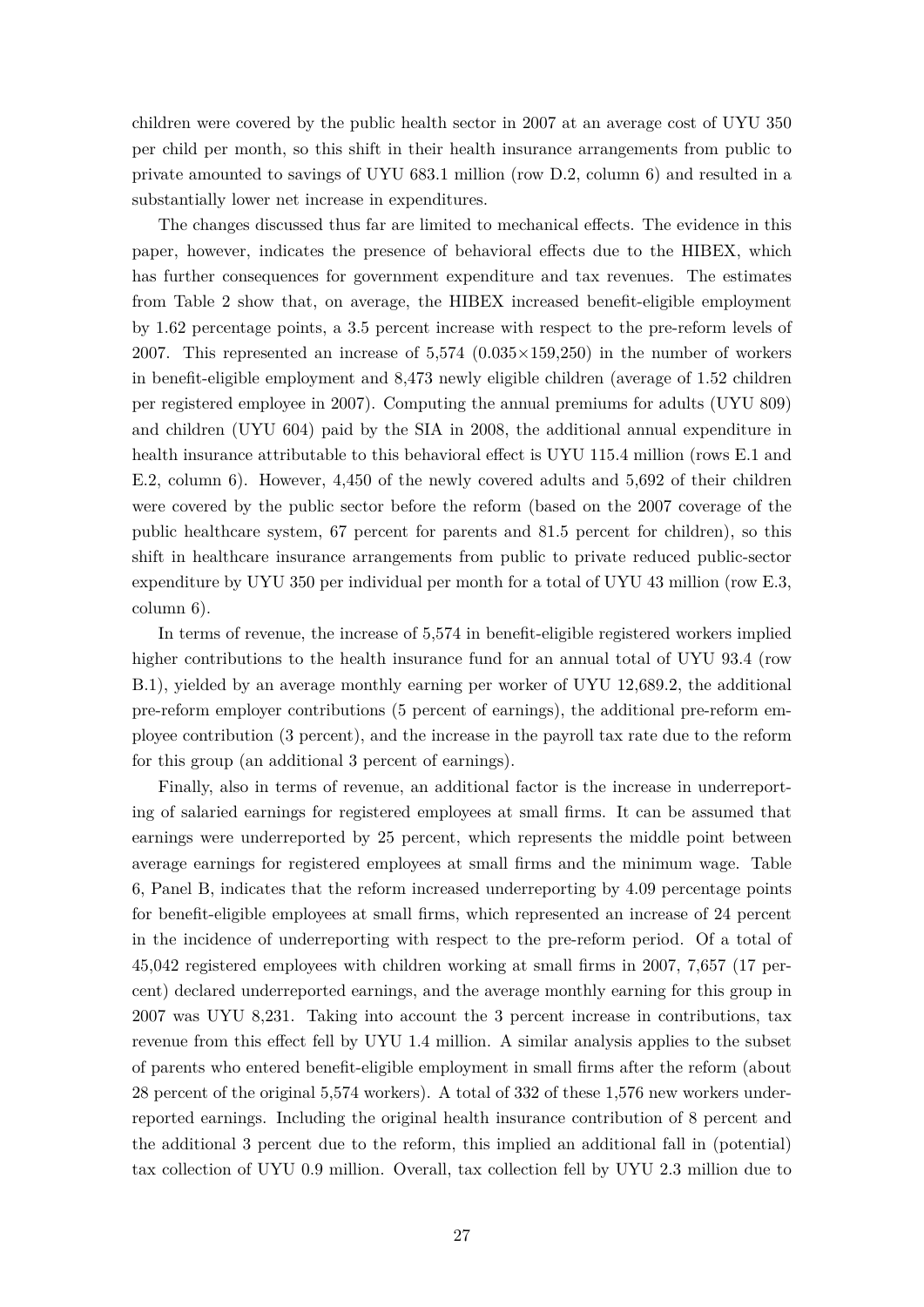children were covered by the public health sector in 2007 at an average cost of UYU 350 per child per month, so this shift in their health insurance arrangements from public to private amounted to savings of UYU 683.1 million (row D.2, column 6) and resulted in a substantially lower net increase in expenditures.

The changes discussed thus far are limited to mechanical effects. The evidence in this paper, however, indicates the presence of behavioral effects due to the HIBEX, which has further consequences for government expenditure and tax revenues. The estimates from Table 2 show that, on average, the HIBEX increased benefit-eligible employment by 1.62 percentage points, a 3.5 percent increase with respect to the pre-reform levels of 2007. This represented an increase of 5,574 ($0.035 \times 159{,}250$) in the number of workers in benefit-eligible employment and 8,473 newly eligible children (average of 1.52 children per registered employee in 2007). Computing the annual premiums for adults (UYU 809) and children (UYU 604) paid by the SIA in 2008, the additional annual expenditure in health insurance attributable to this behavioral effect is UYU 115.4 million (rows E.1 and E.2, column 6). However, 4,450 of the newly covered adults and 5,692 of their children were covered by the public sector before the reform (based on the 2007 coverage of the public healthcare system, 67 percent for parents and 81.5 percent for children), so this shift in healthcare insurance arrangements from public to private reduced public-sector expenditure by UYU 350 per individual per month for a total of UYU 43 million (row E.3, column 6).

In terms of revenue, the increase of 5,574 in benefit-eligible registered workers implied higher contributions to the health insurance fund for an annual total of UYU 93.4 (row B.1), yielded by an average monthly earning per worker of UYU 12,689.2, the additional pre-reform employer contributions (5 percent of earnings), the additional pre-reform employee contribution (3 percent), and the increase in the payroll tax rate due to the reform for this group (an additional 3 percent of earnings).

Finally, also in terms of revenue, an additional factor is the increase in underreporting of salaried earnings for registered employees at small firms. It can be assumed that earnings were underreported by 25 percent, which represents the middle point between average earnings for registered employees at small firms and the minimum wage. Table 6, Panel B, indicates that the reform increased underreporting by 4.09 percentage points for benefit-eligible employees at small firms, which represented an increase of 24 percent in the incidence of underreporting with respect to the pre-reform period. Of a total of 45,042 registered employees with children working at small firms in 2007, 7,657 (17 percent) declared underreported earnings, and the average monthly earning for this group in 2007 was UYU 8,231. Taking into account the 3 percent increase in contributions, tax revenue from this effect fell by UYU 1.4 million. A similar analysis applies to the subset of parents who entered benefit-eligible employment in small firms after the reform (about 28 percent of the original 5,574 workers). A total of 332 of these 1,576 new workers underreported earnings. Including the original health insurance contribution of 8 percent and the additional 3 percent due to the reform, this implied an additional fall in (potential) tax collection of UYU 0.9 million. Overall, tax collection fell by UYU 2.3 million due to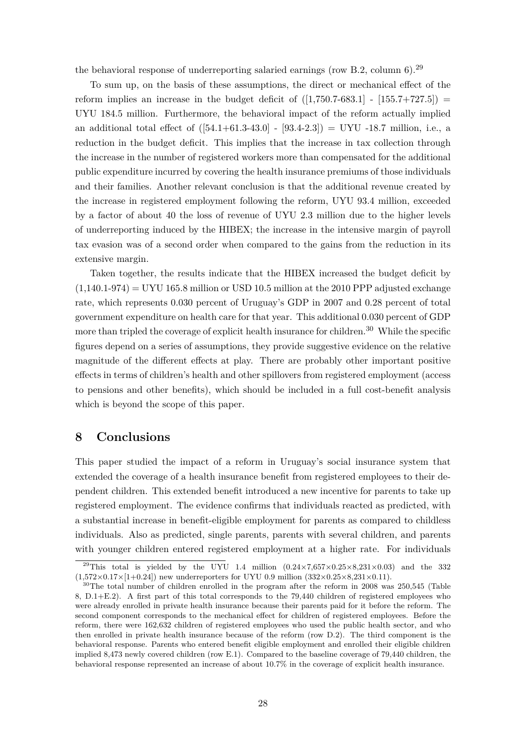the behavioral response of underreporting salaried earnings (row B.2, column 6).[29]

To sum up, on the basis of these assumptions, the direct or mechanical effect of the reform implies an increase in the budget deficit of ([1,750.7-683.1] - [155.7+727.5]) = UYU 184.5 million. Furthermore, the behavioral impact of the reform actually implied an additional total effect of ([54.1+61.3-43.0] - [93.4-2.3]) = UYU -18.7 million, i.e., a reduction in the budget deficit. This implies that the increase in tax collection through the increase in the number of registered workers more than compensated for the additional public expenditure incurred by covering the health insurance premiums of those individuals and their families. Another relevant conclusion is that the additional revenue created by the increase in registered employment following the reform, UYU 93.4 million, exceeded by a factor of about 40 the loss of revenue of UYU 2.3 million due to the higher levels of underreporting induced by the HIBEX; the increase in the intensive margin of payroll tax evasion was of a second order when compared to the gains from the reduction in its extensive margin.

Taken together, the results indicate that the HIBEX increased the budget deficit by (1,140.1-974) = UYU 165.8 million or USD 10.5 million at the 2010 PPP adjusted exchange rate, which represents 0.030 percent of Uruguay's GDP in 2007 and 0.28 percent of total government expenditure on health care for that year. This additional 0.030 percent of GDP more than tripled the coverage of explicit health insurance for children.[30] While the specific figures depend on a series of assumptions, they provide suggestive evidence on the relative magnitude of the different effects at play. There are probably other important positive effects in terms of children's health and other spillovers from registered employment (access to pensions and other benefits), which should be included in a full cost-benefit analysis which is beyond the scope of this paper.

## 8 Conclusions

This paper studied the impact of a reform in Uruguay's social insurance system that extended the coverage of a health insurance benefit from registered employees to their dependent children. This extended benefit introduced a new incentive for parents to take up registered employment. The evidence confirms that individuals reacted as predicted, with a substantial increase in benefit-eligible employment for parents as compared to childless individuals. Also as predicted, single parents, parents with several children, and parents with younger children entered registered employment at a higher rate. For individuals

---

[29] This total is yielded by the UYU 1.4 million ($0.24\times7{,}657\times0.25\times8{,}231\times0.03$) and the 332 ($1{,}572\times0.17\times[1+0.24]$) new underreporters for UYU 0.9 million ($332\times0.25\times8{,}231\times0.11$).

[30] The total number of children enrolled in the program after the reform in 2008 was 250,545 (Table 8, D.1+E.2). A first part of this total corresponds to the 79,440 children of registered employees who were already enrolled in private health insurance because their parents paid for it before the reform. The second component corresponds to the mechanical effect for children of registered employees. Before the reform, there were 162,632 children of registered employees who used the public health sector, and who then enrolled in private health insurance because of the reform (row D.2). The third component is the behavioral response. Parents who entered benefit eligible employment and enrolled their eligible children implied 8,473 newly covered children (row E.1). Compared to the baseline coverage of 79,440 children, the behavioral response represented an increase of about 10.7% in the coverage of explicit health insurance.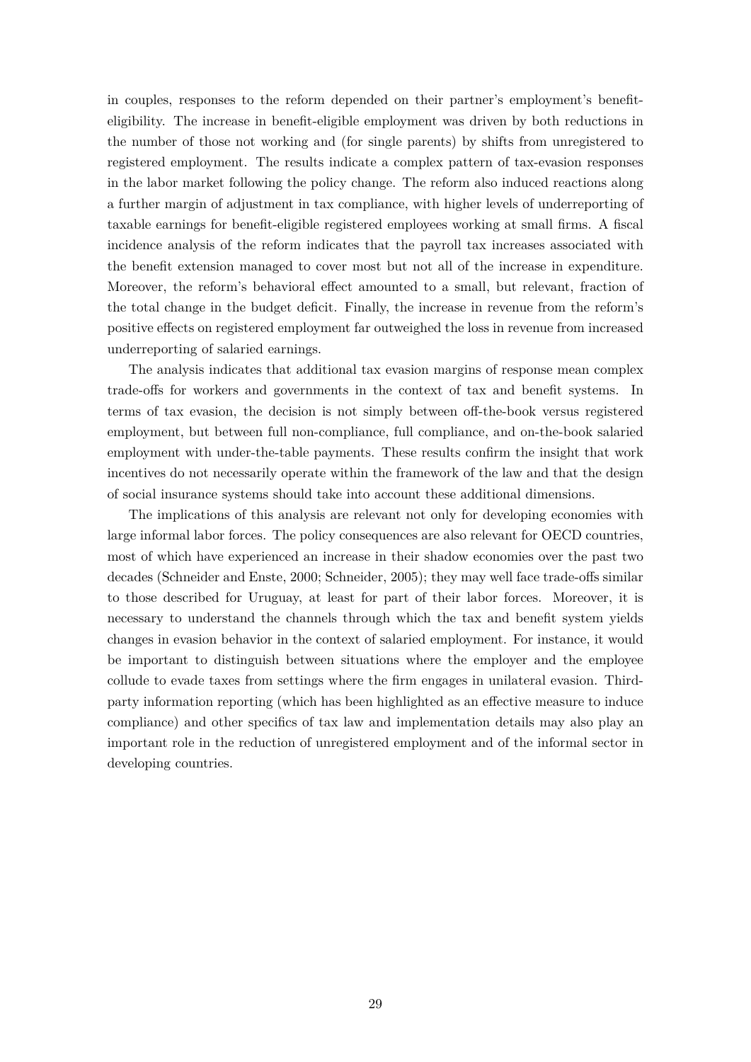in couples, responses to the reform depended on their partner's employment's benefit-eligibility. The increase in benefit-eligible employment was driven by both reductions in the number of those not working and (for single parents) by shifts from unregistered to registered employment. The results indicate a complex pattern of tax-evasion responses in the labor market following the policy change. The reform also induced reactions along a further margin of adjustment in tax compliance, with higher levels of underreporting of taxable earnings for benefit-eligible registered employees working at small firms. A fiscal incidence analysis of the reform indicates that the payroll tax increases associated with the benefit extension managed to cover most but not all of the increase in expenditure. Moreover, the reform's behavioral effect amounted to a small, but relevant, fraction of the total change in the budget deficit. Finally, the increase in revenue from the reform's positive effects on registered employment far outweighed the loss in revenue from increased underreporting of salaried earnings.

The analysis indicates that additional tax evasion margins of response mean complex trade-offs for workers and governments in the context of tax and benefit systems. In terms of tax evasion, the decision is not simply between off-the-book versus registered employment, but between full non-compliance, full compliance, and on-the-book salaried employment with under-the-table payments. These results confirm the insight that work incentives do not necessarily operate within the framework of the law and that the design of social insurance systems should take into account these additional dimensions.

The implications of this analysis are relevant not only for developing economies with large informal labor forces. The policy consequences are also relevant for OECD countries, most of which have experienced an increase in their shadow economies over the past two decades (Schneider and Enste, 2000; Schneider, 2005); they may well face trade-offs similar to those described for Uruguay, at least for part of their labor forces. Moreover, it is necessary to understand the channels through which the tax and benefit system yields changes in evasion behavior in the context of salaried employment. For instance, it would be important to distinguish between situations where the employer and the employee collude to evade taxes from settings where the firm engages in unilateral evasion. Third-party information reporting (which has been highlighted as an effective measure to induce compliance) and other specifics of tax law and implementation details may also play an important role in the reduction of unregistered employment and of the informal sector in developing countries.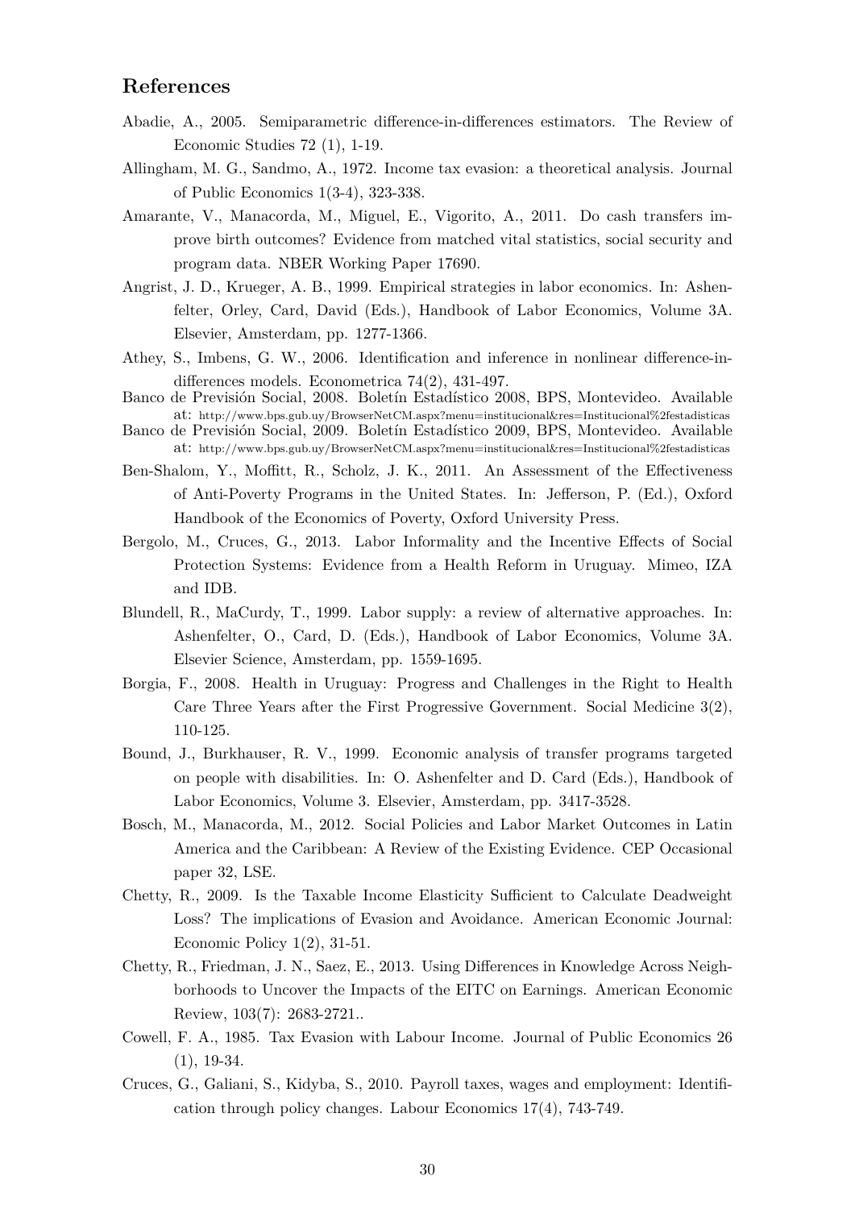## References

Abadie, A., 2005. Semiparametric difference-in-differences estimators. The Review of Economic Studies 72 (1), 1-19.

Allingham, M. G., Sandmo, A., 1972. Income tax evasion: a theoretical analysis. Journal of Public Economics 1(3-4), 323-338.

Amarante, V., Manacorda, M., Miguel, E., Vigorito, A., 2011. Do cash transfers improve birth outcomes? Evidence from matched vital statistics, social security and program data. NBER Working Paper 17690.

Angrist, J. D., Krueger, A. B., 1999. Empirical strategies in labor economics. In: Ashenfelter, Orley, Card, David (Eds.), Handbook of Labor Economics, Volume 3A. Elsevier, Amsterdam, pp. 1277-1366.

Athey, S., Imbens, G. W., 2006. Identification and inference in nonlinear difference-in-differences models. Econometrica 74(2), 431-497.

Banco de Previsión Social, 2008. Boletín Estadístico 2008, BPS, Montevideo. Available at: http://www.bps.gub.uy/BrowserNetCM.aspx?menu=institucional&res=Institucional%2festadisticas

Banco de Previsión Social, 2009. Boletín Estadístico 2009, BPS, Montevideo. Available at: http://www.bps.gub.uy/BrowserNetCM.aspx?menu=institucional&res=Institucional%2festadisticas

Ben-Shalom, Y., Moffitt, R., Scholz, J. K., 2011. An Assessment of the Effectiveness of Anti-Poverty Programs in the United States. In: Jefferson, P. (Ed.), Oxford Handbook of the Economics of Poverty, Oxford University Press.

Bergolo, M., Cruces, G., 2013. Labor Informality and the Incentive Effects of Social Protection Systems: Evidence from a Health Reform in Uruguay. Mimeo, IZA and IDB.

Blundell, R., MaCurdy, T., 1999. Labor supply: a review of alternative approaches. In: Ashenfelter, O., Card, D. (Eds.), Handbook of Labor Economics, Volume 3A. Elsevier Science, Amsterdam, pp. 1559-1695.

Borgia, F., 2008. Health in Uruguay: Progress and Challenges in the Right to Health Care Three Years after the First Progressive Government. Social Medicine 3(2), 110-125.

Bound, J., Burkhauser, R. V., 1999. Economic analysis of transfer programs targeted on people with disabilities. In: O. Ashenfelter and D. Card (Eds.), Handbook of Labor Economics, Volume 3. Elsevier, Amsterdam, pp. 3417-3528.

Bosch, M., Manacorda, M., 2012. Social Policies and Labor Market Outcomes in Latin America and the Caribbean: A Review of the Existing Evidence. CEP Occasional paper 32, LSE.

Chetty, R., 2009. Is the Taxable Income Elasticity Sufficient to Calculate Deadweight Loss? The implications of Evasion and Avoidance. American Economic Journal: Economic Policy 1(2), 31-51.

Chetty, R., Friedman, J. N., Saez, E., 2013. Using Differences in Knowledge Across Neighborhoods to Uncover the Impacts of the EITC on Earnings. American Economic Review, 103(7): 2683-2721..

Cowell, F. A., 1985. Tax Evasion with Labour Income. Journal of Public Economics 26 (1), 19-34.

Cruces, G., Galiani, S., Kidyba, S., 2010. Payroll taxes, wages and employment: Identification through policy changes. Labour Economics 17(4), 743-749.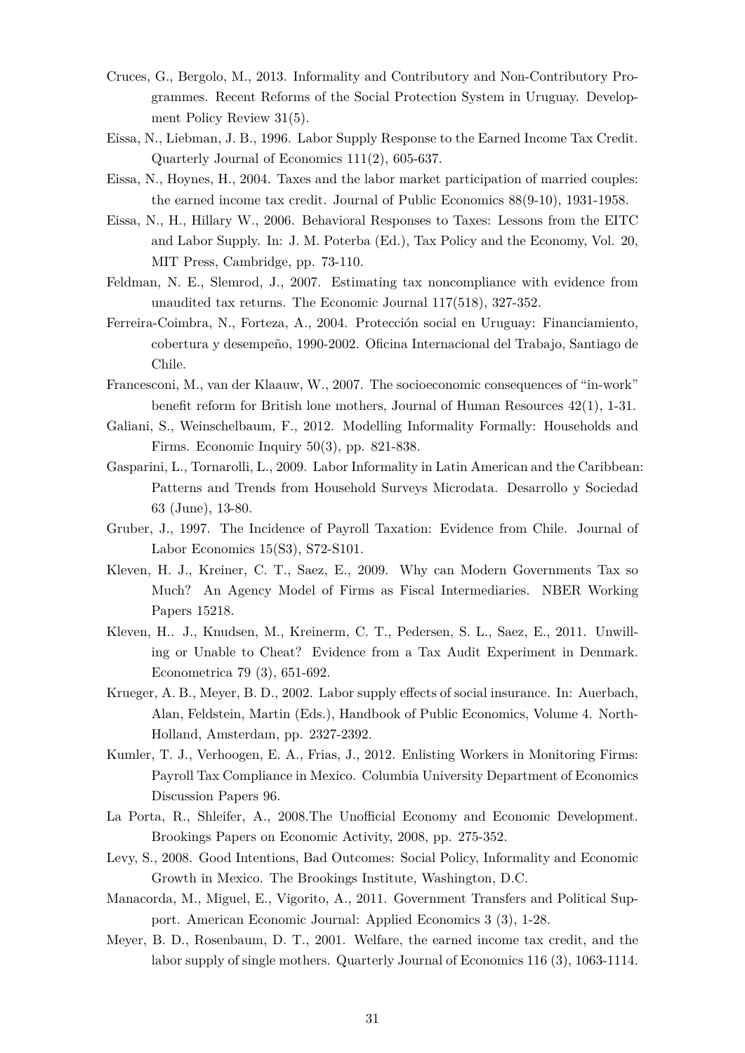Cruces, G., Bergolo, M., 2013. Informality and Contributory and Non-Contributory Programmes. Recent Reforms of the Social Protection System in Uruguay. Development Policy Review 31(5).

Eissa, N., Liebman, J. B., 1996. Labor Supply Response to the Earned Income Tax Credit. Quarterly Journal of Economics 111(2), 605-637.

Eissa, N., Hoynes, H., 2004. Taxes and the labor market participation of married couples: the earned income tax credit. Journal of Public Economics 88(9-10), 1931-1958.

Eissa, N., H., Hillary W., 2006. Behavioral Responses to Taxes: Lessons from the EITC and Labor Supply. In: J. M. Poterba (Ed.), Tax Policy and the Economy, Vol. 20, MIT Press, Cambridge, pp. 73-110.

Feldman, N. E., Slemrod, J., 2007. Estimating tax noncompliance with evidence from unaudited tax returns. The Economic Journal 117(518), 327-352.

Ferreira-Coimbra, N., Forteza, A., 2004. Protección social en Uruguay: Financiamiento, cobertura y desempeño, 1990-2002. Oficina Internacional del Trabajo, Santiago de Chile.

Francesconi, M., van der Klaauw, W., 2007. The socioeconomic consequences of "in-work" benefit reform for British lone mothers, Journal of Human Resources 42(1), 1-31.

Galiani, S., Weinschelbaum, F., 2012. Modelling Informality Formally: Households and Firms. Economic Inquiry 50(3), pp. 821-838.

Gasparini, L., Tornarolli, L., 2009. Labor Informality in Latin American and the Caribbean: Patterns and Trends from Household Surveys Microdata. Desarrollo y Sociedad 63 (June), 13-80.

Gruber, J., 1997. The Incidence of Payroll Taxation: Evidence from Chile. Journal of Labor Economics 15(S3), S72-S101.

Kleven, H. J., Kreiner, C. T., Saez, E., 2009. Why can Modern Governments Tax so Much? An Agency Model of Firms as Fiscal Intermediaries. NBER Working Papers 15218.

Kleven, H.. J., Knudsen, M., Kreinerm, C. T., Pedersen, S. L., Saez, E., 2011. Unwilling or Unable to Cheat? Evidence from a Tax Audit Experiment in Denmark. Econometrica 79 (3), 651-692.

Krueger, A. B., Meyer, B. D., 2002. Labor supply effects of social insurance. In: Auerbach, Alan, Feldstein, Martin (Eds.), Handbook of Public Economics, Volume 4. North-Holland, Amsterdam, pp. 2327-2392.

Kumler, T. J., Verhoogen, E. A., Frias, J., 2012. Enlisting Workers in Monitoring Firms: Payroll Tax Compliance in Mexico. Columbia University Department of Economics Discussion Papers 96.

La Porta, R., Shleifer, A., 2008.The Unofficial Economy and Economic Development. Brookings Papers on Economic Activity, 2008, pp. 275-352.

Levy, S., 2008. Good Intentions, Bad Outcomes: Social Policy, Informality and Economic Growth in Mexico. The Brookings Institute, Washington, D.C.

Manacorda, M., Miguel, E., Vigorito, A., 2011. Government Transfers and Political Support. American Economic Journal: Applied Economics 3 (3), 1-28.

Meyer, B. D., Rosenbaum, D. T., 2001. Welfare, the earned income tax credit, and the labor supply of single mothers. Quarterly Journal of Economics 116 (3), 1063-1114.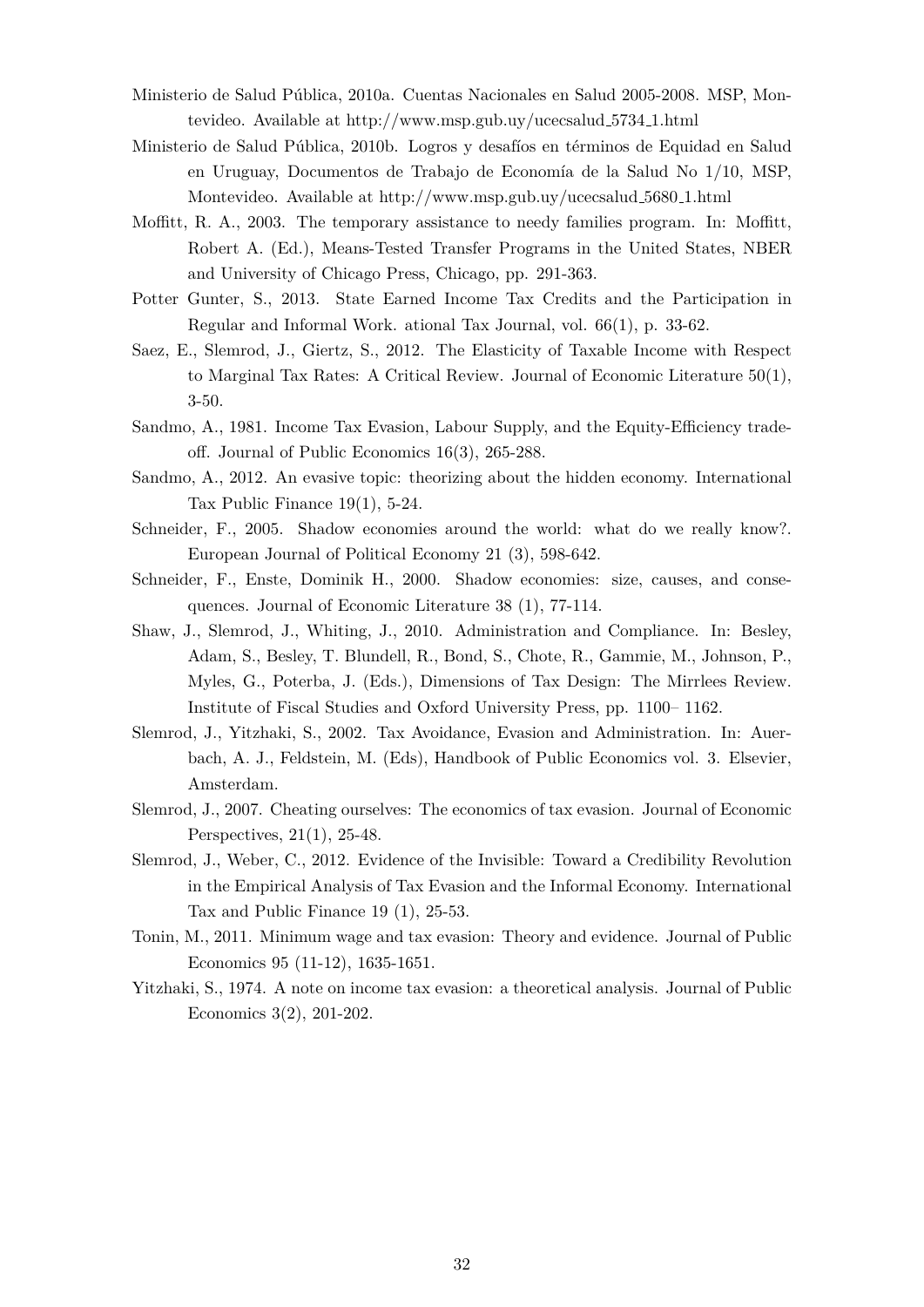Ministerio de Salud Pública, 2010a. Cuentas Nacionales en Salud 2005-2008. MSP, Montevideo. Available at http://www.msp.gub.uy/ucecsalud_5734_1.html

Ministerio de Salud Pública, 2010b. Logros y desafíos en términos de Equidad en Salud en Uruguay, Documentos de Trabajo de Economía de la Salud No 1/10, MSP, Montevideo. Available at http://www.msp.gub.uy/ucecsalud_5680_1.html

Moffitt, R. A., 2003. The temporary assistance to needy families program. In: Moffitt, Robert A. (Ed.), Means-Tested Transfer Programs in the United States, NBER and University of Chicago Press, Chicago, pp. 291-363.

Potter Gunter, S., 2013. State Earned Income Tax Credits and the Participation in Regular and Informal Work. ational Tax Journal, vol. 66(1), p. 33-62.

Saez, E., Slemrod, J., Giertz, S., 2012. The Elasticity of Taxable Income with Respect to Marginal Tax Rates: A Critical Review. Journal of Economic Literature 50(1), 3-50.

Sandmo, A., 1981. Income Tax Evasion, Labour Supply, and the Equity-Efficiency tradeoff. Journal of Public Economics 16(3), 265-288.

Sandmo, A., 2012. An evasive topic: theorizing about the hidden economy. International Tax Public Finance 19(1), 5-24.

Schneider, F., 2005. Shadow economies around the world: what do we really know?. European Journal of Political Economy 21 (3), 598-642.

Schneider, F., Enste, Dominik H., 2000. Shadow economies: size, causes, and consequences. Journal of Economic Literature 38 (1), 77-114.

Shaw, J., Slemrod, J., Whiting, J., 2010. Administration and Compliance. In: Besley, Adam, S., Besley, T. Blundell, R., Bond, S., Chote, R., Gammie, M., Johnson, P., Myles, G., Poterba, J. (Eds.), Dimensions of Tax Design: The Mirrlees Review. Institute of Fiscal Studies and Oxford University Press, pp. 1100– 1162.

Slemrod, J., Yitzhaki, S., 2002. Tax Avoidance, Evasion and Administration. In: Auerbach, A. J., Feldstein, M. (Eds), Handbook of Public Economics vol. 3. Elsevier, Amsterdam.

Slemrod, J., 2007. Cheating ourselves: The economics of tax evasion. Journal of Economic Perspectives, 21(1), 25-48.

Slemrod, J., Weber, C., 2012. Evidence of the Invisible: Toward a Credibility Revolution in the Empirical Analysis of Tax Evasion and the Informal Economy. International Tax and Public Finance 19 (1), 25-53.

Tonin, M., 2011. Minimum wage and tax evasion: Theory and evidence. Journal of Public Economics 95 (11-12), 1635-1651.

Yitzhaki, S., 1974. A note on income tax evasion: a theoretical analysis. Journal of Public Economics 3(2), 201-202.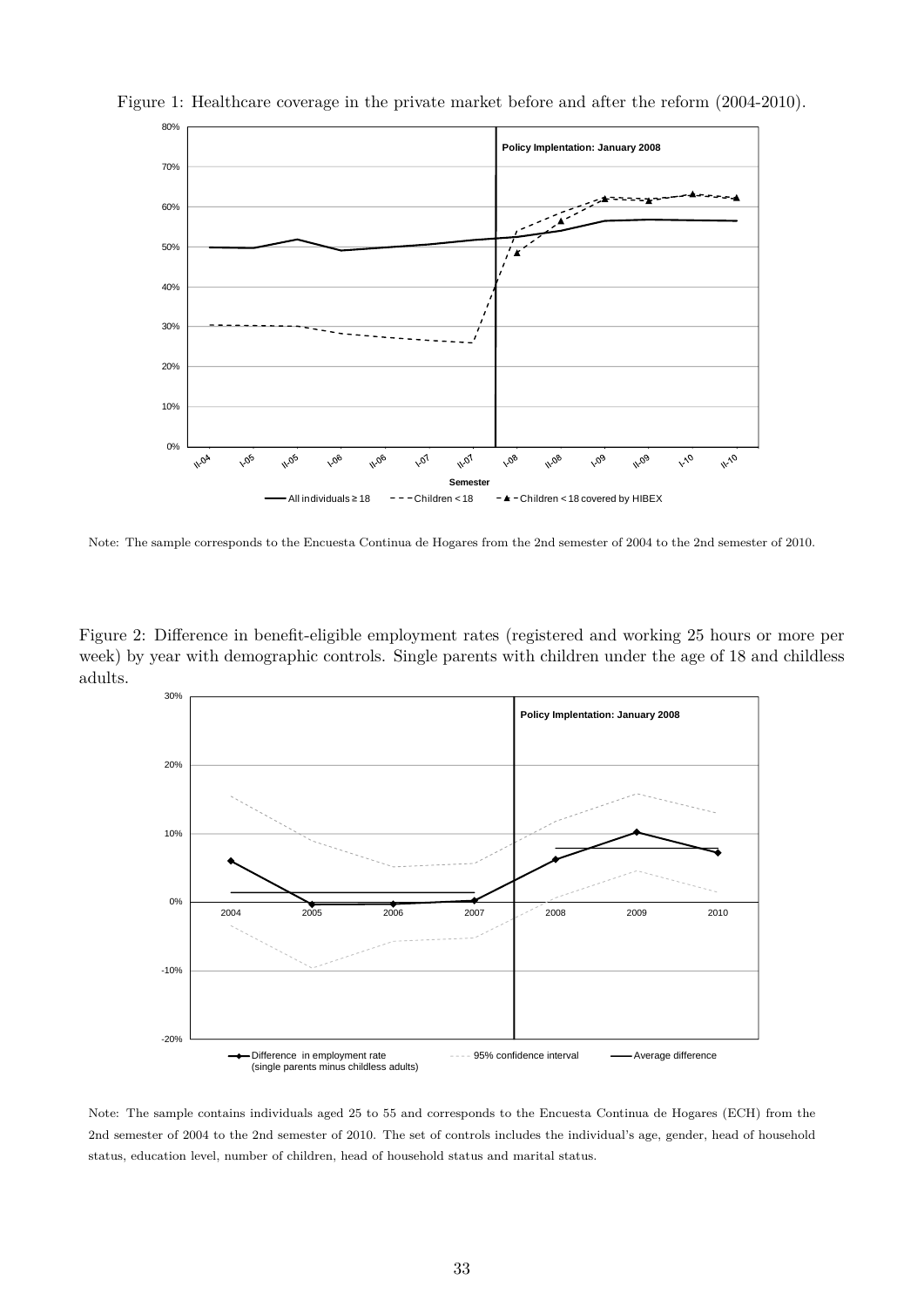Figure 1: Healthcare coverage in the private market before and after the reform (2004-2010).

Note: The sample corresponds to the Encuesta Continua de Hogares from the 2nd semester of 2004 to the 2nd semester of 2010.

Figure 2: Difference in benefit-eligible employment rates (registered and working 25 hours or more per week) by year with demographic controls. Single parents with children under the age of 18 and childless adults.

Note: The sample contains individuals aged 25 to 55 and corresponds to the Encuesta Continua de Hogares (ECH) from the 2nd semester of 2004 to the 2nd semester of 2010. The set of controls includes the individual's age, gender, head of household status, education level, number of children, head of household status and marital status.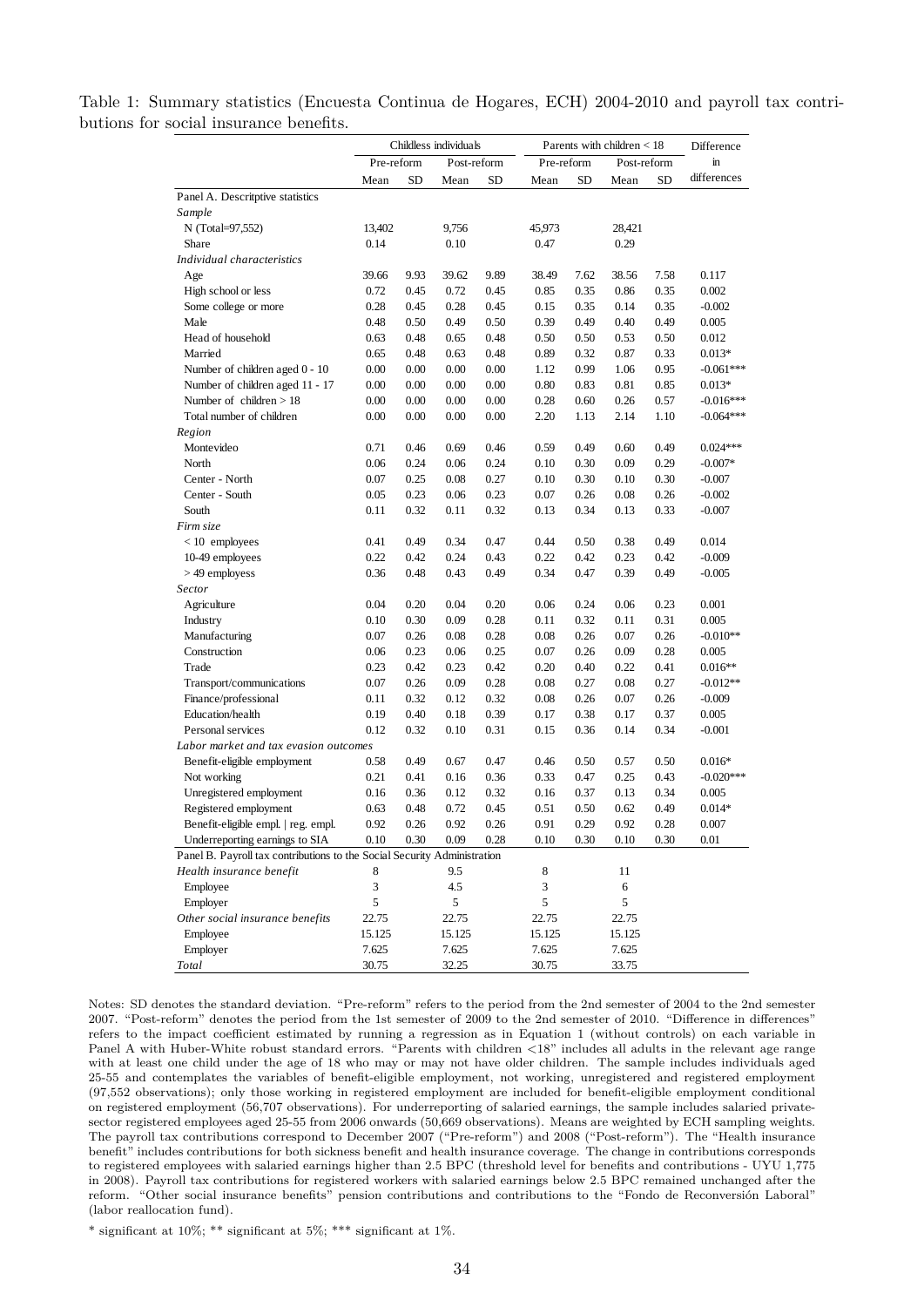Table 1: Summary statistics (Encuesta Continua de Hogares, ECH) 2004-2010 and payroll tax contributions for social insurance benefits.

| | Childless individuals | | | | Parents with children < 18 | | | | Difference in differences |
|---|---|---|---|---|---|---|---|---|---|
| | Pre-reform | | Post-reform | | Pre-reform | | Post-reform | | |
| | Mean | SD | Mean | SD | Mean | SD | Mean | SD | |
| Panel A. Descritptive statistics | | | | | | | | | |
| *Sample* | | | | | | | | | |
| N (Total=97,552) | 13,402 | | 9,756 | | 45,973 | | 28,421 | | |
| Share | 0.14 | | 0.10 | | 0.47 | | 0.29 | | |
| *Individual characteristics* | | | | | | | | | |
| Age | 39.66 | 9.93 | 39.62 | 9.89 | 38.49 | 7.62 | 38.56 | 7.58 | 0.117 |
| High school or less | 0.72 | 0.45 | 0.72 | 0.45 | 0.85 | 0.35 | 0.86 | 0.35 | 0.002 |
| Some college or more | 0.28 | 0.45 | 0.28 | 0.45 | 0.15 | 0.35 | 0.14 | 0.35 | -0.002 |
| Male | 0.48 | 0.50 | 0.49 | 0.50 | 0.39 | 0.49 | 0.40 | 0.49 | 0.005 |
| Head of household | 0.63 | 0.48 | 0.65 | 0.48 | 0.50 | 0.50 | 0.53 | 0.50 | 0.012 |
| Married | 0.65 | 0.48 | 0.63 | 0.48 | 0.89 | 0.32 | 0.87 | 0.33 | 0.013* |
| Number of children aged 0 - 10 | 0.00 | 0.00 | 0.00 | 0.00 | 1.12 | 0.99 | 1.06 | 0.95 | -0.061*** |
| Number of children aged 11 - 17 | 0.00 | 0.00 | 0.00 | 0.00 | 0.80 | 0.83 | 0.81 | 0.85 | 0.013* |
| Number of children > 18 | 0.00 | 0.00 | 0.00 | 0.00 | 0.28 | 0.60 | 0.26 | 0.57 | -0.016*** |
| Total number of children | 0.00 | 0.00 | 0.00 | 0.00 | 2.20 | 1.13 | 2.14 | 1.10 | -0.064*** |
| *Region* | | | | | | | | | |
| Montevideo | 0.71 | 0.46 | 0.69 | 0.46 | 0.59 | 0.49 | 0.60 | 0.49 | 0.024*** |
| North | 0.06 | 0.24 | 0.06 | 0.24 | 0.10 | 0.30 | 0.09 | 0.29 | -0.007* |
| Center - North | 0.07 | 0.25 | 0.08 | 0.27 | 0.10 | 0.30 | 0.10 | 0.30 | -0.007 |
| Center - South | 0.05 | 0.23 | 0.06 | 0.23 | 0.07 | 0.26 | 0.08 | 0.26 | -0.002 |
| South | 0.11 | 0.32 | 0.11 | 0.32 | 0.13 | 0.34 | 0.13 | 0.33 | -0.007 |
| *Firm size* | | | | | | | | | |
| < 10 employees | 0.41 | 0.49 | 0.34 | 0.47 | 0.44 | 0.50 | 0.38 | 0.49 | 0.014 |
| 10-49 employees | 0.22 | 0.42 | 0.24 | 0.43 | 0.22 | 0.42 | 0.23 | 0.42 | -0.009 |
| > 49 employess | 0.36 | 0.48 | 0.43 | 0.49 | 0.34 | 0.47 | 0.39 | 0.49 | -0.005 |
| *Sector* | | | | | | | | | |
| Agriculture | 0.04 | 0.20 | 0.04 | 0.20 | 0.06 | 0.24 | 0.06 | 0.23 | 0.001 |
| Industry | 0.10 | 0.30 | 0.09 | 0.28 | 0.11 | 0.32 | 0.11 | 0.31 | 0.005 |
| Manufacturing | 0.07 | 0.26 | 0.08 | 0.28 | 0.08 | 0.26 | 0.07 | 0.26 | -0.010** |
| Construction | 0.06 | 0.23 | 0.06 | 0.25 | 0.07 | 0.26 | 0.09 | 0.28 | 0.005 |
| Trade | 0.23 | 0.42 | 0.23 | 0.42 | 0.20 | 0.40 | 0.22 | 0.41 | 0.016** |
| Transport/communications | 0.07 | 0.26 | 0.09 | 0.28 | 0.08 | 0.27 | 0.08 | 0.27 | -0.012** |
| Finance/professional | 0.11 | 0.32 | 0.12 | 0.32 | 0.08 | 0.26 | 0.07 | 0.26 | -0.009 |
| Education/health | 0.19 | 0.40 | 0.18 | 0.39 | 0.17 | 0.38 | 0.17 | 0.37 | 0.005 |
| Personal services | 0.12 | 0.32 | 0.10 | 0.31 | 0.15 | 0.36 | 0.14 | 0.34 | -0.001 |
| *Labor market and tax evasion outcomes* | | | | | | | | | |
| Benefit-eligible employment | 0.58 | 0.49 | 0.67 | 0.47 | 0.46 | 0.50 | 0.57 | 0.50 | 0.016* |
| Not working | 0.21 | 0.41 | 0.16 | 0.36 | 0.33 | 0.47 | 0.25 | 0.43 | -0.020*** |
| Unregistered employment | 0.16 | 0.36 | 0.12 | 0.32 | 0.16 | 0.37 | 0.13 | 0.34 | 0.005 |
| Registered employment | 0.63 | 0.48 | 0.72 | 0.45 | 0.51 | 0.50 | 0.62 | 0.49 | 0.014* |
| Benefit-eligible empl. \| reg. empl. | 0.92 | 0.26 | 0.92 | 0.26 | 0.91 | 0.29 | 0.92 | 0.28 | 0.007 |
| Underreporting earnings to SIA | 0.10 | 0.30 | 0.09 | 0.28 | 0.10 | 0.30 | 0.10 | 0.30 | 0.01 |
| Panel B. Payroll tax contributions to the Social Security Administration | | | | | | | | | |
| *Health insurance benefit* | 8 | | 9.5 | | 8 | | 11 | | |
| Employee | 3 | | 4.5 | | 3 | | 6 | | |
| Employer | 5 | | 5 | | 5 | | 5 | | |
| *Other social insurance benefits* | 22.75 | | 22.75 | | 22.75 | | 22.75 | | |
| Employee | 15.125 | | 15.125 | | 15.125 | | 15.125 | | |
| Employer | 7.625 | | 7.625 | | 7.625 | | 7.625 | | |
| *Total* | 30.75 | | 32.25 | | 30.75 | | 33.75 | | |

Notes: SD denotes the standard deviation. "Pre-reform" refers to the period from the 2nd semester of 2004 to the 2nd semester 2007. "Post-reform" denotes the period from the 1st semester of 2009 to the 2nd semester of 2010. "Difference in differences" refers to the impact coefficient estimated by running a regression as in Equation 1 (without controls) on each variable in Panel A with Huber-White robust standard errors. "Parents with children <18" includes all adults in the relevant age range with at least one child under the age of 18 who may or may not have older children. The sample includes individuals aged 25-55 and contemplates the variables of benefit-eligible employment, not working, unregistered and registered employment (97,552 observations); only those working in registered employment are included for benefit-eligible employment conditional on registered employment (56,707 observations). For underreporting of salaried earnings, the sample includes salaried private-sector registered employees aged 25-55 from 2006 onwards (50,669 observations). Means are weighted by ECH sampling weights. The payroll tax contributions correspond to December 2007 ("Pre-reform") and 2008 ("Post-reform"). The "Health insurance benefit" includes contributions for both sickness benefit and health insurance coverage. The change in contributions corresponds to registered employees with salaried earnings higher than 2.5 BPC (threshold level for benefits and contributions - UYU 1,775 in 2008). Payroll tax contributions for registered workers with salaried earnings below 2.5 BPC remained unchanged after the reform. "Other social insurance benefits" pension contributions and contributions to the "Fondo de Reconversión Laboral" (labor reallocation fund).

\* significant at 10%; ** significant at 5%; *** significant at 1%.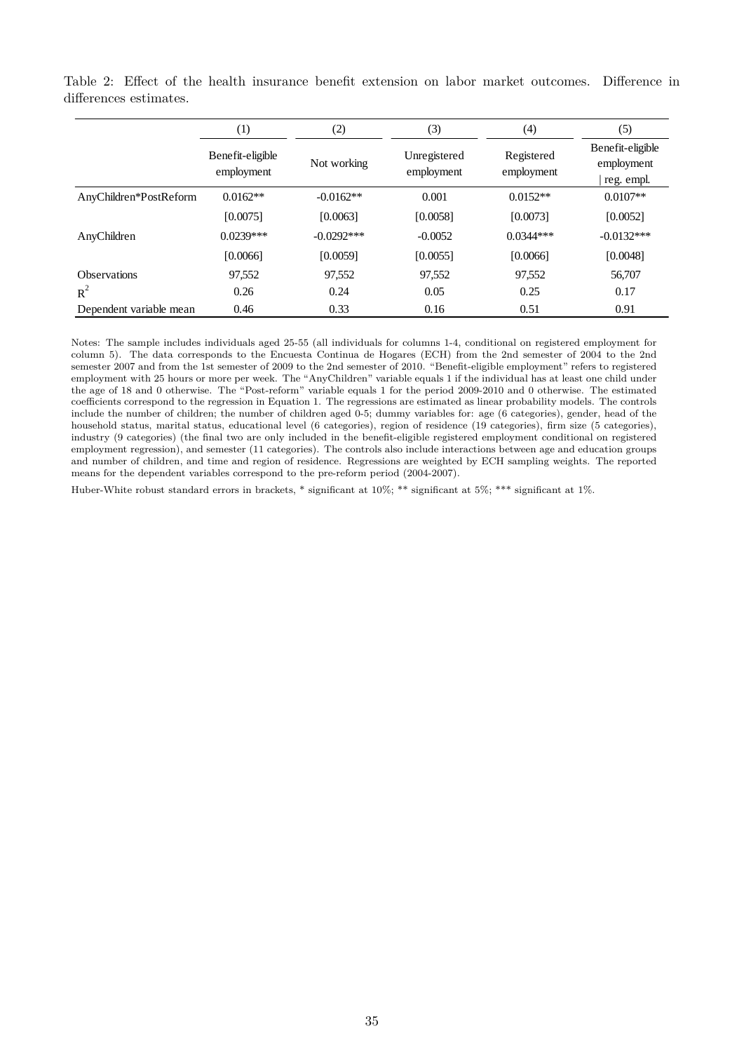Table 2: Effect of the health insurance benefit extension on labor market outcomes. Difference in differences estimates.

| | (1) | (2) | (3) | (4) | (5) |
|---|---|---|---|---|---|
| | Benefit-eligible employment | Not working | Unregistered employment | Registered employment | Benefit-eligible employment \| reg. empl. |
| AnyChildren*PostReform | 0.0162** | -0.0162** | 0.001 | 0.0152** | 0.0107** |
| | [0.0075] | [0.0063] | [0.0058] | [0.0073] | [0.0052] |
| AnyChildren | 0.0239*** | -0.0292*** | -0.0052 | 0.0344*** | -0.0132*** |
| | [0.0066] | [0.0059] | [0.0055] | [0.0066] | [0.0048] |
| Observations | 97,552 | 97,552 | 97,552 | 97,552 | 56,707 |
| $R^2$ | 0.26 | 0.24 | 0.05 | 0.25 | 0.17 |
| Dependent variable mean | 0.46 | 0.33 | 0.16 | 0.51 | 0.91 |

Notes: The sample includes individuals aged 25-55 (all individuals for columns 1-4, conditional on registered employment for column 5). The data corresponds to the Encuesta Continua de Hogares (ECH) from the 2nd semester of 2004 to the 2nd semester 2007 and from the 1st semester of 2009 to the 2nd semester of 2010. "Benefit-eligible employment" refers to registered employment with 25 hours or more per week. The "AnyChildren" variable equals 1 if the individual has at least one child under the age of 18 and 0 otherwise. The "Post-reform" variable equals 1 for the period 2009-2010 and 0 otherwise. The estimated coefficients correspond to the regression in Equation 1. The regressions are estimated as linear probability models. The controls include the number of children; the number of children aged 0-5; dummy variables for: age (6 categories), gender, head of the household status, marital status, educational level (6 categories), region of residence (19 categories), firm size (5 categories), industry (9 categories) (the final two are only included in the benefit-eligible registered employment conditional on registered employment regression), and semester (11 categories). The controls also include interactions between age and education groups and number of children, and time and region of residence. Regressions are weighted by ECH sampling weights. The reported means for the dependent variables correspond to the pre-reform period (2004-2007).

Huber-White robust standard errors in brackets, * significant at 10%; ** significant at 5%; *** significant at 1%.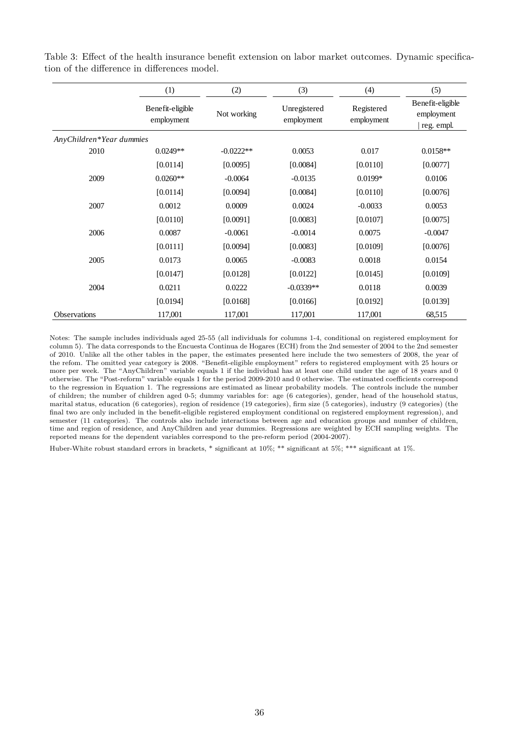Table 3: Effect of the health insurance benefit extension on labor market outcomes. Dynamic specification of the difference in differences model.

| | (1) | (2) | (3) | (4) | (5) |
|---|---|---|---|---|---|
| | Benefit-eligible employment | Not working | Unregistered employment | Registered employment | Benefit-eligible employment \| reg. empl. |
| *AnyChildren\*Year dummies* | | | | | |
| 2010 | 0.0249** | -0.0222** | 0.0053 | 0.017 | 0.0158** |
| | [0.0114] | [0.0095] | [0.0084] | [0.0110] | [0.0077] |
| 2009 | 0.0260** | -0.0064 | -0.0135 | 0.0199* | 0.0106 |
| | [0.0114] | [0.0094] | [0.0084] | [0.0110] | [0.0076] |
| 2007 | 0.0012 | 0.0009 | 0.0024 | -0.0033 | 0.0053 |
| | [0.0110] | [0.0091] | [0.0083] | [0.0107] | [0.0075] |
| 2006 | 0.0087 | -0.0061 | -0.0014 | 0.0075 | -0.0047 |
| | [0.0111] | [0.0094] | [0.0083] | [0.0109] | [0.0076] |
| 2005 | 0.0173 | 0.0065 | -0.0083 | 0.0018 | 0.0154 |
| | [0.0147] | [0.0128] | [0.0122] | [0.0145] | [0.0109] |
| 2004 | 0.0211 | 0.0222 | -0.0339** | 0.0118 | 0.0039 |
| | [0.0194] | [0.0168] | [0.0166] | [0.0192] | [0.0139] |
| Observations | 117,001 | 117,001 | 117,001 | 117,001 | 68,515 |

Notes: The sample includes individuals aged 25-55 (all individuals for columns 1-4, conditional on registered employment for column 5). The data corresponds to the Encuesta Continua de Hogares (ECH) from the 2nd semester of 2004 to the 2nd semester of 2010. Unlike all the other tables in the paper, the estimates presented here include the two semesters of 2008, the year of the refom. The omitted year category is 2008. "Benefit-eligible employment" refers to registered employment with 25 hours or more per week. The "AnyChildren" variable equals 1 if the individual has at least one child under the age of 18 years and 0 otherwise. The "Post-reform" variable equals 1 for the period 2009-2010 and 0 otherwise. The estimated coefficients correspond to the regression in Equation 1. The regressions are estimated as linear probability models. The controls include the number of children; the number of children aged 0-5; dummy variables for: age (6 categories), gender, head of the household status, marital status, education (6 categories), region of residence (19 categories), firm size (5 categories), industry (9 categories) (the final two are only included in the benefit-eligible registered employment conditional on registered employment regression), and semester (11 categories). The controls also include interactions between age and education groups and number of children, time and region of residence, and AnyChildren and year dummies. Regressions are weighted by ECH sampling weights. The reported means for the dependent variables correspond to the pre-reform period (2004-2007).

Huber-White robust standard errors in brackets, * significant at 10%; ** significant at 5%; *** significant at 1%.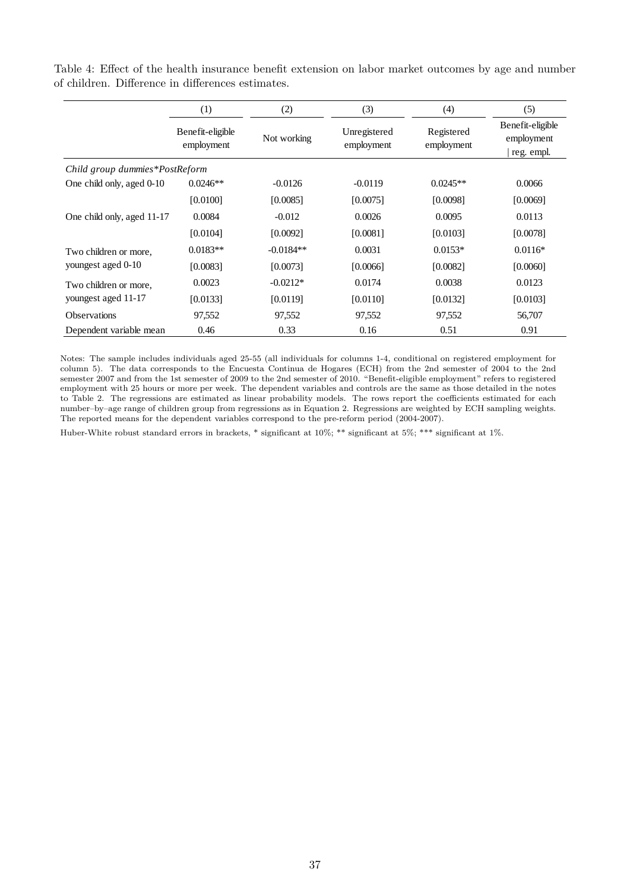Table 4: Effect of the health insurance benefit extension on labor market outcomes by age and number of children. Difference in differences estimates.

| | (1) | (2) | (3) | (4) | (5) |
|---|---|---|---|---|---|
| | Benefit-eligible employment | Not working | Unregistered employment | Registered employment | Benefit-eligible employment \| reg. empl. |
| *Child group dummies\*PostReform* | | | | | |
| One child only, aged 0-10 | 0.0246** | -0.0126 | -0.0119 | 0.0245** | 0.0066 |
| | [0.0100] | [0.0085] | [0.0075] | [0.0098] | [0.0069] |
| One child only, aged 11-17 | 0.0084 | -0.012 | 0.0026 | 0.0095 | 0.0113 |
| | [0.0104] | [0.0092] | [0.0081] | [0.0103] | [0.0078] |
| Two children or more, youngest aged 0-10 | 0.0183** | -0.0184** | 0.0031 | 0.0153* | 0.0116* |
| | [0.0083] | [0.0073] | [0.0066] | [0.0082] | [0.0060] |
| Two children or more, youngest aged 11-17 | 0.0023 | -0.0212* | 0.0174 | 0.0038 | 0.0123 |
| | [0.0133] | [0.0119] | [0.0110] | [0.0132] | [0.0103] |
| Observations | 97,552 | 97,552 | 97,552 | 97,552 | 56,707 |
| Dependent variable mean | 0.46 | 0.33 | 0.16 | 0.51 | 0.91 |

Notes: The sample includes individuals aged 25-55 (all individuals for columns 1-4, conditional on registered employment for column 5). The data corresponds to the Encuesta Continua de Hogares (ECH) from the 2nd semester of 2004 to the 2nd semester 2007 and from the 1st semester of 2009 to the 2nd semester of 2010. "Benefit-eligible employment" refers to registered employment with 25 hours or more per week. The dependent variables and controls are the same as those detailed in the notes to Table 2. The regressions are estimated as linear probability models. The rows report the coefficients estimated for each number–by–age range of children group from regressions as in Equation 2. Regressions are weighted by ECH sampling weights. The reported means for the dependent variables correspond to the pre-reform period (2004-2007).

Huber-White robust standard errors in brackets, * significant at 10%; ** significant at 5%; *** significant at 1%.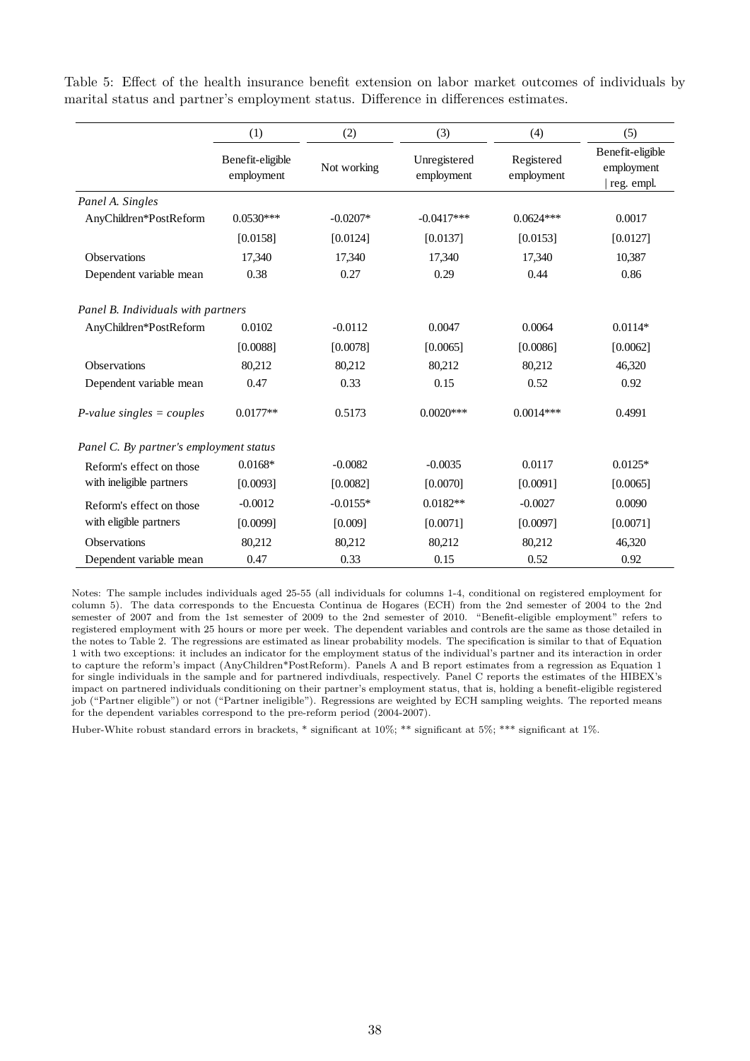Table 5: Effect of the health insurance benefit extension on labor market outcomes of individuals by marital status and partner's employment status. Difference in differences estimates.

| | (1) | (2) | (3) | (4) | (5) |
|---|---|---|---|---|---|
| | Benefit-eligible employment | Not working | Unregistered employment | Registered employment | Benefit-eligible employment \| reg. empl. |
| *Panel A. Singles* | | | | | |
| AnyChildren*PostReform | 0.0530*** | -0.0207* | -0.0417*** | 0.0624*** | 0.0017 |
| | [0.0158] | [0.0124] | [0.0137] | [0.0153] | [0.0127] |
| Observations | 17,340 | 17,340 | 17,340 | 17,340 | 10,387 |
| Dependent variable mean | 0.38 | 0.27 | 0.29 | 0.44 | 0.86 |
| *Panel B. Individuals with partners* | | | | | |
| AnyChildren*PostReform | 0.0102 | -0.0112 | 0.0047 | 0.0064 | 0.0114* |
| | [0.0088] | [0.0078] | [0.0065] | [0.0086] | [0.0062] |
| Observations | 80,212 | 80,212 | 80,212 | 80,212 | 46,320 |
| Dependent variable mean | 0.47 | 0.33 | 0.15 | 0.52 | 0.92 |
| *P-value singles = couples* | 0.0177** | 0.5173 | 0.0020*** | 0.0014*** | 0.4991 |
| *Panel C. By partner's employment status* | | | | | |
| Reform's effect on those with ineligible partners | 0.0168* | -0.0082 | -0.0035 | 0.0117 | 0.0125* |
| | [0.0093] | [0.0082] | [0.0070] | [0.0091] | [0.0065] |
| Reform's effect on those with eligible partners | -0.0012 | -0.0155* | 0.0182** | -0.0027 | 0.0090 |
| | [0.0099] | [0.009] | [0.0071] | [0.0097] | [0.0071] |
| Observations | 80,212 | 80,212 | 80,212 | 80,212 | 46,320 |
| Dependent variable mean | 0.47 | 0.33 | 0.15 | 0.52 | 0.92 |

Notes: The sample includes individuals aged 25-55 (all individuals for columns 1-4, conditional on registered employment for column 5). The data corresponds to the Encuesta Continua de Hogares (ECH) from the 2nd semester of 2004 to the 2nd semester of 2007 and from the 1st semester of 2009 to the 2nd semester of 2010. "Benefit-eligible employment" refers to registered employment with 25 hours or more per week. The dependent variables and controls are the same as those detailed in the notes to Table 2. The regressions are estimated as linear probability models. The specification is similar to that of Equation 1 with two exceptions: it includes an indicator for the employment status of the individual's partner and its interaction in order to capture the reform's impact (AnyChildren*PostReform). Panels A and B report estimates from a regression as Equation 1 for single individuals in the sample and for partnered indivdiuals, respectively. Panel C reports the estimates of the HIBEX's impact on partnered individuals conditioning on their partner's employment status, that is, holding a benefit-eligible registered job ("Partner eligible") or not ("Partner ineligible"). Regressions are weighted by ECH sampling weights. The reported means for the dependent variables correspond to the pre-reform period (2004-2007).

Huber-White robust standard errors in brackets, * significant at 10%; ** significant at 5%; *** significant at 1%.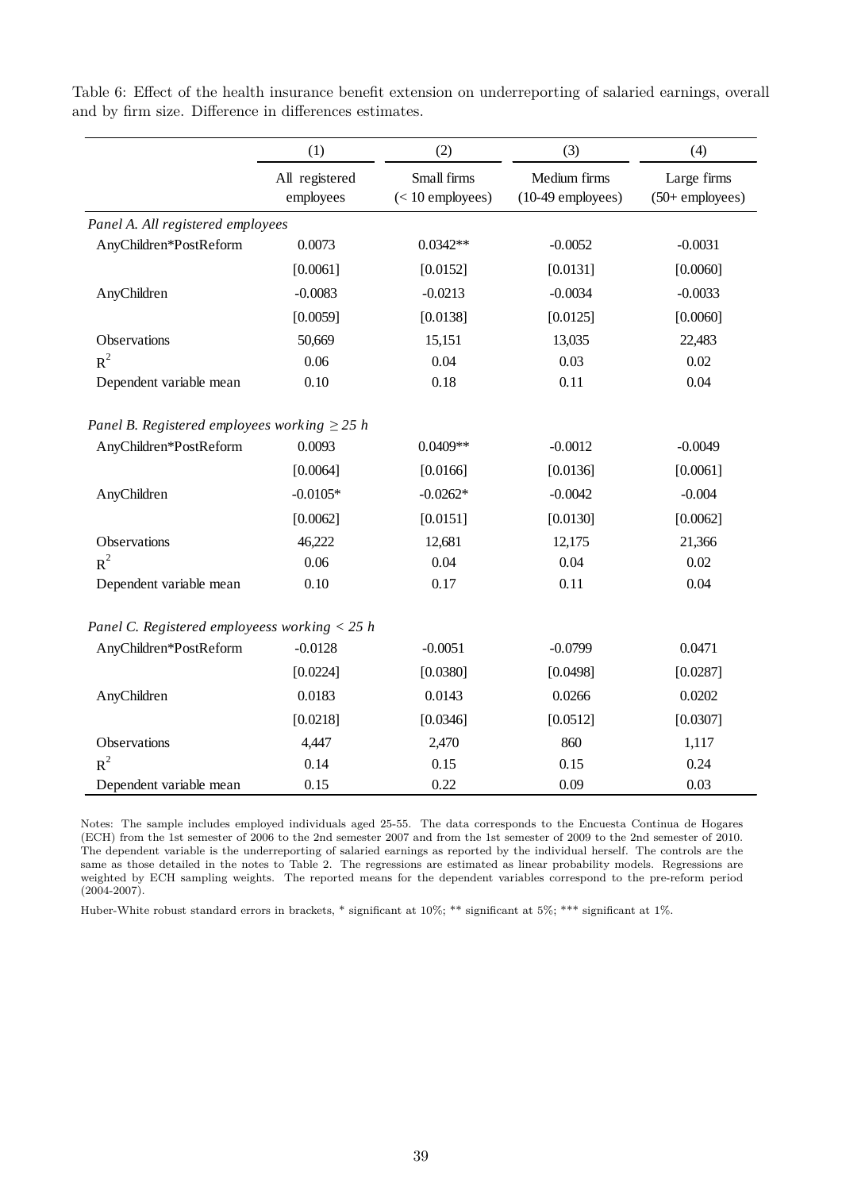Table 6: Effect of the health insurance benefit extension on underreporting of salaried earnings, overall and by firm size. Difference in differences estimates.

| | (1) | (2) | (3) | (4) |
|---|---|---|---|---|
| | All registered employees | Small firms (< 10 employees) | Medium firms (10-49 employees) | Large firms (50+ employees) |
| *Panel A. All registered employees* | | | | |
| AnyChildren*PostReform | 0.0073 | 0.0342** | -0.0052 | -0.0031 |
| | [0.0061] | [0.0152] | [0.0131] | [0.0060] |
| AnyChildren | -0.0083 | -0.0213 | -0.0034 | -0.0033 |
| | [0.0059] | [0.0138] | [0.0125] | [0.0060] |
| Observations | 50,669 | 15,151 | 13,035 | 22,483 |
| $R^2$ | 0.06 | 0.04 | 0.03 | 0.02 |
| Dependent variable mean | 0.10 | 0.18 | 0.11 | 0.04 |
| *Panel B. Registered employees working $\geq 25$ h* | | | | |
| AnyChildren*PostReform | 0.0093 | 0.0409** | -0.0012 | -0.0049 |
| | [0.0064] | [0.0166] | [0.0136] | [0.0061] |
| AnyChildren | -0.0105* | -0.0262* | -0.0042 | -0.004 |
| | [0.0062] | [0.0151] | [0.0130] | [0.0062] |
| Observations | 46,222 | 12,681 | 12,175 | 21,366 |
| $R^2$ | 0.06 | 0.04 | 0.04 | 0.02 |
| Dependent variable mean | 0.10 | 0.17 | 0.11 | 0.04 |
| *Panel C. Registered employeess working < 25 h* | | | | |
| AnyChildren*PostReform | -0.0128 | -0.0051 | -0.0799 | 0.0471 |
| | [0.0224] | [0.0380] | [0.0498] | [0.0287] |
| AnyChildren | 0.0183 | 0.0143 | 0.0266 | 0.0202 |
| | [0.0218] | [0.0346] | [0.0512] | [0.0307] |
| Observations | 4,447 | 2,470 | 860 | 1,117 |
| $R^2$ | 0.14 | 0.15 | 0.15 | 0.24 |
| Dependent variable mean | 0.15 | 0.22 | 0.09 | 0.03 |

Notes: The sample includes employed individuals aged 25-55. The data corresponds to the Encuesta Continua de Hogares (ECH) from the 1st semester of 2006 to the 2nd semester 2007 and from the 1st semester of 2009 to the 2nd semester of 2010. The dependent variable is the underreporting of salaried earnings as reported by the individual herself. The controls are the same as those detailed in the notes to Table 2. The regressions are estimated as linear probability models. Regressions are weighted by ECH sampling weights. The reported means for the dependent variables correspond to the pre-reform period (2004-2007).

Huber-White robust standard errors in brackets, * significant at 10%; ** significant at 5%; *** significant at 1%.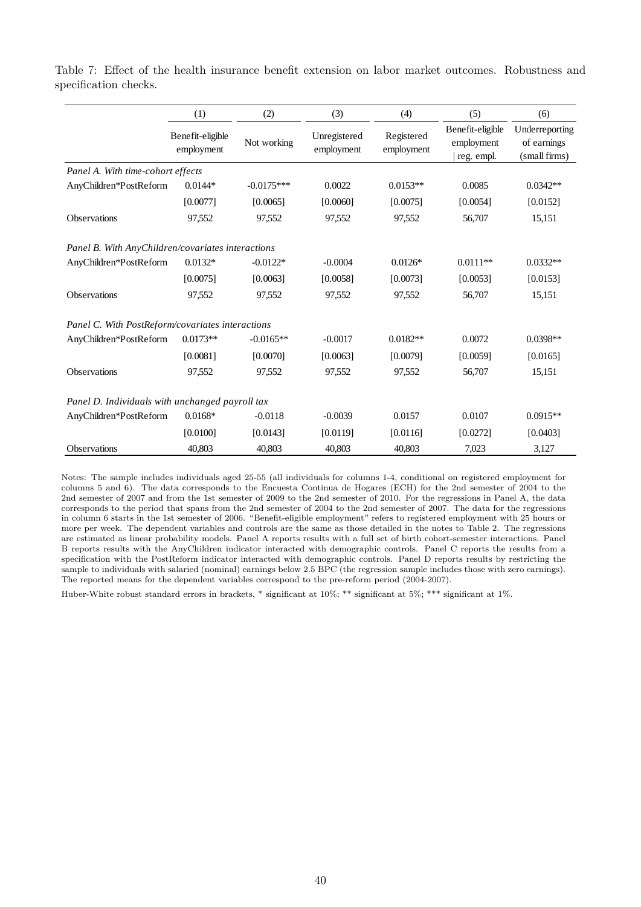Table 7: Effect of the health insurance benefit extension on labor market outcomes. Robustness and specification checks.

| | (1) | (2) | (3) | (4) | (5) | (6) |
|---|---|---|---|---|---|---|
| | Benefit-eligible employment | Not working | Unregistered employment | Registered employment | Benefit-eligible employment \| reg. empl. | Underreporting of earnings (small firms) |
| *Panel A. With time-cohort effects* | | | | | | |
| AnyChildren*PostReform | 0.0144* | -0.0175*** | 0.0022 | 0.0153** | 0.0085 | 0.0342** |
| | [0.0077] | [0.0065] | [0.0060] | [0.0075] | [0.0054] | [0.0152] |
| Observations | 97,552 | 97,552 | 97,552 | 97,552 | 56,707 | 15,151 |
| *Panel B. With AnyChildren/covariates interactions* | | | | | | |
| AnyChildren*PostReform | 0.0132* | -0.0122* | -0.0004 | 0.0126* | 0.0111** | 0.0332** |
| | [0.0075] | [0.0063] | [0.0058] | [0.0073] | [0.0053] | [0.0153] |
| Observations | 97,552 | 97,552 | 97,552 | 97,552 | 56,707 | 15,151 |
| *Panel C. With PostReform/covariates interactions* | | | | | | |
| AnyChildren*PostReform | 0.0173** | -0.0165** | -0.0017 | 0.0182** | 0.0072 | 0.0398** |
| | [0.0081] | [0.0070] | [0.0063] | [0.0079] | [0.0059] | [0.0165] |
| Observations | 97,552 | 97,552 | 97,552 | 97,552 | 56,707 | 15,151 |
| *Panel D. Individuals with unchanged payroll tax* | | | | | | |
| AnyChildren*PostReform | 0.0168* | -0.0118 | -0.0039 | 0.0157 | 0.0107 | 0.0915** |
| | [0.0100] | [0.0143] | [0.0119] | [0.0116] | [0.0272] | [0.0403] |
| Observations | 40,803 | 40,803 | 40,803 | 40,803 | 7,023 | 3,127 |

Notes: The sample includes individuals aged 25-55 (all individuals for columns 1-4, conditional on registered employment for columns 5 and 6). The data corresponds to the Encuesta Continua de Hogares (ECH) for the 2nd semester of 2004 to the 2nd semester of 2007 and from the 1st semester of 2009 to the 2nd semester of 2010. For the regressions in Panel A, the data corresponds to the period that spans from the 2nd semester of 2004 to the 2nd semester of 2007. The data for the regressions in column 6 starts in the 1st semester of 2006. "Benefit-eligible employment" refers to registered employment with 25 hours or more per week. The dependent variables and controls are the same as those detailed in the notes to Table 2. The regressions are estimated as linear probability models. Panel A reports results with a full set of birth cohort-semester interactions. Panel B reports results with the AnyChildren indicator interacted with demographic controls. Panel C reports the results from a specification with the PostReform indicator interacted with demographic controls. Panel D reports results by restricting the sample to individuals with salaried (nominal) earnings below 2.5 BPC (the regression sample includes those with zero earnings). The reported means for the dependent variables correspond to the pre-reform period (2004-2007).

Huber-White robust standard errors in brackets, * significant at 10%; ** significant at 5%; *** significant at 1%.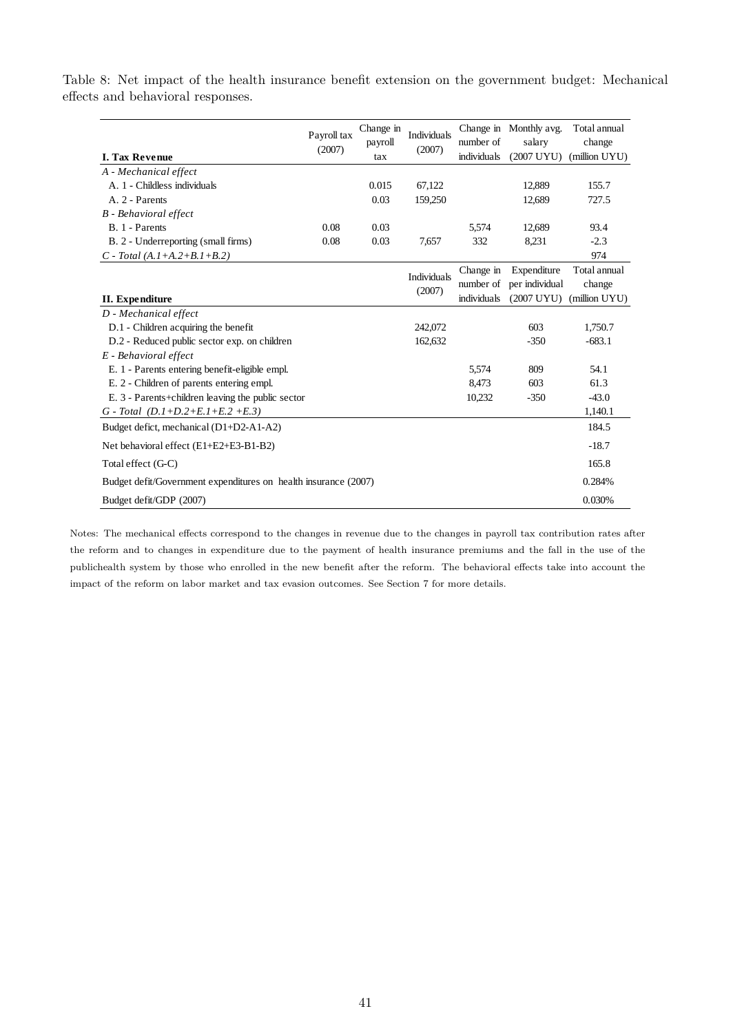Table 8: Net impact of the health insurance benefit extension on the government budget: Mechanical effects and behavioral responses.

| **I. Tax Revenue** | Payroll tax (2007) | Change in payroll tax | Individuals (2007) | Change in number of individuals | Monthly avg. salary (2007 UYU) | Total annual change (million UYU) |
|---|---|---|---|---|---|---|
| *A - Mechanical effect* | | | | | | |
| A. 1 - Childless individuals | | 0.015 | 67,122 | | 12,889 | 155.7 |
| A. 2 - Parents | | 0.03 | 159,250 | | 12,689 | 727.5 |
| *B - Behavioral effect* | | | | | | |
| B. 1 - Parents | 0.08 | 0.03 | | 5,574 | 12,689 | 93.4 |
| B. 2 - Underreporting (small firms) | 0.08 | 0.03 | 7,657 | 332 | 8,231 | -2.3 |
| *C - Total (A.1+A.2+B.1+B.2)* | | | | | | 974 |
| **II. Expenditure** | | | Individuals (2007) | Change in number of individuals | Expenditure per individual (2007 UYU) | Total annual change (million UYU) |
| *D - Mechanical effect* | | | | | | |
| D.1 - Children acquiring the benefit | | | 242,072 | | 603 | 1,750.7 |
| D.2 - Reduced public sector exp. on children | | | 162,632 | | -350 | -683.1 |
| *E - Behavioral effect* | | | | | | |
| E. 1 - Parents entering benefit-eligible empl. | | | | 5,574 | 809 | 54.1 |
| E. 2 - Children of parents entering empl. | | | | 8,473 | 603 | 61.3 |
| E. 3 - Parents+children leaving the public sector | | | | 10,232 | -350 | -43.0 |
| *G - Total (D.1+D.2+E.1+E.2 +E.3)* | | | | | | 1,140.1 |
| Budget deficit, mechanical (D1+D2-A1-A2) | | | | | | 184.5 |
| Net behavioral effect (E1+E2+E3-B1-B2) | | | | | | -18.7 |
| Total effect (G-C) | | | | | | 165.8 |
| Budget defit/Government expenditures on health insurance (2007) | | | | | | 0.284% |
| Budget defit/GDP (2007) | | | | | | 0.030% |

Notes: The mechanical effects correspond to the changes in revenue due to the changes in payroll tax contribution rates after the reform and to changes in expenditure due to the payment of health insurance premiums and the fall in the use of the publichealth system by those who enrolled in the new benefit after the reform. The behavioral effects take into account the impact of the reform on labor market and tax evasion outcomes. See Section 7 for more details.